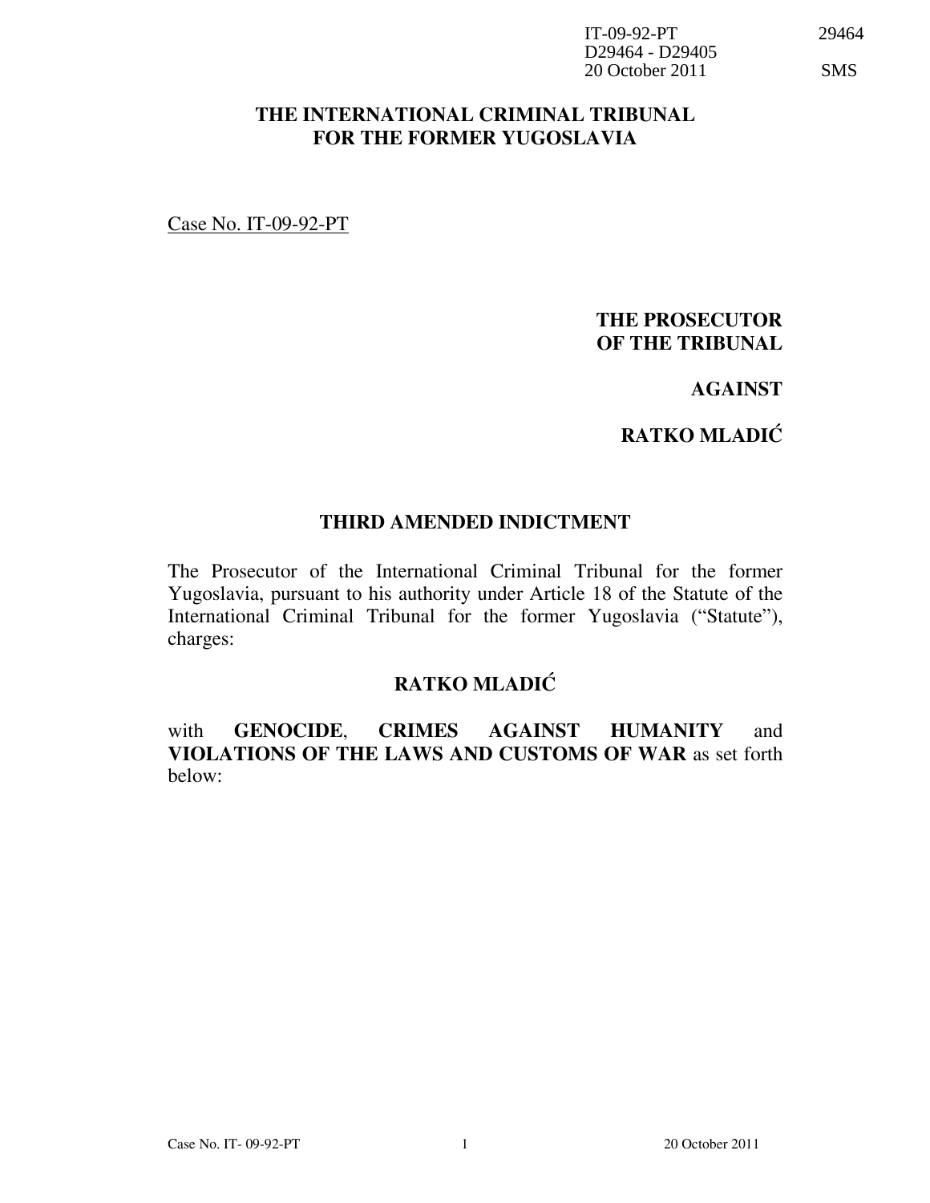IT-09-92-PT 29464
D29464 - D29405
20 October 2011 SMS

# THE INTERNATIONAL CRIMINAL TRIBUNAL FOR THE FORMER YUGOSLAVIA

Case No. IT-09-92-PT

**THE PROSECUTOR OF THE TRIBUNAL**

**AGAINST**

**RATKO MLADIĆ**

## THIRD AMENDED INDICTMENT

The Prosecutor of the International Criminal Tribunal for the former Yugoslavia, pursuant to his authority under Article 18 of the Statute of the International Criminal Tribunal for the former Yugoslavia ("Statute"), charges:

**RATKO MLADIĆ**

with **GENOCIDE**, **CRIMES AGAINST HUMANITY** and **VIOLATIONS OF THE LAWS AND CUSTOMS OF WAR** as set forth below: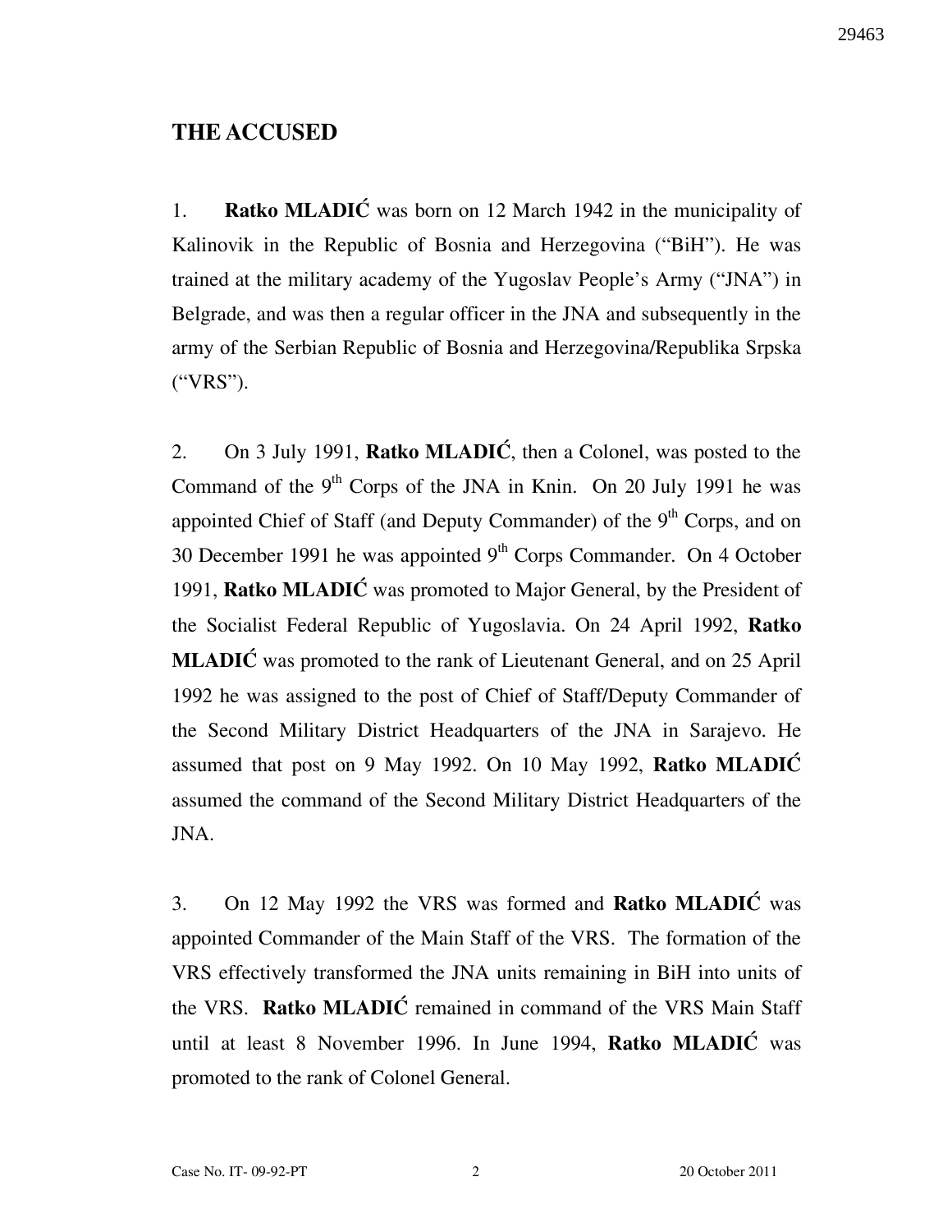## THE ACCUSED

1. **Ratko MLADIĆ** was born on 12 March 1942 in the municipality of Kalinovik in the Republic of Bosnia and Herzegovina ("BiH"). He was trained at the military academy of the Yugoslav People's Army ("JNA") in Belgrade, and was then a regular officer in the JNA and subsequently in the army of the Serbian Republic of Bosnia and Herzegovina/Republika Srpska ("VRS").

2. On 3 July 1991, **Ratko MLADIĆ**, then a Colonel, was posted to the Command of the 9th Corps of the JNA in Knin. On 20 July 1991 he was appointed Chief of Staff (and Deputy Commander) of the 9th Corps, and on 30 December 1991 he was appointed 9th Corps Commander. On 4 October 1991, **Ratko MLADIĆ** was promoted to Major General, by the President of the Socialist Federal Republic of Yugoslavia. On 24 April 1992, **Ratko MLADIĆ** was promoted to the rank of Lieutenant General, and on 25 April 1992 he was assigned to the post of Chief of Staff/Deputy Commander of the Second Military District Headquarters of the JNA in Sarajevo. He assumed that post on 9 May 1992. On 10 May 1992, **Ratko MLADIĆ** assumed the command of the Second Military District Headquarters of the JNA.

3. On 12 May 1992 the VRS was formed and **Ratko MLADIĆ** was appointed Commander of the Main Staff of the VRS. The formation of the VRS effectively transformed the JNA units remaining in BiH into units of the VRS. **Ratko MLADIĆ** remained in command of the VRS Main Staff until at least 8 November 1996. In June 1994, **Ratko MLADIĆ** was promoted to the rank of Colonel General.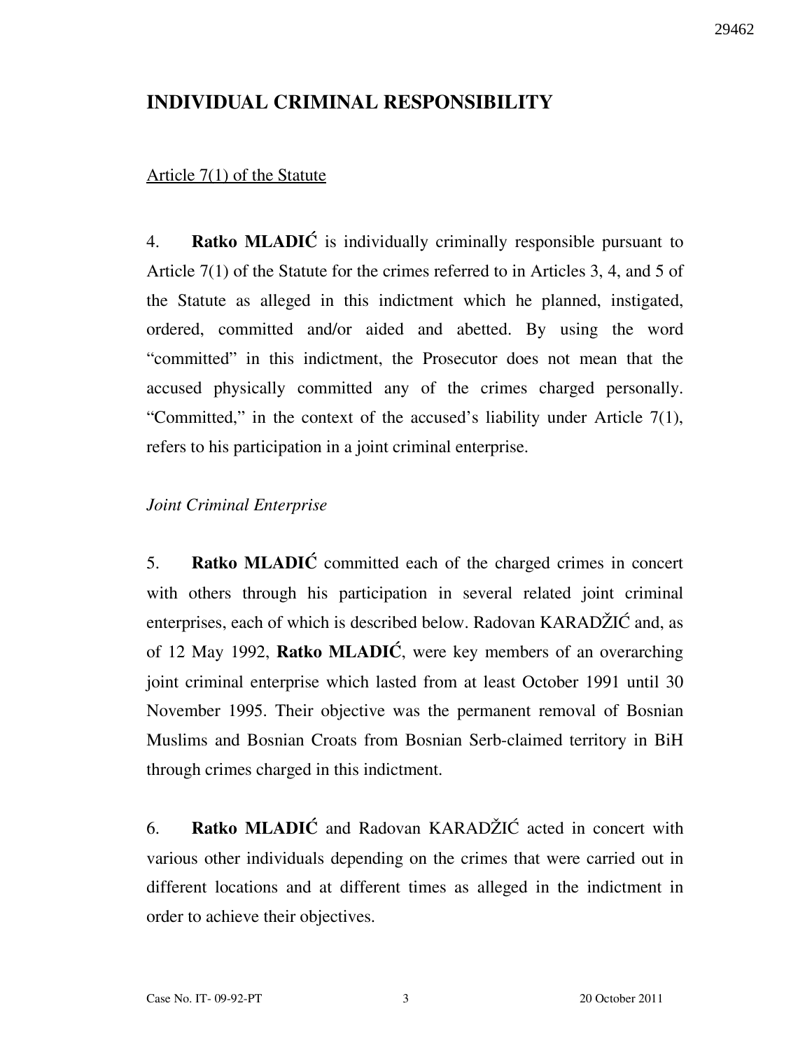## INDIVIDUAL CRIMINAL RESPONSIBILITY

Article 7(1) of the Statute

4. **Ratko MLADIĆ** is individually criminally responsible pursuant to Article 7(1) of the Statute for the crimes referred to in Articles 3, 4, and 5 of the Statute as alleged in this indictment which he planned, instigated, ordered, committed and/or aided and abetted. By using the word "committed" in this indictment, the Prosecutor does not mean that the accused physically committed any of the crimes charged personally. "Committed," in the context of the accused's liability under Article 7(1), refers to his participation in a joint criminal enterprise.

*Joint Criminal Enterprise*

5. **Ratko MLADIĆ** committed each of the charged crimes in concert with others through his participation in several related joint criminal enterprises, each of which is described below. Radovan KARADŽIĆ and, as of 12 May 1992, **Ratko MLADIĆ**, were key members of an overarching joint criminal enterprise which lasted from at least October 1991 until 30 November 1995. Their objective was the permanent removal of Bosnian Muslims and Bosnian Croats from Bosnian Serb-claimed territory in BiH through crimes charged in this indictment.

6. **Ratko MLADIĆ** and Radovan KARADŽIĆ acted in concert with various other individuals depending on the crimes that were carried out in different locations and at different times as alleged in the indictment in order to achieve their objectives.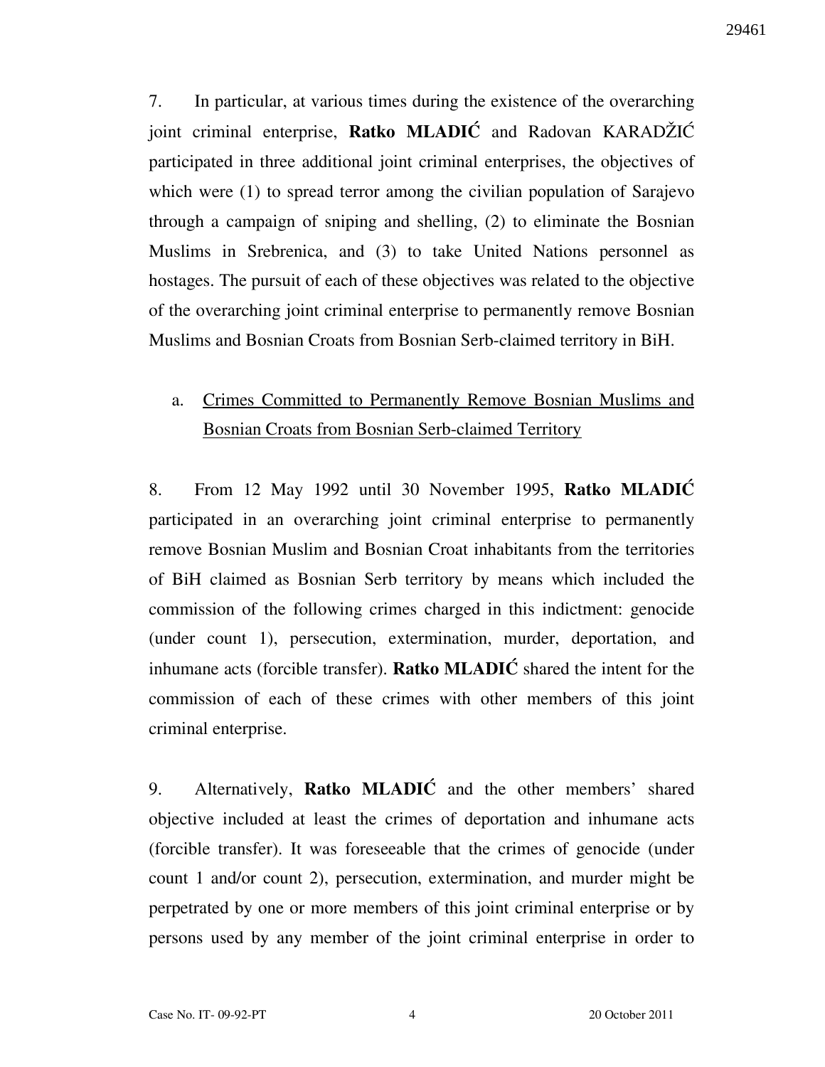7. In particular, at various times during the existence of the overarching joint criminal enterprise, **Ratko MLADIĆ** and Radovan KARADŽIĆ participated in three additional joint criminal enterprises, the objectives of which were (1) to spread terror among the civilian population of Sarajevo through a campaign of sniping and shelling, (2) to eliminate the Bosnian Muslims in Srebrenica, and (3) to take United Nations personnel as hostages. The pursuit of each of these objectives was related to the objective of the overarching joint criminal enterprise to permanently remove Bosnian Muslims and Bosnian Croats from Bosnian Serb-claimed territory in BiH.

a. <u>Crimes Committed to Permanently Remove Bosnian Muslims and Bosnian Croats from Bosnian Serb-claimed Territory</u>

8. From 12 May 1992 until 30 November 1995, **Ratko MLADIĆ** participated in an overarching joint criminal enterprise to permanently remove Bosnian Muslim and Bosnian Croat inhabitants from the territories of BiH claimed as Bosnian Serb territory by means which included the commission of the following crimes charged in this indictment: genocide (under count 1), persecution, extermination, murder, deportation, and inhumane acts (forcible transfer). **Ratko MLADIĆ** shared the intent for the commission of each of these crimes with other members of this joint criminal enterprise.

9. Alternatively, **Ratko MLADIĆ** and the other members' shared objective included at least the crimes of deportation and inhumane acts (forcible transfer). It was foreseeable that the crimes of genocide (under count 1 and/or count 2), persecution, extermination, and murder might be perpetrated by one or more members of this joint criminal enterprise or by persons used by any member of the joint criminal enterprise in order to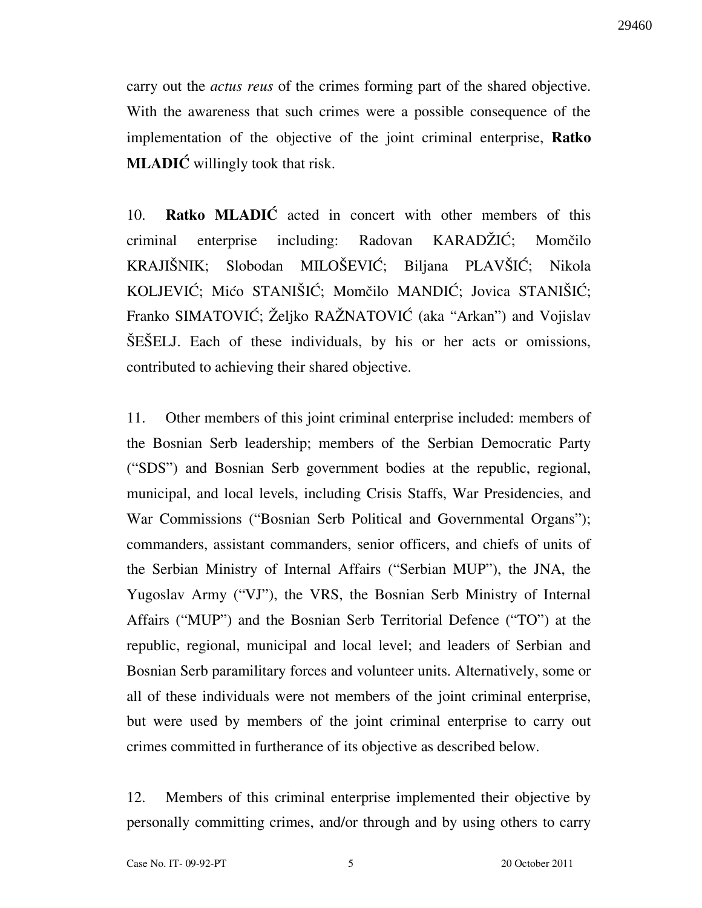carry out the *actus reus* of the crimes forming part of the shared objective. With the awareness that such crimes were a possible consequence of the implementation of the objective of the joint criminal enterprise, **Ratko MLADIĆ** willingly took that risk.

10. **Ratko MLADIĆ** acted in concert with other members of this criminal enterprise including: Radovan KARADŽIĆ; Momčilo KRAJIŠNIK; Slobodan MILOŠEVIĆ; Biljana PLAVŠIĆ; Nikola KOLJEVIĆ; Mićo STANIŠIĆ; Momčilo MANDIĆ; Jovica STANIŠIĆ; Franko SIMATOVIĆ; Željko RAŽNATOVIĆ (aka "Arkan") and Vojislav ŠEŠELJ. Each of these individuals, by his or her acts or omissions, contributed to achieving their shared objective.

11. Other members of this joint criminal enterprise included: members of the Bosnian Serb leadership; members of the Serbian Democratic Party ("SDS") and Bosnian Serb government bodies at the republic, regional, municipal, and local levels, including Crisis Staffs, War Presidencies, and War Commissions ("Bosnian Serb Political and Governmental Organs"); commanders, assistant commanders, senior officers, and chiefs of units of the Serbian Ministry of Internal Affairs ("Serbian MUP"), the JNA, the Yugoslav Army ("VJ"), the VRS, the Bosnian Serb Ministry of Internal Affairs ("MUP") and the Bosnian Serb Territorial Defence ("TO") at the republic, regional, municipal and local level; and leaders of Serbian and Bosnian Serb paramilitary forces and volunteer units. Alternatively, some or all of these individuals were not members of the joint criminal enterprise, but were used by members of the joint criminal enterprise to carry out crimes committed in furtherance of its objective as described below.

12. Members of this criminal enterprise implemented their objective by personally committing crimes, and/or through and by using others to carry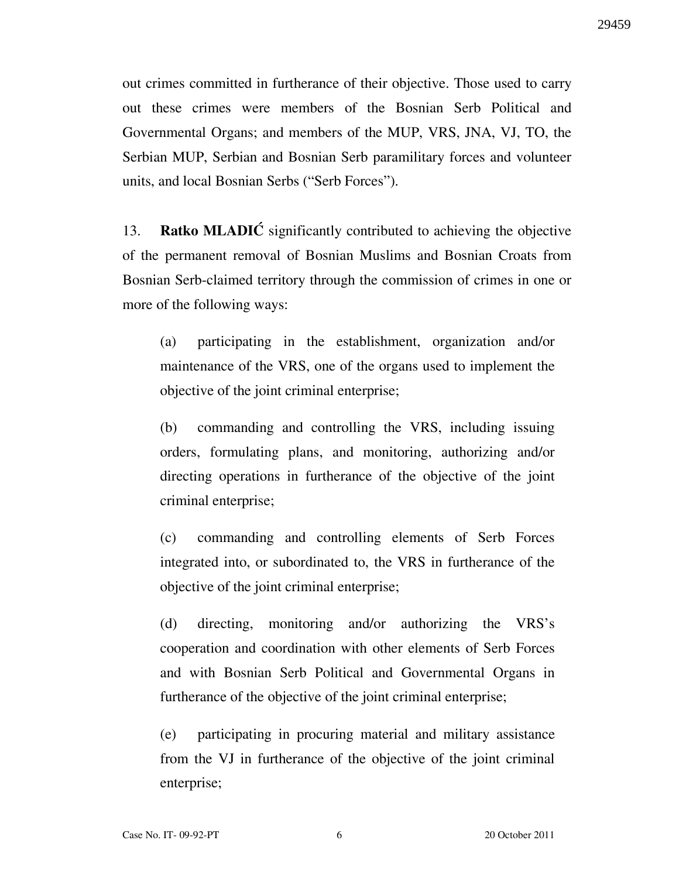out crimes committed in furtherance of their objective. Those used to carry out these crimes were members of the Bosnian Serb Political and Governmental Organs; and members of the MUP, VRS, JNA, VJ, TO, the Serbian MUP, Serbian and Bosnian Serb paramilitary forces and volunteer units, and local Bosnian Serbs ("Serb Forces").

13. **Ratko MLADIĆ** significantly contributed to achieving the objective of the permanent removal of Bosnian Muslims and Bosnian Croats from Bosnian Serb-claimed territory through the commission of crimes in one or more of the following ways:

(a) participating in the establishment, organization and/or maintenance of the VRS, one of the organs used to implement the objective of the joint criminal enterprise;

(b) commanding and controlling the VRS, including issuing orders, formulating plans, and monitoring, authorizing and/or directing operations in furtherance of the objective of the joint criminal enterprise;

(c) commanding and controlling elements of Serb Forces integrated into, or subordinated to, the VRS in furtherance of the objective of the joint criminal enterprise;

(d) directing, monitoring and/or authorizing the VRS's cooperation and coordination with other elements of Serb Forces and with Bosnian Serb Political and Governmental Organs in furtherance of the objective of the joint criminal enterprise;

(e) participating in procuring material and military assistance from the VJ in furtherance of the objective of the joint criminal enterprise;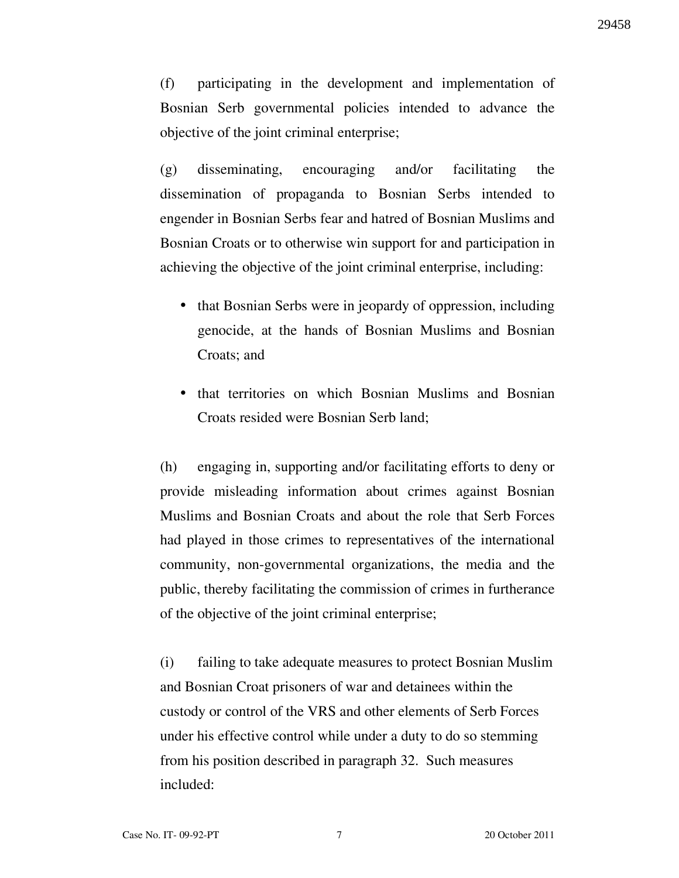(f) participating in the development and implementation of Bosnian Serb governmental policies intended to advance the objective of the joint criminal enterprise;

(g) disseminating, encouraging and/or facilitating the dissemination of propaganda to Bosnian Serbs intended to engender in Bosnian Serbs fear and hatred of Bosnian Muslims and Bosnian Croats or to otherwise win support for and participation in achieving the objective of the joint criminal enterprise, including:

- that Bosnian Serbs were in jeopardy of oppression, including genocide, at the hands of Bosnian Muslims and Bosnian Croats; and
- that territories on which Bosnian Muslims and Bosnian Croats resided were Bosnian Serb land;

(h) engaging in, supporting and/or facilitating efforts to deny or provide misleading information about crimes against Bosnian Muslims and Bosnian Croats and about the role that Serb Forces had played in those crimes to representatives of the international community, non-governmental organizations, the media and the public, thereby facilitating the commission of crimes in furtherance of the objective of the joint criminal enterprise;

(i) failing to take adequate measures to protect Bosnian Muslim and Bosnian Croat prisoners of war and detainees within the custody or control of the VRS and other elements of Serb Forces under his effective control while under a duty to do so stemming from his position described in paragraph 32. Such measures included: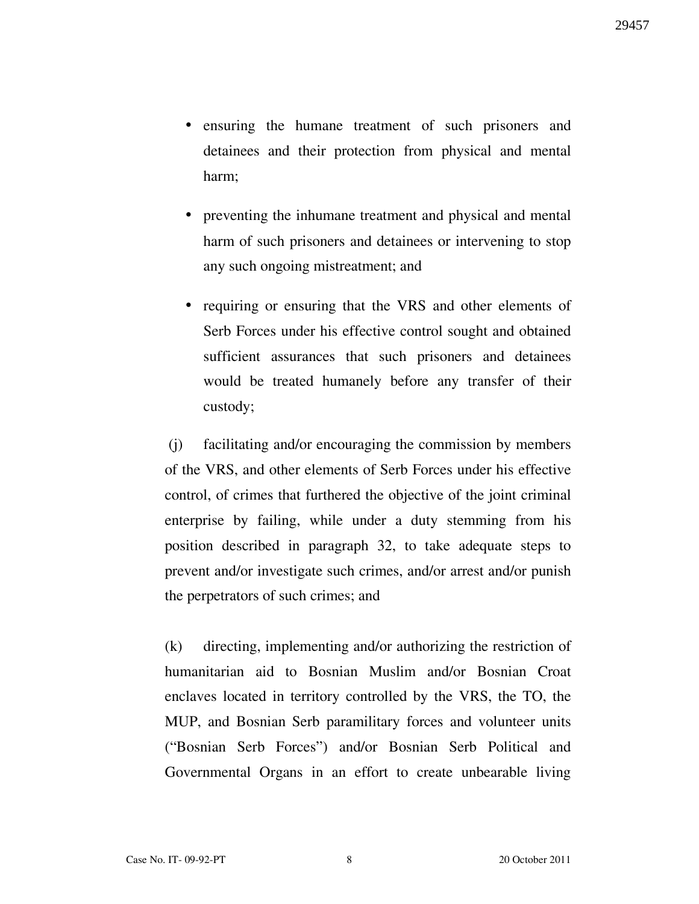- ensuring the humane treatment of such prisoners and detainees and their protection from physical and mental harm;
- preventing the inhumane treatment and physical and mental harm of such prisoners and detainees or intervening to stop any such ongoing mistreatment; and
- requiring or ensuring that the VRS and other elements of Serb Forces under his effective control sought and obtained sufficient assurances that such prisoners and detainees would be treated humanely before any transfer of their custody;

(j) facilitating and/or encouraging the commission by members of the VRS, and other elements of Serb Forces under his effective control, of crimes that furthered the objective of the joint criminal enterprise by failing, while under a duty stemming from his position described in paragraph 32, to take adequate steps to prevent and/or investigate such crimes, and/or arrest and/or punish the perpetrators of such crimes; and

(k) directing, implementing and/or authorizing the restriction of humanitarian aid to Bosnian Muslim and/or Bosnian Croat enclaves located in territory controlled by the VRS, the TO, the MUP, and Bosnian Serb paramilitary forces and volunteer units ("Bosnian Serb Forces") and/or Bosnian Serb Political and Governmental Organs in an effort to create unbearable living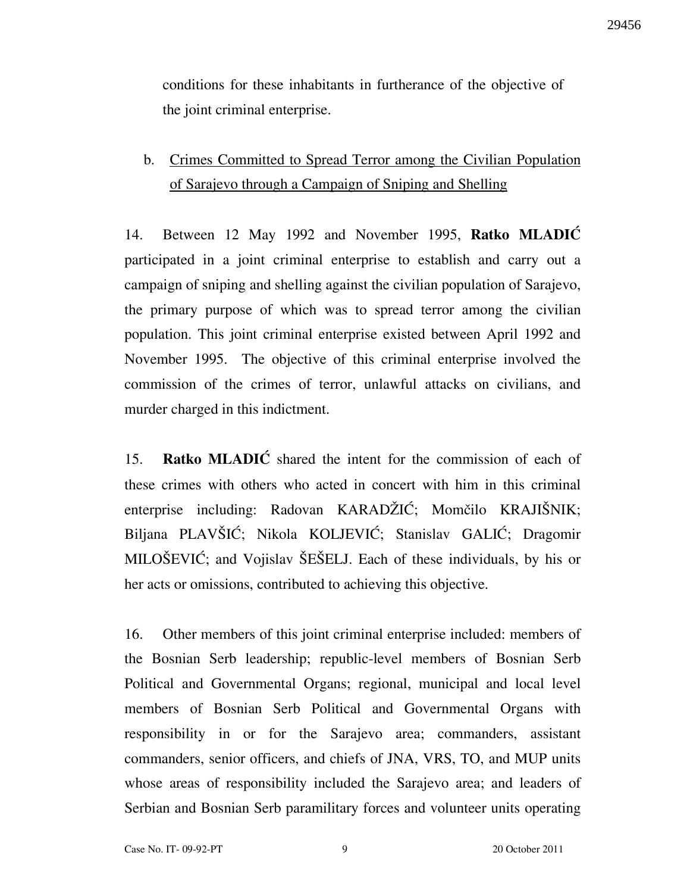conditions for these inhabitants in furtherance of the objective of the joint criminal enterprise.

b. Crimes Committed to Spread Terror among the Civilian Population of Sarajevo through a Campaign of Sniping and Shelling

14. Between 12 May 1992 and November 1995, **Ratko MLADIĆ** participated in a joint criminal enterprise to establish and carry out a campaign of sniping and shelling against the civilian population of Sarajevo, the primary purpose of which was to spread terror among the civilian population. This joint criminal enterprise existed between April 1992 and November 1995. The objective of this criminal enterprise involved the commission of the crimes of terror, unlawful attacks on civilians, and murder charged in this indictment.

15. **Ratko MLADIĆ** shared the intent for the commission of each of these crimes with others who acted in concert with him in this criminal enterprise including: Radovan KARADŽIĆ; Momčilo KRAJIŠNIK; Biljana PLAVŠIĆ; Nikola KOLJEVIĆ; Stanislav GALIĆ; Dragomir MILOŠEVIĆ; and Vojislav ŠEŠELJ. Each of these individuals, by his or her acts or omissions, contributed to achieving this objective.

16. Other members of this joint criminal enterprise included: members of the Bosnian Serb leadership; republic-level members of Bosnian Serb Political and Governmental Organs; regional, municipal and local level members of Bosnian Serb Political and Governmental Organs with responsibility in or for the Sarajevo area; commanders, assistant commanders, senior officers, and chiefs of JNA, VRS, TO, and MUP units whose areas of responsibility included the Sarajevo area; and leaders of Serbian and Bosnian Serb paramilitary forces and volunteer units operating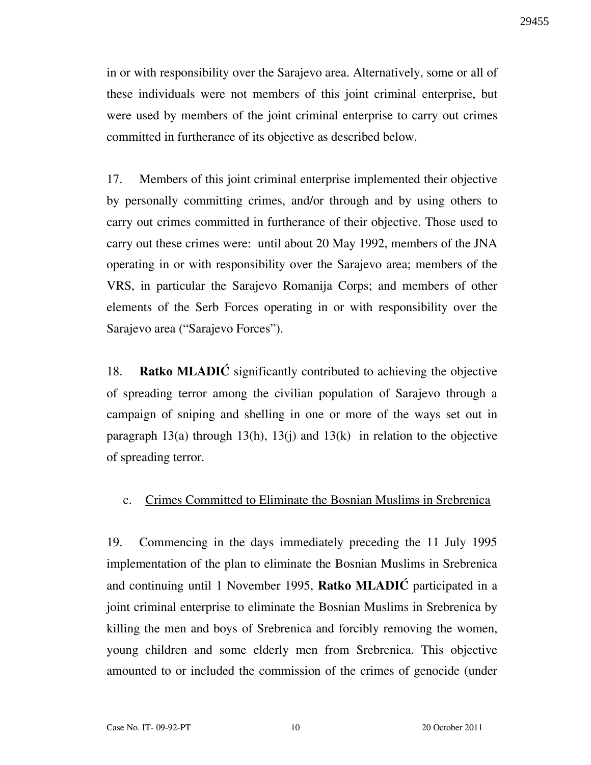in or with responsibility over the Sarajevo area. Alternatively, some or all of these individuals were not members of this joint criminal enterprise, but were used by members of the joint criminal enterprise to carry out crimes committed in furtherance of its objective as described below.

17. Members of this joint criminal enterprise implemented their objective by personally committing crimes, and/or through and by using others to carry out crimes committed in furtherance of their objective. Those used to carry out these crimes were: until about 20 May 1992, members of the JNA operating in or with responsibility over the Sarajevo area; members of the VRS, in particular the Sarajevo Romanija Corps; and members of other elements of the Serb Forces operating in or with responsibility over the Sarajevo area ("Sarajevo Forces").

18. **Ratko MLADIĆ** significantly contributed to achieving the objective of spreading terror among the civilian population of Sarajevo through a campaign of sniping and shelling in one or more of the ways set out in paragraph 13(a) through 13(h), 13(j) and 13(k) in relation to the objective of spreading terror.

c. Crimes Committed to Eliminate the Bosnian Muslims in Srebrenica

19. Commencing in the days immediately preceding the 11 July 1995 implementation of the plan to eliminate the Bosnian Muslims in Srebrenica and continuing until 1 November 1995, **Ratko MLADIĆ** participated in a joint criminal enterprise to eliminate the Bosnian Muslims in Srebrenica by killing the men and boys of Srebrenica and forcibly removing the women, young children and some elderly men from Srebrenica. This objective amounted to or included the commission of the crimes of genocide (under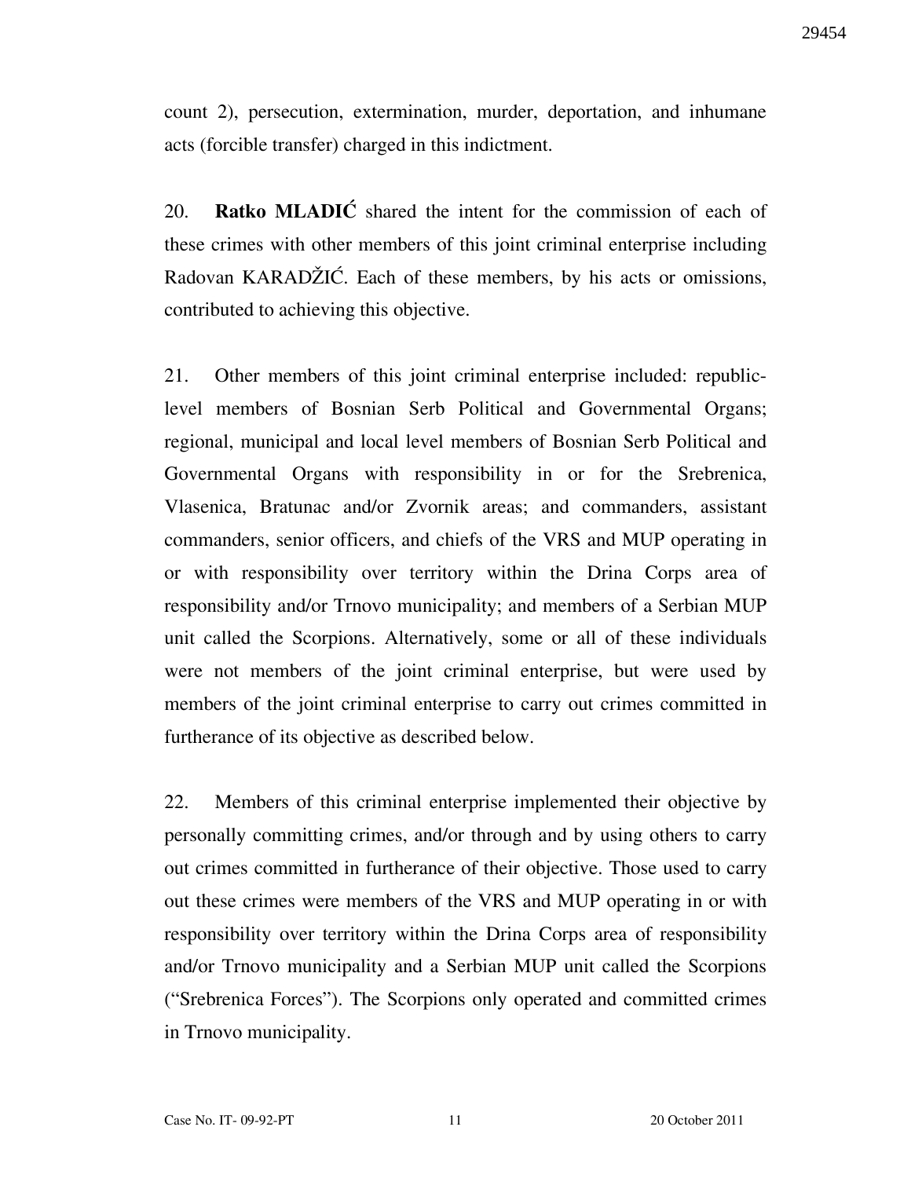count 2), persecution, extermination, murder, deportation, and inhumane acts (forcible transfer) charged in this indictment.

20. **Ratko MLADIĆ** shared the intent for the commission of each of these crimes with other members of this joint criminal enterprise including Radovan KARADŽIĆ. Each of these members, by his acts or omissions, contributed to achieving this objective.

21. Other members of this joint criminal enterprise included: republic-level members of Bosnian Serb Political and Governmental Organs; regional, municipal and local level members of Bosnian Serb Political and Governmental Organs with responsibility in or for the Srebrenica, Vlasenica, Bratunac and/or Zvornik areas; and commanders, assistant commanders, senior officers, and chiefs of the VRS and MUP operating in or with responsibility over territory within the Drina Corps area of responsibility and/or Trnovo municipality; and members of a Serbian MUP unit called the Scorpions. Alternatively, some or all of these individuals were not members of the joint criminal enterprise, but were used by members of the joint criminal enterprise to carry out crimes committed in furtherance of its objective as described below.

22. Members of this criminal enterprise implemented their objective by personally committing crimes, and/or through and by using others to carry out crimes committed in furtherance of their objective. Those used to carry out these crimes were members of the VRS and MUP operating in or with responsibility over territory within the Drina Corps area of responsibility and/or Trnovo municipality and a Serbian MUP unit called the Scorpions ("Srebrenica Forces"). The Scorpions only operated and committed crimes in Trnovo municipality.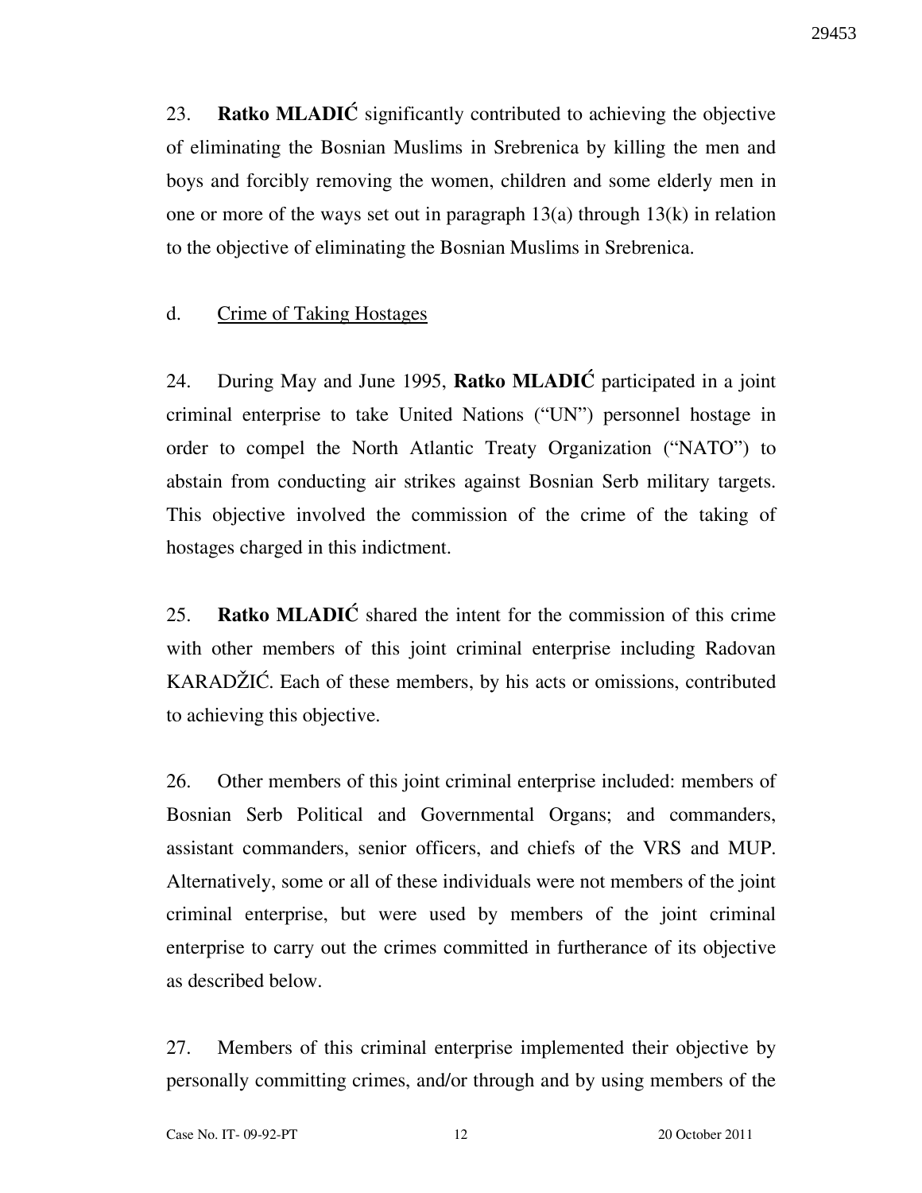23. **Ratko MLADIĆ** significantly contributed to achieving the objective of eliminating the Bosnian Muslims in Srebrenica by killing the men and boys and forcibly removing the women, children and some elderly men in one or more of the ways set out in paragraph 13(a) through 13(k) in relation to the objective of eliminating the Bosnian Muslims in Srebrenica.

d. Crime of Taking Hostages

24. During May and June 1995, **Ratko MLADIĆ** participated in a joint criminal enterprise to take United Nations ("UN") personnel hostage in order to compel the North Atlantic Treaty Organization ("NATO") to abstain from conducting air strikes against Bosnian Serb military targets. This objective involved the commission of the crime of the taking of hostages charged in this indictment.

25. **Ratko MLADIĆ** shared the intent for the commission of this crime with other members of this joint criminal enterprise including Radovan KARADŽIĆ. Each of these members, by his acts or omissions, contributed to achieving this objective.

26. Other members of this joint criminal enterprise included: members of Bosnian Serb Political and Governmental Organs; and commanders, assistant commanders, senior officers, and chiefs of the VRS and MUP. Alternatively, some or all of these individuals were not members of the joint criminal enterprise, but were used by members of the joint criminal enterprise to carry out the crimes committed in furtherance of its objective as described below.

27. Members of this criminal enterprise implemented their objective by personally committing crimes, and/or through and by using members of the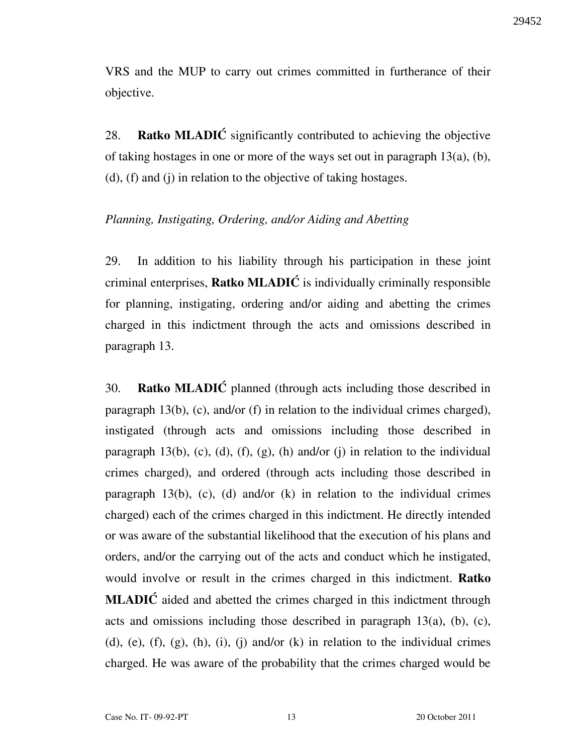VRS and the MUP to carry out crimes committed in furtherance of their objective.

28. **Ratko MLADIĆ** significantly contributed to achieving the objective of taking hostages in one or more of the ways set out in paragraph 13(a), (b), (d), (f) and (j) in relation to the objective of taking hostages.

*Planning, Instigating, Ordering, and/or Aiding and Abetting*

29. In addition to his liability through his participation in these joint criminal enterprises, **Ratko MLADIĆ** is individually criminally responsible for planning, instigating, ordering and/or aiding and abetting the crimes charged in this indictment through the acts and omissions described in paragraph 13.

30. **Ratko MLADIĆ** planned (through acts including those described in paragraph 13(b), (c), and/or (f) in relation to the individual crimes charged), instigated (through acts and omissions including those described in paragraph 13(b), (c), (d), (f), (g), (h) and/or (j) in relation to the individual crimes charged), and ordered (through acts including those described in paragraph 13(b), (c), (d) and/or (k) in relation to the individual crimes charged) each of the crimes charged in this indictment. He directly intended or was aware of the substantial likelihood that the execution of his plans and orders, and/or the carrying out of the acts and conduct which he instigated, would involve or result in the crimes charged in this indictment. **Ratko MLADIĆ** aided and abetted the crimes charged in this indictment through acts and omissions including those described in paragraph 13(a), (b), (c), (d), (e), (f), (g), (h), (i), (j) and/or (k) in relation to the individual crimes charged. He was aware of the probability that the crimes charged would be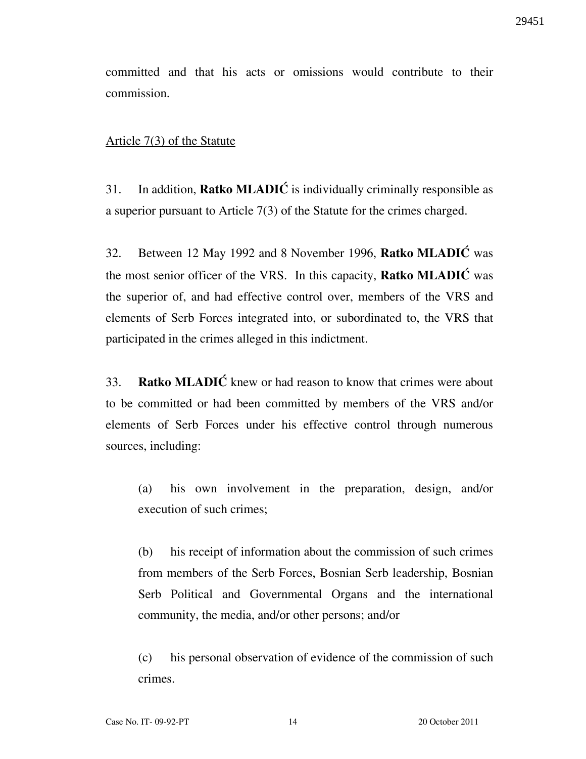committed and that his acts or omissions would contribute to their commission.

Article 7(3) of the Statute

31. In addition, **Ratko MLADIĆ** is individually criminally responsible as a superior pursuant to Article 7(3) of the Statute for the crimes charged.

32. Between 12 May 1992 and 8 November 1996, **Ratko MLADIĆ** was the most senior officer of the VRS. In this capacity, **Ratko MLADIĆ** was the superior of, and had effective control over, members of the VRS and elements of Serb Forces integrated into, or subordinated to, the VRS that participated in the crimes alleged in this indictment.

33. **Ratko MLADIĆ** knew or had reason to know that crimes were about to be committed or had been committed by members of the VRS and/or elements of Serb Forces under his effective control through numerous sources, including:

(a) his own involvement in the preparation, design, and/or execution of such crimes;

(b) his receipt of information about the commission of such crimes from members of the Serb Forces, Bosnian Serb leadership, Bosnian Serb Political and Governmental Organs and the international community, the media, and/or other persons; and/or

(c) his personal observation of evidence of the commission of such crimes.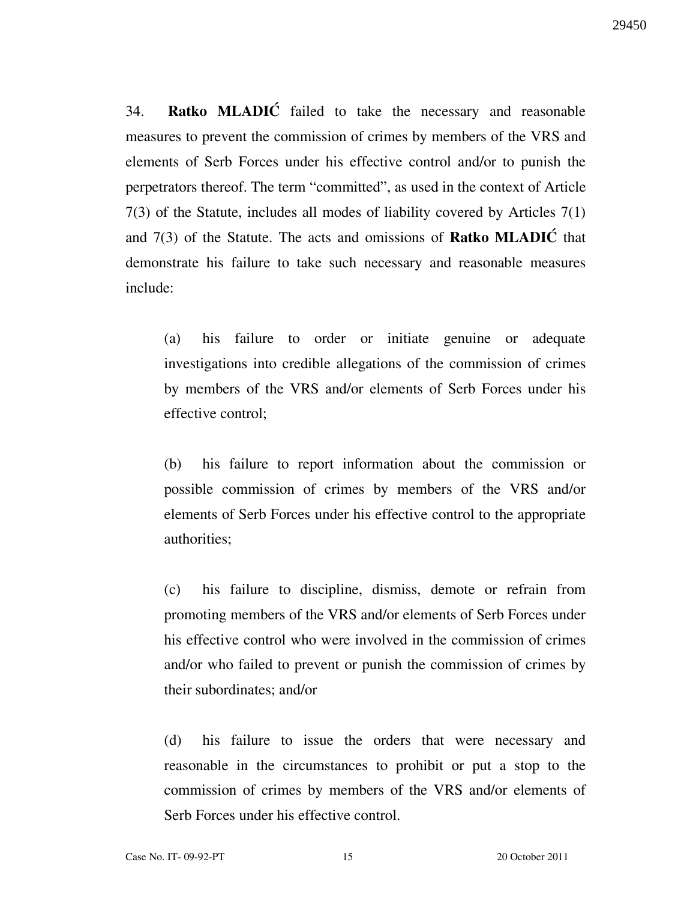34. **Ratko MLADIĆ** failed to take the necessary and reasonable measures to prevent the commission of crimes by members of the VRS and elements of Serb Forces under his effective control and/or to punish the perpetrators thereof. The term "committed", as used in the context of Article 7(3) of the Statute, includes all modes of liability covered by Articles 7(1) and 7(3) of the Statute. The acts and omissions of **Ratko MLADIĆ** that demonstrate his failure to take such necessary and reasonable measures include:

(a) his failure to order or initiate genuine or adequate investigations into credible allegations of the commission of crimes by members of the VRS and/or elements of Serb Forces under his effective control;

(b) his failure to report information about the commission or possible commission of crimes by members of the VRS and/or elements of Serb Forces under his effective control to the appropriate authorities;

(c) his failure to discipline, dismiss, demote or refrain from promoting members of the VRS and/or elements of Serb Forces under his effective control who were involved in the commission of crimes and/or who failed to prevent or punish the commission of crimes by their subordinates; and/or

(d) his failure to issue the orders that were necessary and reasonable in the circumstances to prohibit or put a stop to the commission of crimes by members of the VRS and/or elements of Serb Forces under his effective control.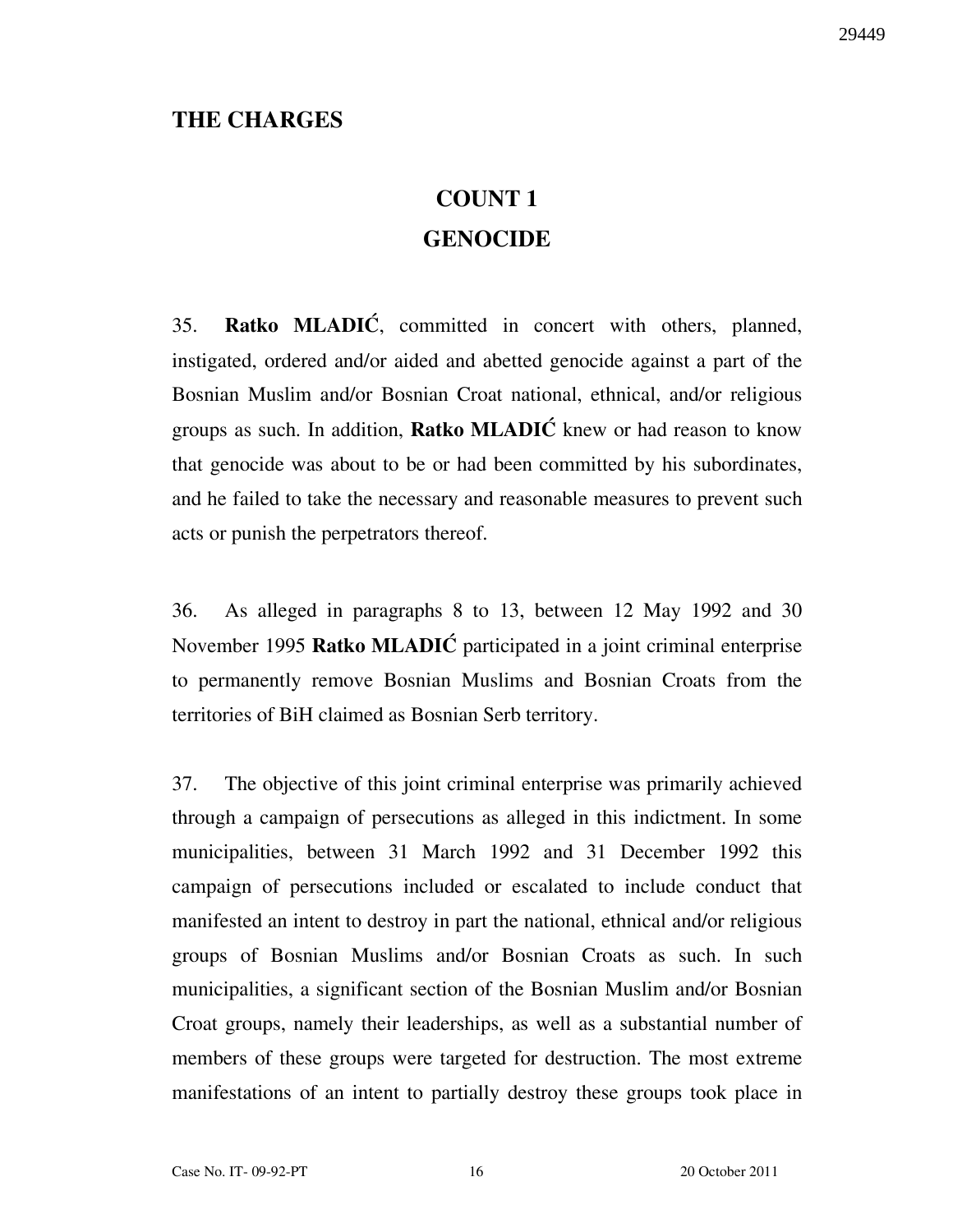## THE CHARGES

### COUNT 1
### GENOCIDE

35. **Ratko MLADIĆ**, committed in concert with others, planned, instigated, ordered and/or aided and abetted genocide against a part of the Bosnian Muslim and/or Bosnian Croat national, ethnical, and/or religious groups as such. In addition, **Ratko MLADIĆ** knew or had reason to know that genocide was about to be or had been committed by his subordinates, and he failed to take the necessary and reasonable measures to prevent such acts or punish the perpetrators thereof.

36. As alleged in paragraphs 8 to 13, between 12 May 1992 and 30 November 1995 **Ratko MLADIĆ** participated in a joint criminal enterprise to permanently remove Bosnian Muslims and Bosnian Croats from the territories of BiH claimed as Bosnian Serb territory.

37. The objective of this joint criminal enterprise was primarily achieved through a campaign of persecutions as alleged in this indictment. In some municipalities, between 31 March 1992 and 31 December 1992 this campaign of persecutions included or escalated to include conduct that manifested an intent to destroy in part the national, ethnical and/or religious groups of Bosnian Muslims and/or Bosnian Croats as such. In such municipalities, a significant section of the Bosnian Muslim and/or Bosnian Croat groups, namely their leaderships, as well as a substantial number of members of these groups were targeted for destruction. The most extreme manifestations of an intent to partially destroy these groups took place in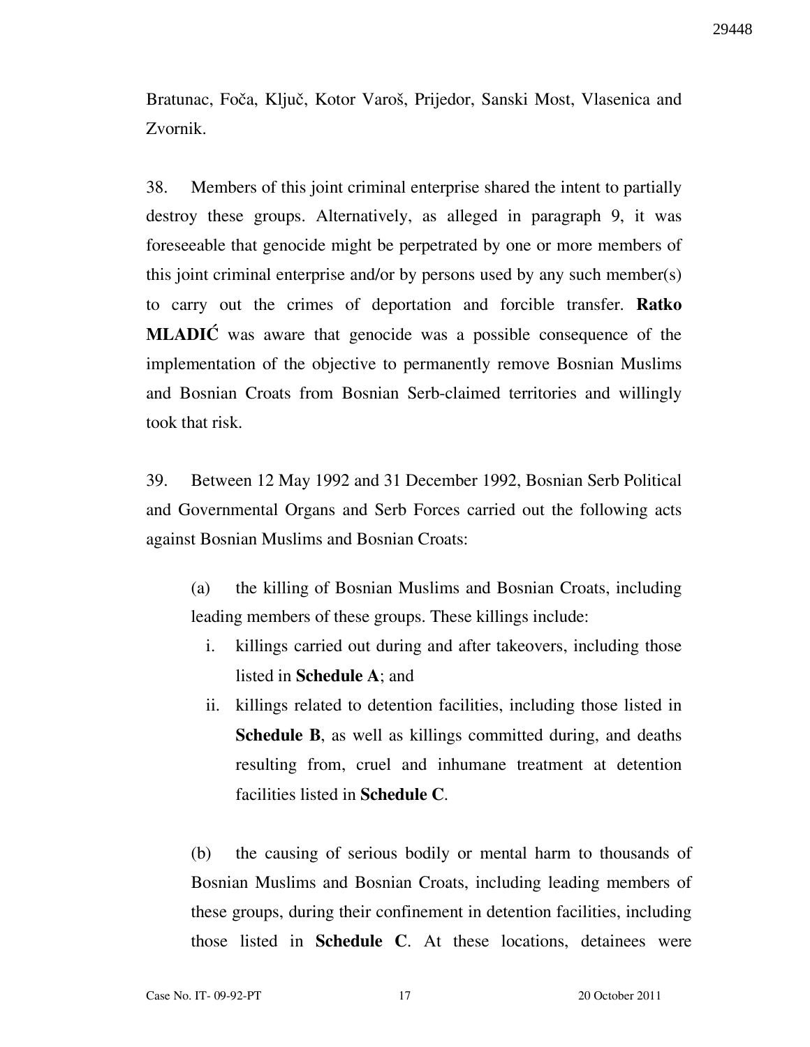Bratunac, Foča, Ključ, Kotor Varoš, Prijedor, Sanski Most, Vlasenica and Zvornik.

38. Members of this joint criminal enterprise shared the intent to partially destroy these groups. Alternatively, as alleged in paragraph 9, it was foreseeable that genocide might be perpetrated by one or more members of this joint criminal enterprise and/or by persons used by any such member(s) to carry out the crimes of deportation and forcible transfer. **Ratko MLADIĆ** was aware that genocide was a possible consequence of the implementation of the objective to permanently remove Bosnian Muslims and Bosnian Croats from Bosnian Serb-claimed territories and willingly took that risk.

39. Between 12 May 1992 and 31 December 1992, Bosnian Serb Political and Governmental Organs and Serb Forces carried out the following acts against Bosnian Muslims and Bosnian Croats:

(a) the killing of Bosnian Muslims and Bosnian Croats, including leading members of these groups. These killings include:

i. killings carried out during and after takeovers, including those listed in **Schedule A**; and

ii. killings related to detention facilities, including those listed in **Schedule B**, as well as killings committed during, and deaths resulting from, cruel and inhumane treatment at detention facilities listed in **Schedule C**.

(b) the causing of serious bodily or mental harm to thousands of Bosnian Muslims and Bosnian Croats, including leading members of these groups, during their confinement in detention facilities, including those listed in **Schedule C**. At these locations, detainees were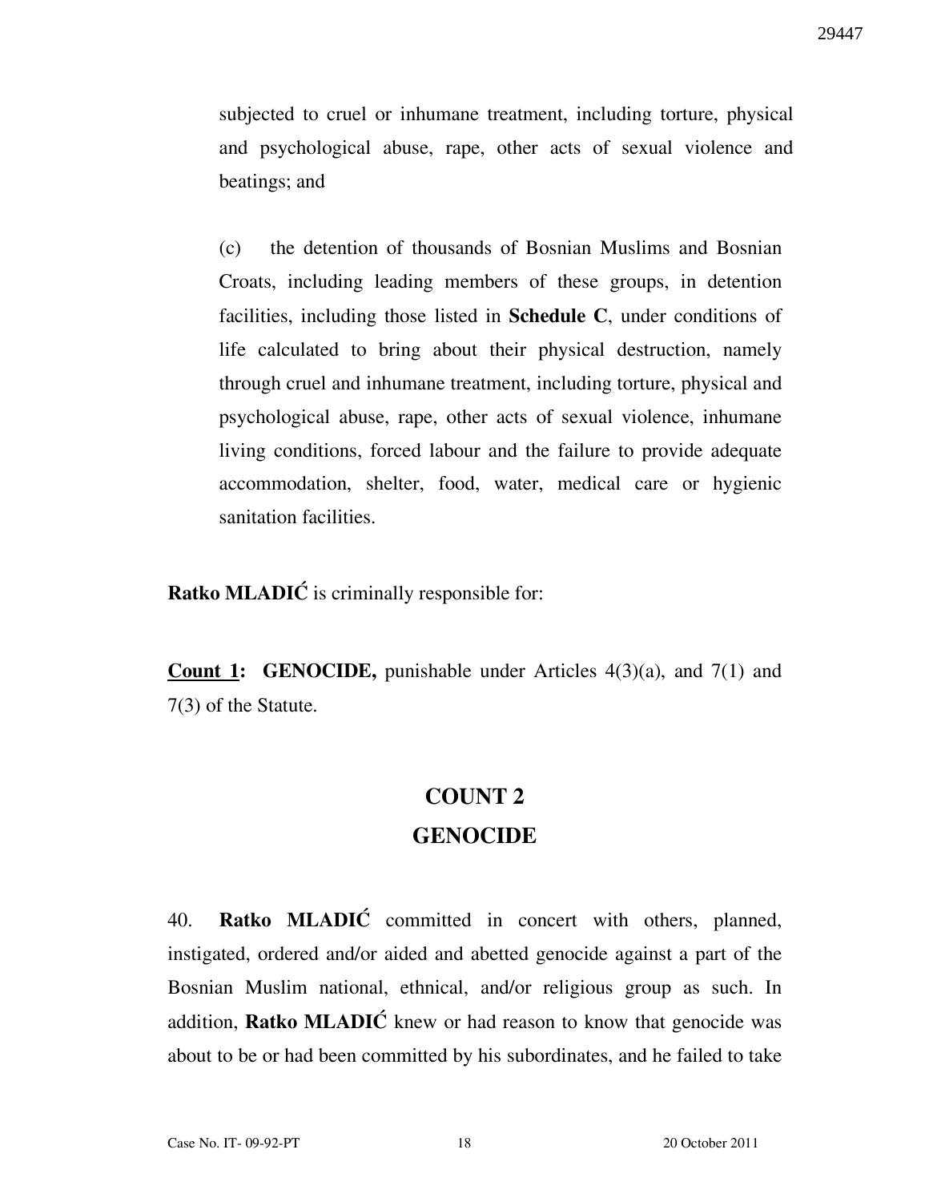subjected to cruel or inhumane treatment, including torture, physical and psychological abuse, rape, other acts of sexual violence and beatings; and

(c) the detention of thousands of Bosnian Muslims and Bosnian Croats, including leading members of these groups, in detention facilities, including those listed in **Schedule C**, under conditions of life calculated to bring about their physical destruction, namely through cruel and inhumane treatment, including torture, physical and psychological abuse, rape, other acts of sexual violence, inhumane living conditions, forced labour and the failure to provide adequate accommodation, shelter, food, water, medical care or hygienic sanitation facilities.

**Ratko MLADIĆ** is criminally responsible for:

**Count 1: GENOCIDE,** punishable under Articles 4(3)(a), and 7(1) and 7(3) of the Statute.

## COUNT 2
## GENOCIDE

40. **Ratko MLADIĆ** committed in concert with others, planned, instigated, ordered and/or aided and abetted genocide against a part of the Bosnian Muslim national, ethnical, and/or religious group as such. In addition, **Ratko MLADIĆ** knew or had reason to know that genocide was about to be or had been committed by his subordinates, and he failed to take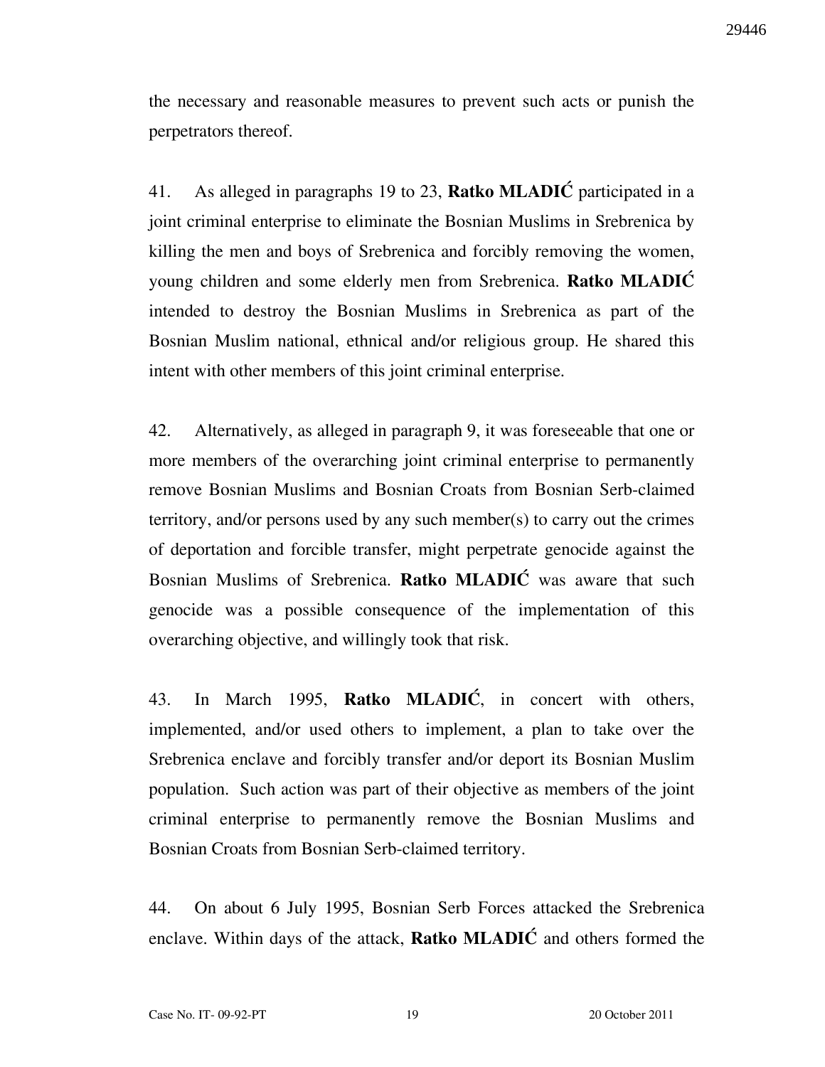the necessary and reasonable measures to prevent such acts or punish the perpetrators thereof.

41. As alleged in paragraphs 19 to 23, **Ratko MLADIĆ** participated in a joint criminal enterprise to eliminate the Bosnian Muslims in Srebrenica by killing the men and boys of Srebrenica and forcibly removing the women, young children and some elderly men from Srebrenica. **Ratko MLADIĆ** intended to destroy the Bosnian Muslims in Srebrenica as part of the Bosnian Muslim national, ethnical and/or religious group. He shared this intent with other members of this joint criminal enterprise.

42. Alternatively, as alleged in paragraph 9, it was foreseeable that one or more members of the overarching joint criminal enterprise to permanently remove Bosnian Muslims and Bosnian Croats from Bosnian Serb-claimed territory, and/or persons used by any such member(s) to carry out the crimes of deportation and forcible transfer, might perpetrate genocide against the Bosnian Muslims of Srebrenica. **Ratko MLADIĆ** was aware that such genocide was a possible consequence of the implementation of this overarching objective, and willingly took that risk.

43. In March 1995, **Ratko MLADIĆ**, in concert with others, implemented, and/or used others to implement, a plan to take over the Srebrenica enclave and forcibly transfer and/or deport its Bosnian Muslim population. Such action was part of their objective as members of the joint criminal enterprise to permanently remove the Bosnian Muslims and Bosnian Croats from Bosnian Serb-claimed territory.

44. On about 6 July 1995, Bosnian Serb Forces attacked the Srebrenica enclave. Within days of the attack, **Ratko MLADIĆ** and others formed the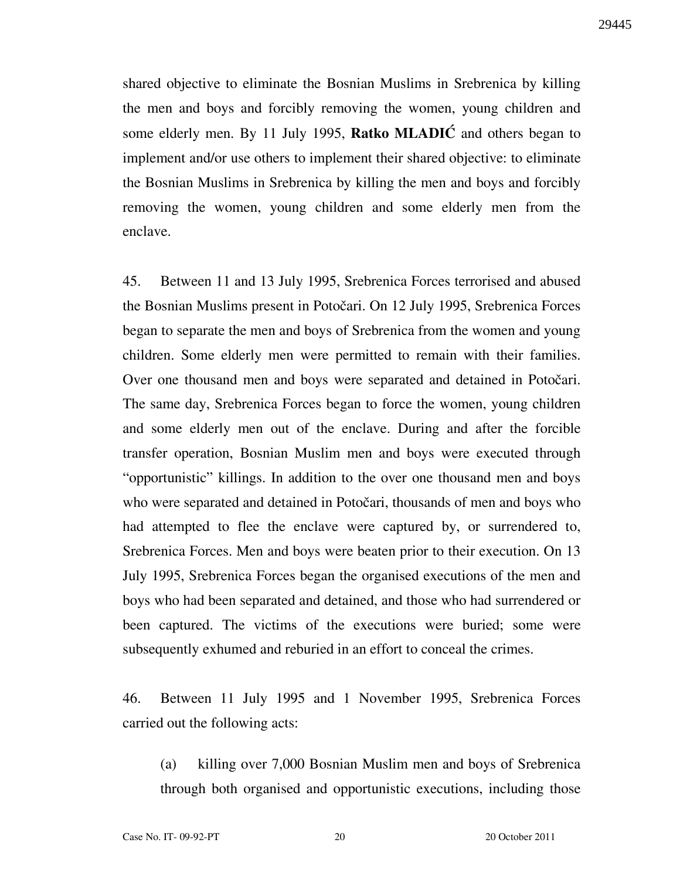shared objective to eliminate the Bosnian Muslims in Srebrenica by killing the men and boys and forcibly removing the women, young children and some elderly men. By 11 July 1995, **Ratko MLADIĆ** and others began to implement and/or use others to implement their shared objective: to eliminate the Bosnian Muslims in Srebrenica by killing the men and boys and forcibly removing the women, young children and some elderly men from the enclave.

45. Between 11 and 13 July 1995, Srebrenica Forces terrorised and abused the Bosnian Muslims present in Potočari. On 12 July 1995, Srebrenica Forces began to separate the men and boys of Srebrenica from the women and young children. Some elderly men were permitted to remain with their families. Over one thousand men and boys were separated and detained in Potočari. The same day, Srebrenica Forces began to force the women, young children and some elderly men out of the enclave. During and after the forcible transfer operation, Bosnian Muslim men and boys were executed through "opportunistic" killings. In addition to the over one thousand men and boys who were separated and detained in Potočari, thousands of men and boys who had attempted to flee the enclave were captured by, or surrendered to, Srebrenica Forces. Men and boys were beaten prior to their execution. On 13 July 1995, Srebrenica Forces began the organised executions of the men and boys who had been separated and detained, and those who had surrendered or been captured. The victims of the executions were buried; some were subsequently exhumed and reburied in an effort to conceal the crimes.

46. Between 11 July 1995 and 1 November 1995, Srebrenica Forces carried out the following acts:

(a) killing over 7,000 Bosnian Muslim men and boys of Srebrenica through both organised and opportunistic executions, including those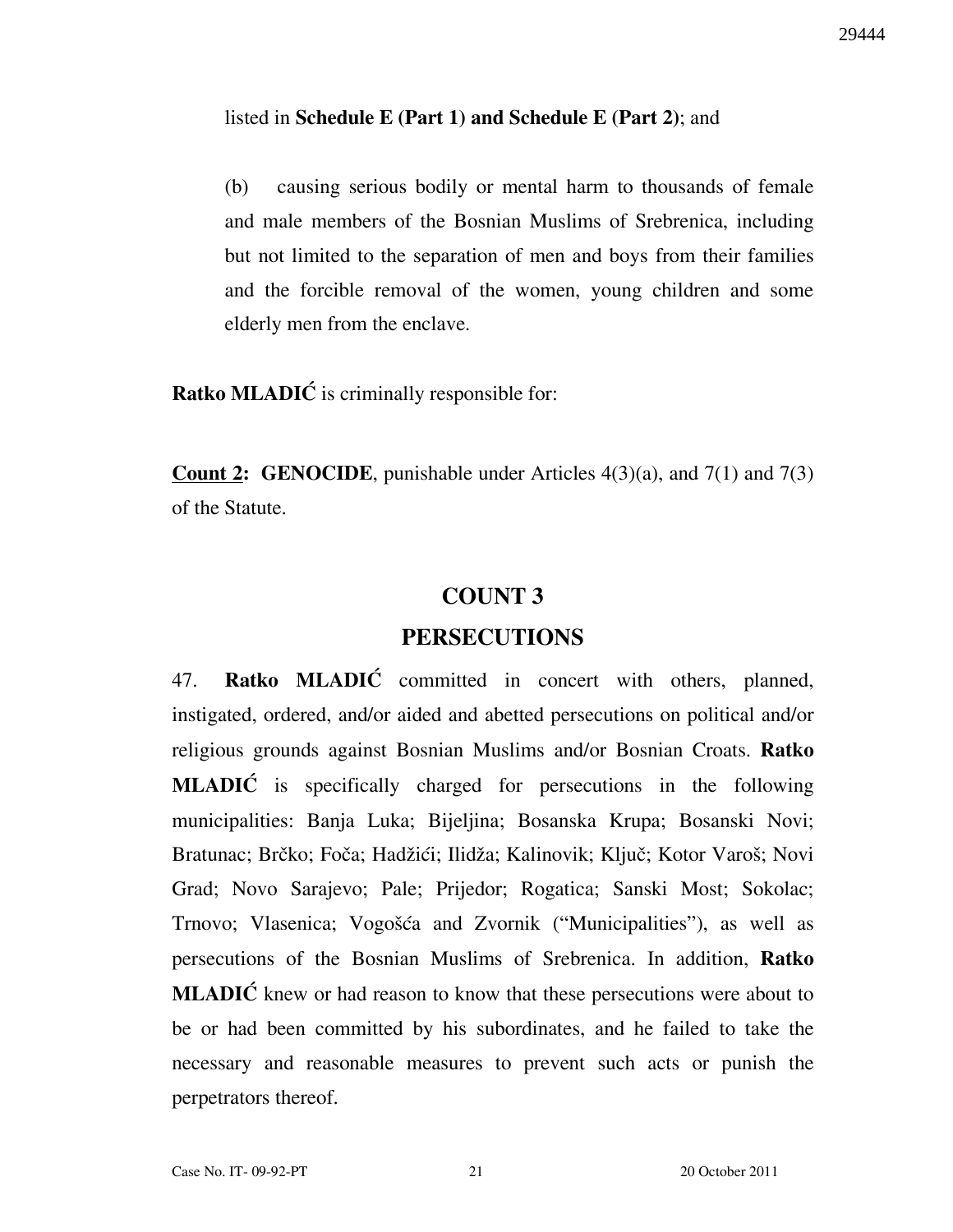listed in **Schedule E (Part 1) and Schedule E (Part 2)**; and

(b) causing serious bodily or mental harm to thousands of female and male members of the Bosnian Muslims of Srebrenica, including but not limited to the separation of men and boys from their families and the forcible removal of the women, young children and some elderly men from the enclave.

**Ratko MLADIĆ** is criminally responsible for:

**Count 2: GENOCIDE**, punishable under Articles 4(3)(a), and 7(1) and 7(3) of the Statute.

## COUNT 3
## PERSECUTIONS

47. **Ratko MLADIĆ** committed in concert with others, planned, instigated, ordered, and/or aided and abetted persecutions on political and/or religious grounds against Bosnian Muslims and/or Bosnian Croats. **Ratko MLADIĆ** is specifically charged for persecutions in the following municipalities: Banja Luka; Bijeljina; Bosanska Krupa; Bosanski Novi; Bratunac; Brčko; Foča; Hadžići; Ilidža; Kalinovik; Ključ; Kotor Varoš; Novi Grad; Novo Sarajevo; Pale; Prijedor; Rogatica; Sanski Most; Sokolac; Trnovo; Vlasenica; Vogošća and Zvornik ("Municipalities"), as well as persecutions of the Bosnian Muslims of Srebrenica. In addition, **Ratko MLADIĆ** knew or had reason to know that these persecutions were about to be or had been committed by his subordinates, and he failed to take the necessary and reasonable measures to prevent such acts or punish the perpetrators thereof.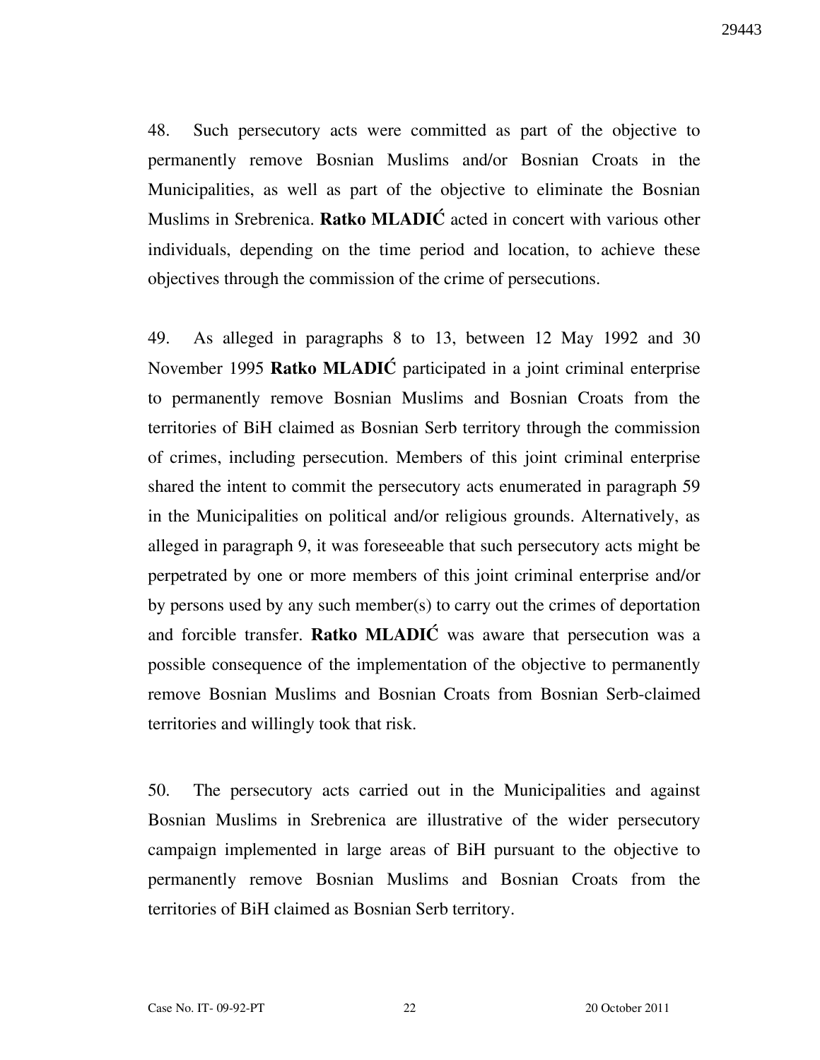48. Such persecutory acts were committed as part of the objective to permanently remove Bosnian Muslims and/or Bosnian Croats in the Municipalities, as well as part of the objective to eliminate the Bosnian Muslims in Srebrenica. **Ratko MLADIĆ** acted in concert with various other individuals, depending on the time period and location, to achieve these objectives through the commission of the crime of persecutions.

49. As alleged in paragraphs 8 to 13, between 12 May 1992 and 30 November 1995 **Ratko MLADIĆ** participated in a joint criminal enterprise to permanently remove Bosnian Muslims and Bosnian Croats from the territories of BiH claimed as Bosnian Serb territory through the commission of crimes, including persecution. Members of this joint criminal enterprise shared the intent to commit the persecutory acts enumerated in paragraph 59 in the Municipalities on political and/or religious grounds. Alternatively, as alleged in paragraph 9, it was foreseeable that such persecutory acts might be perpetrated by one or more members of this joint criminal enterprise and/or by persons used by any such member(s) to carry out the crimes of deportation and forcible transfer. **Ratko MLADIĆ** was aware that persecution was a possible consequence of the implementation of the objective to permanently remove Bosnian Muslims and Bosnian Croats from Bosnian Serb-claimed territories and willingly took that risk.

50. The persecutory acts carried out in the Municipalities and against Bosnian Muslims in Srebrenica are illustrative of the wider persecutory campaign implemented in large areas of BiH pursuant to the objective to permanently remove Bosnian Muslims and Bosnian Croats from the territories of BiH claimed as Bosnian Serb territory.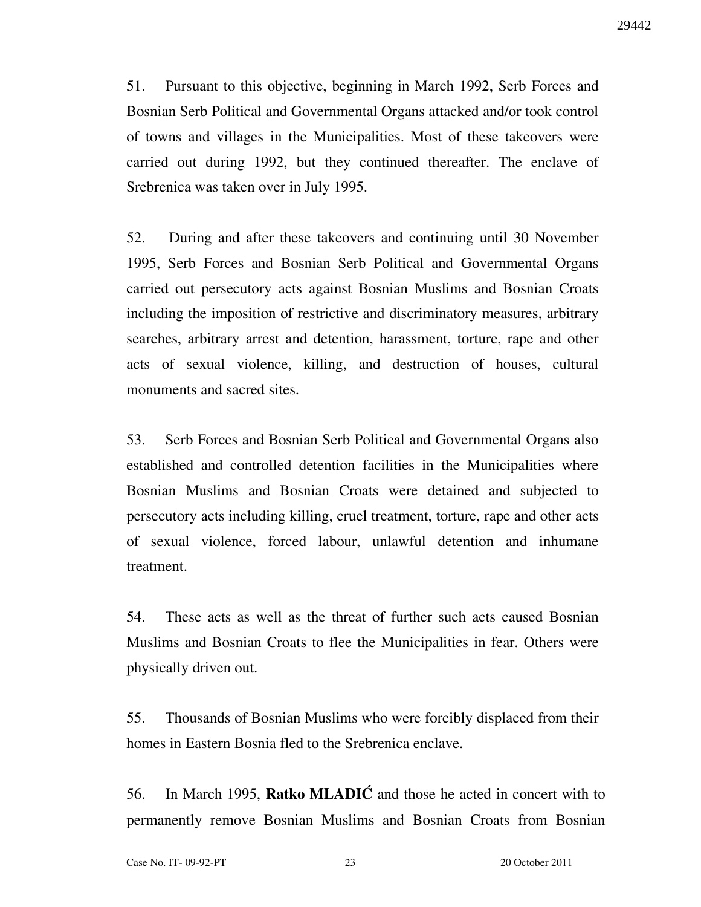51. Pursuant to this objective, beginning in March 1992, Serb Forces and Bosnian Serb Political and Governmental Organs attacked and/or took control of towns and villages in the Municipalities. Most of these takeovers were carried out during 1992, but they continued thereafter. The enclave of Srebrenica was taken over in July 1995.

52. During and after these takeovers and continuing until 30 November 1995, Serb Forces and Bosnian Serb Political and Governmental Organs carried out persecutory acts against Bosnian Muslims and Bosnian Croats including the imposition of restrictive and discriminatory measures, arbitrary searches, arbitrary arrest and detention, harassment, torture, rape and other acts of sexual violence, killing, and destruction of houses, cultural monuments and sacred sites.

53. Serb Forces and Bosnian Serb Political and Governmental Organs also established and controlled detention facilities in the Municipalities where Bosnian Muslims and Bosnian Croats were detained and subjected to persecutory acts including killing, cruel treatment, torture, rape and other acts of sexual violence, forced labour, unlawful detention and inhumane treatment.

54. These acts as well as the threat of further such acts caused Bosnian Muslims and Bosnian Croats to flee the Municipalities in fear. Others were physically driven out.

55. Thousands of Bosnian Muslims who were forcibly displaced from their homes in Eastern Bosnia fled to the Srebrenica enclave.

56. In March 1995, **Ratko MLADIĆ** and those he acted in concert with to permanently remove Bosnian Muslims and Bosnian Croats from Bosnian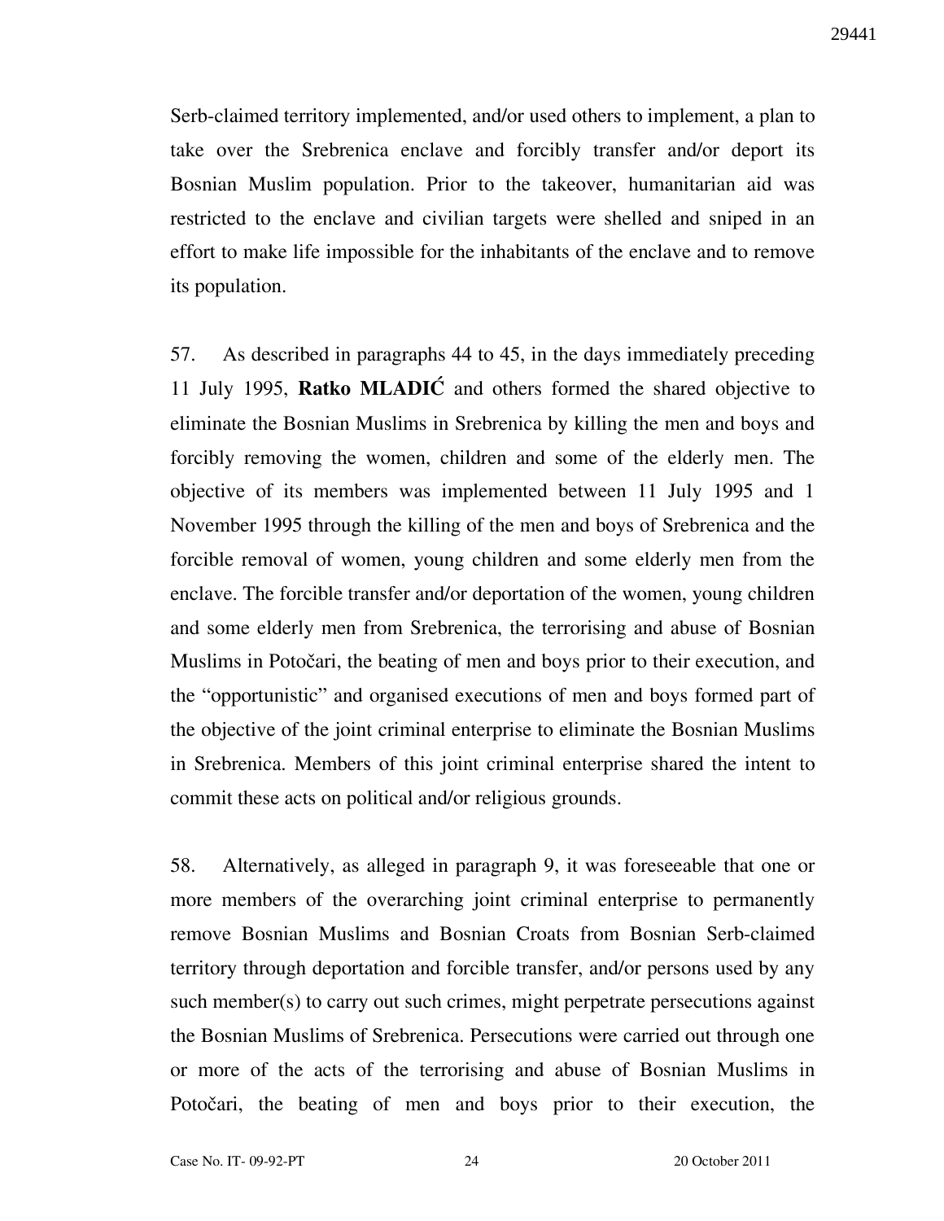Serb-claimed territory implemented, and/or used others to implement, a plan to take over the Srebrenica enclave and forcibly transfer and/or deport its Bosnian Muslim population. Prior to the takeover, humanitarian aid was restricted to the enclave and civilian targets were shelled and sniped in an effort to make life impossible for the inhabitants of the enclave and to remove its population.

57. As described in paragraphs 44 to 45, in the days immediately preceding 11 July 1995, **Ratko MLADIĆ** and others formed the shared objective to eliminate the Bosnian Muslims in Srebrenica by killing the men and boys and forcibly removing the women, children and some of the elderly men. The objective of its members was implemented between 11 July 1995 and 1 November 1995 through the killing of the men and boys of Srebrenica and the forcible removal of women, young children and some elderly men from the enclave. The forcible transfer and/or deportation of the women, young children and some elderly men from Srebrenica, the terrorising and abuse of Bosnian Muslims in Potočari, the beating of men and boys prior to their execution, and the "opportunistic" and organised executions of men and boys formed part of the objective of the joint criminal enterprise to eliminate the Bosnian Muslims in Srebrenica. Members of this joint criminal enterprise shared the intent to commit these acts on political and/or religious grounds.

58. Alternatively, as alleged in paragraph 9, it was foreseeable that one or more members of the overarching joint criminal enterprise to permanently remove Bosnian Muslims and Bosnian Croats from Bosnian Serb-claimed territory through deportation and forcible transfer, and/or persons used by any such member(s) to carry out such crimes, might perpetrate persecutions against the Bosnian Muslims of Srebrenica. Persecutions were carried out through one or more of the acts of the terrorising and abuse of Bosnian Muslims in Potočari, the beating of men and boys prior to their execution, the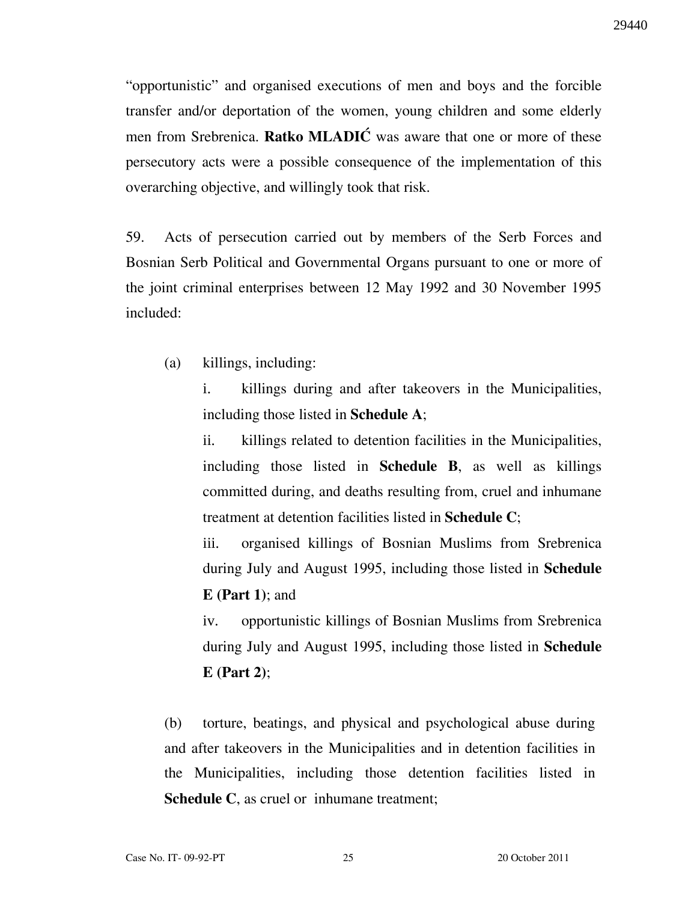“opportunistic” and organised executions of men and boys and the forcible transfer and/or deportation of the women, young children and some elderly men from Srebrenica. **Ratko MLADIĆ** was aware that one or more of these persecutory acts were a possible consequence of the implementation of this overarching objective, and willingly took that risk.

59. Acts of persecution carried out by members of the Serb Forces and Bosnian Serb Political and Governmental Organs pursuant to one or more of the joint criminal enterprises between 12 May 1992 and 30 November 1995 included:

(a) killings, including:

i. killings during and after takeovers in the Municipalities, including those listed in **Schedule A**;

ii. killings related to detention facilities in the Municipalities, including those listed in **Schedule B**, as well as killings committed during, and deaths resulting from, cruel and inhumane treatment at detention facilities listed in **Schedule C**;

iii. organised killings of Bosnian Muslims from Srebrenica during July and August 1995, including those listed in **Schedule E (Part 1)**; and

iv. opportunistic killings of Bosnian Muslims from Srebrenica during July and August 1995, including those listed in **Schedule E (Part 2)**;

(b) torture, beatings, and physical and psychological abuse during and after takeovers in the Municipalities and in detention facilities in the Municipalities, including those detention facilities listed in **Schedule C**, as cruel or inhumane treatment;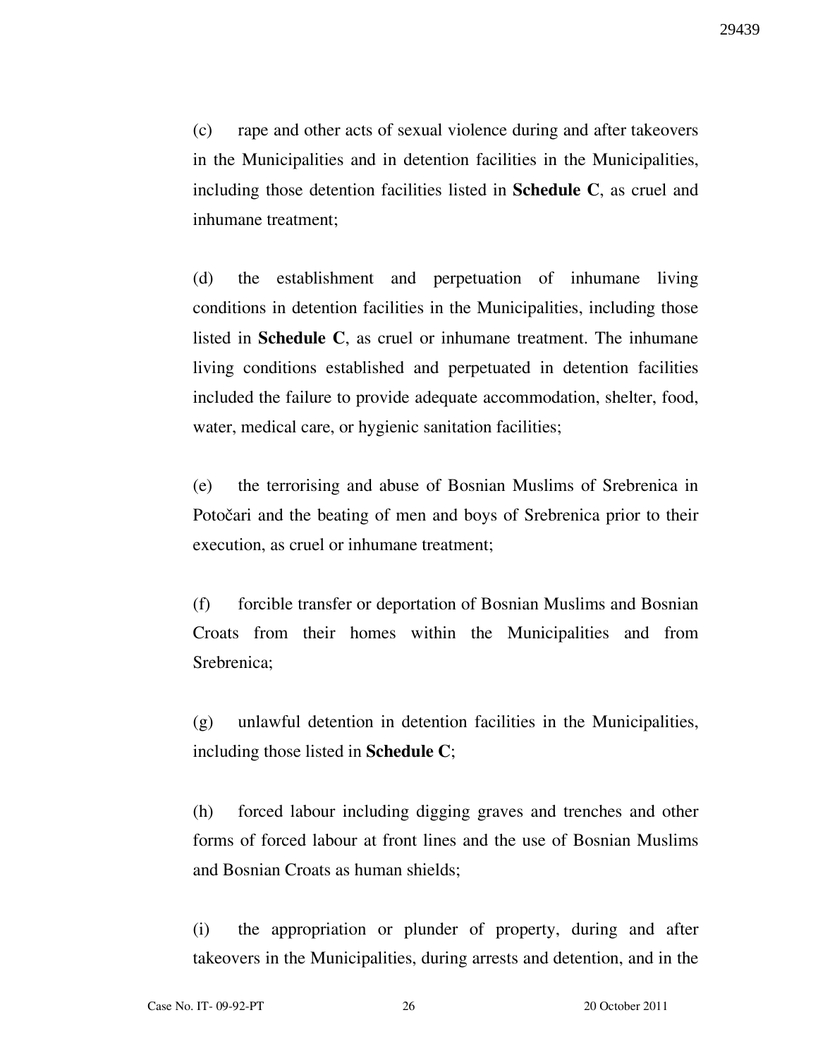(c) rape and other acts of sexual violence during and after takeovers in the Municipalities and in detention facilities in the Municipalities, including those detention facilities listed in **Schedule C**, as cruel and inhumane treatment;

(d) the establishment and perpetuation of inhumane living conditions in detention facilities in the Municipalities, including those listed in **Schedule C**, as cruel or inhumane treatment. The inhumane living conditions established and perpetuated in detention facilities included the failure to provide adequate accommodation, shelter, food, water, medical care, or hygienic sanitation facilities;

(e) the terrorising and abuse of Bosnian Muslims of Srebrenica in Potočari and the beating of men and boys of Srebrenica prior to their execution, as cruel or inhumane treatment;

(f) forcible transfer or deportation of Bosnian Muslims and Bosnian Croats from their homes within the Municipalities and from Srebrenica;

(g) unlawful detention in detention facilities in the Municipalities, including those listed in **Schedule C**;

(h) forced labour including digging graves and trenches and other forms of forced labour at front lines and the use of Bosnian Muslims and Bosnian Croats as human shields;

(i) the appropriation or plunder of property, during and after takeovers in the Municipalities, during arrests and detention, and in the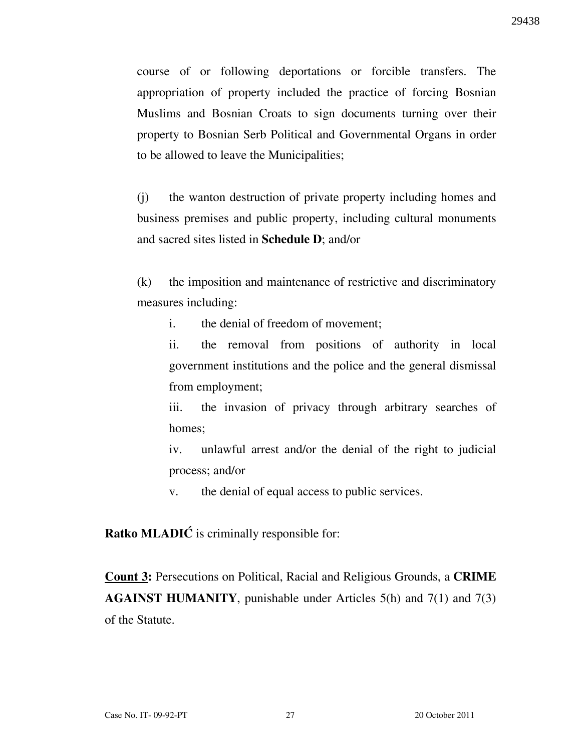course of or following deportations or forcible transfers. The appropriation of property included the practice of forcing Bosnian Muslims and Bosnian Croats to sign documents turning over their property to Bosnian Serb Political and Governmental Organs in order to be allowed to leave the Municipalities;

(j) the wanton destruction of private property including homes and business premises and public property, including cultural monuments and sacred sites listed in **Schedule D**; and/or

(k) the imposition and maintenance of restrictive and discriminatory measures including:

i. the denial of freedom of movement;

ii. the removal from positions of authority in local government institutions and the police and the general dismissal from employment;

iii. the invasion of privacy through arbitrary searches of homes;

iv. unlawful arrest and/or the denial of the right to judicial process; and/or

v. the denial of equal access to public services.

**Ratko MLADIĆ** is criminally responsible for:

**<u>Count 3</u>:** Persecutions on Political, Racial and Religious Grounds, a **CRIME AGAINST HUMANITY**, punishable under Articles 5(h) and 7(1) and 7(3) of the Statute.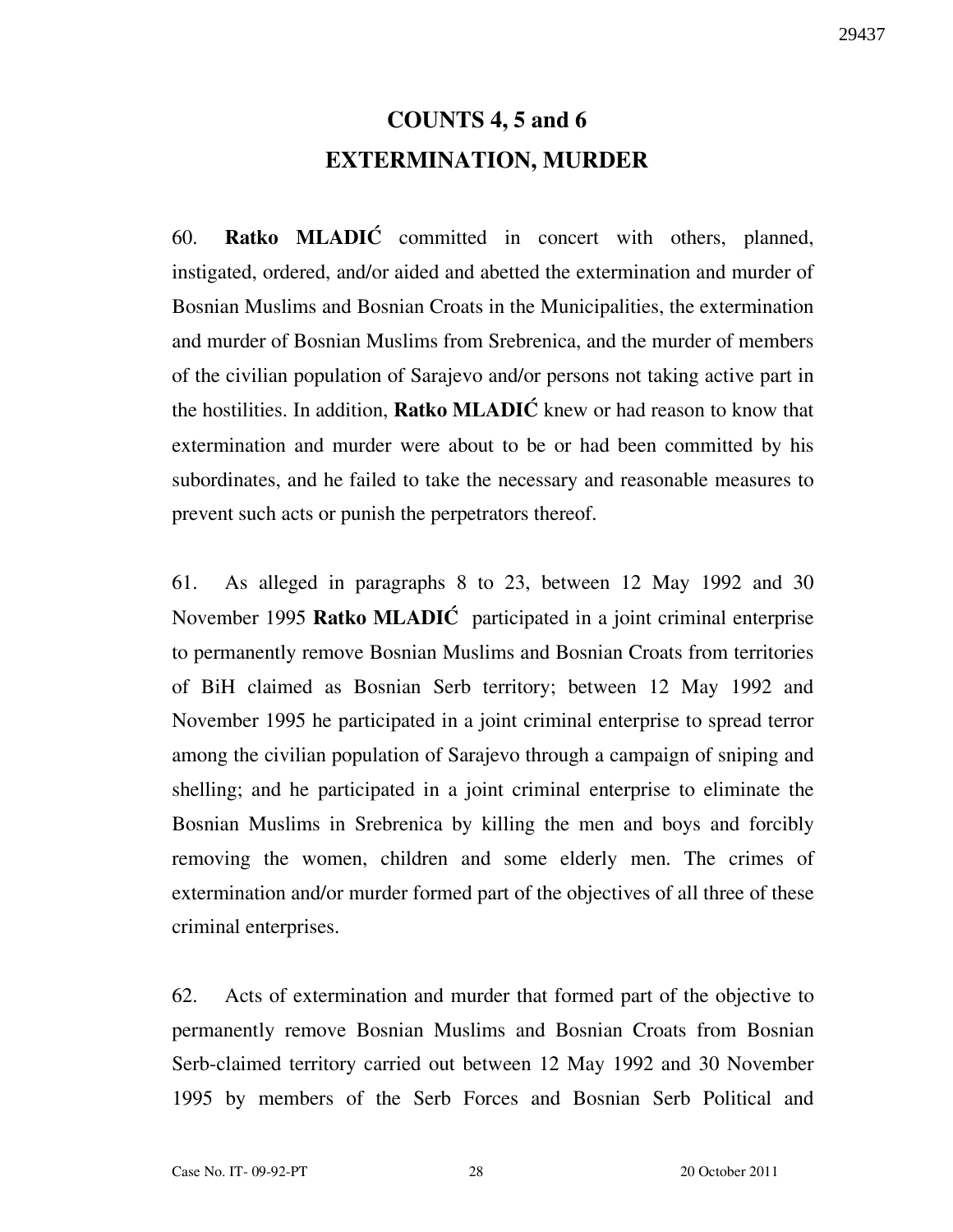# COUNTS 4, 5 and 6
# EXTERMINATION, MURDER

60. **Ratko MLADIĆ** committed in concert with others, planned, instigated, ordered, and/or aided and abetted the extermination and murder of Bosnian Muslims and Bosnian Croats in the Municipalities, the extermination and murder of Bosnian Muslims from Srebrenica, and the murder of members of the civilian population of Sarajevo and/or persons not taking active part in the hostilities. In addition, **Ratko MLADIĆ** knew or had reason to know that extermination and murder were about to be or had been committed by his subordinates, and he failed to take the necessary and reasonable measures to prevent such acts or punish the perpetrators thereof.

61. As alleged in paragraphs 8 to 23, between 12 May 1992 and 30 November 1995 **Ratko MLADIĆ** participated in a joint criminal enterprise to permanently remove Bosnian Muslims and Bosnian Croats from territories of BiH claimed as Bosnian Serb territory; between 12 May 1992 and November 1995 he participated in a joint criminal enterprise to spread terror among the civilian population of Sarajevo through a campaign of sniping and shelling; and he participated in a joint criminal enterprise to eliminate the Bosnian Muslims in Srebrenica by killing the men and boys and forcibly removing the women, children and some elderly men. The crimes of extermination and/or murder formed part of the objectives of all three of these criminal enterprises.

62. Acts of extermination and murder that formed part of the objective to permanently remove Bosnian Muslims and Bosnian Croats from Bosnian Serb-claimed territory carried out between 12 May 1992 and 30 November 1995 by members of the Serb Forces and Bosnian Serb Political and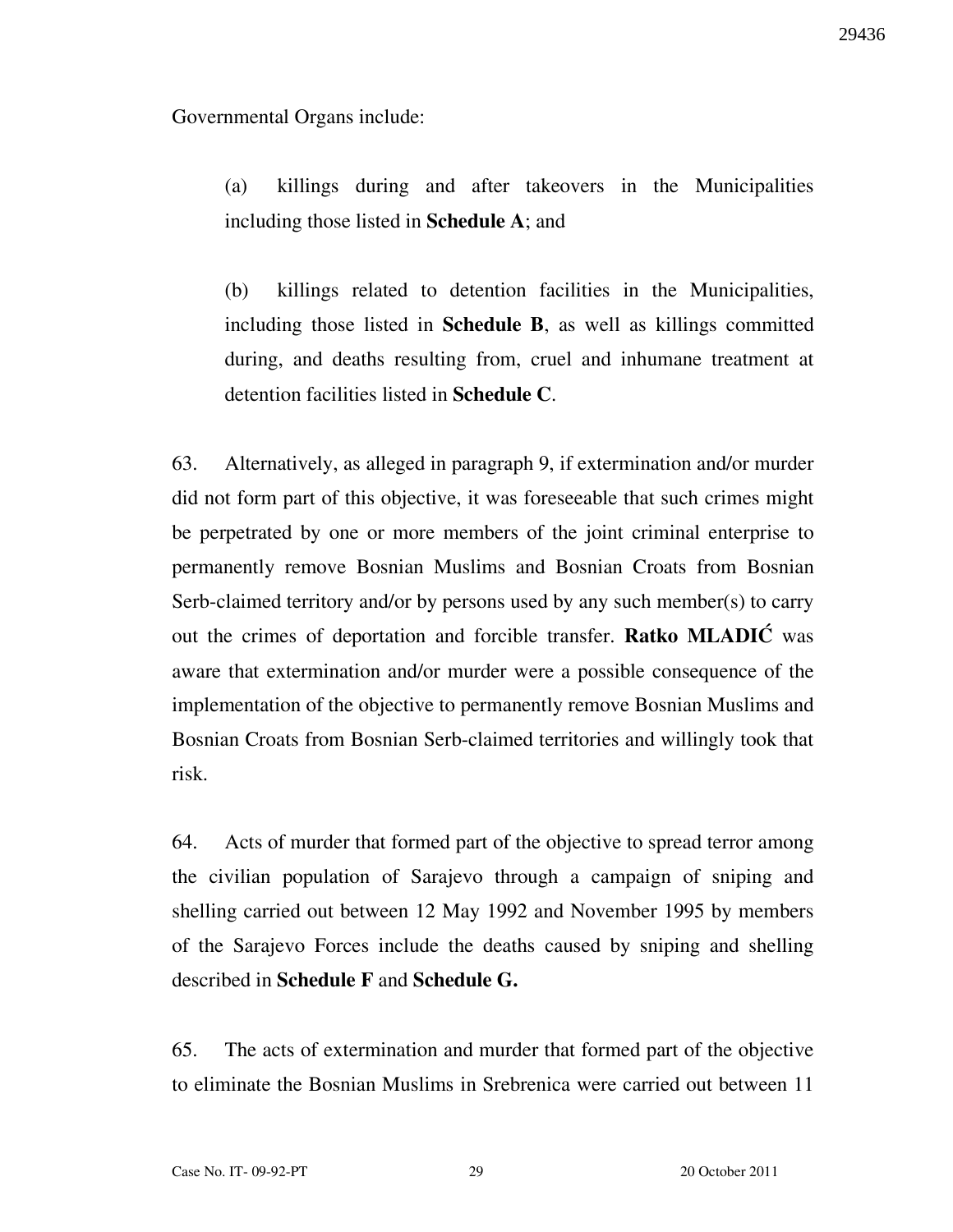Governmental Organs include:

(a) killings during and after takeovers in the Municipalities including those listed in **Schedule A**; and

(b) killings related to detention facilities in the Municipalities, including those listed in **Schedule B**, as well as killings committed during, and deaths resulting from, cruel and inhumane treatment at detention facilities listed in **Schedule C**.

63. Alternatively, as alleged in paragraph 9, if extermination and/or murder did not form part of this objective, it was foreseeable that such crimes might be perpetrated by one or more members of the joint criminal enterprise to permanently remove Bosnian Muslims and Bosnian Croats from Bosnian Serb-claimed territory and/or by persons used by any such member(s) to carry out the crimes of deportation and forcible transfer. **Ratko MLADIĆ** was aware that extermination and/or murder were a possible consequence of the implementation of the objective to permanently remove Bosnian Muslims and Bosnian Croats from Bosnian Serb-claimed territories and willingly took that risk.

64. Acts of murder that formed part of the objective to spread terror among the civilian population of Sarajevo through a campaign of sniping and shelling carried out between 12 May 1992 and November 1995 by members of the Sarajevo Forces include the deaths caused by sniping and shelling described in **Schedule F** and **Schedule G.**

65. The acts of extermination and murder that formed part of the objective to eliminate the Bosnian Muslims in Srebrenica were carried out between 11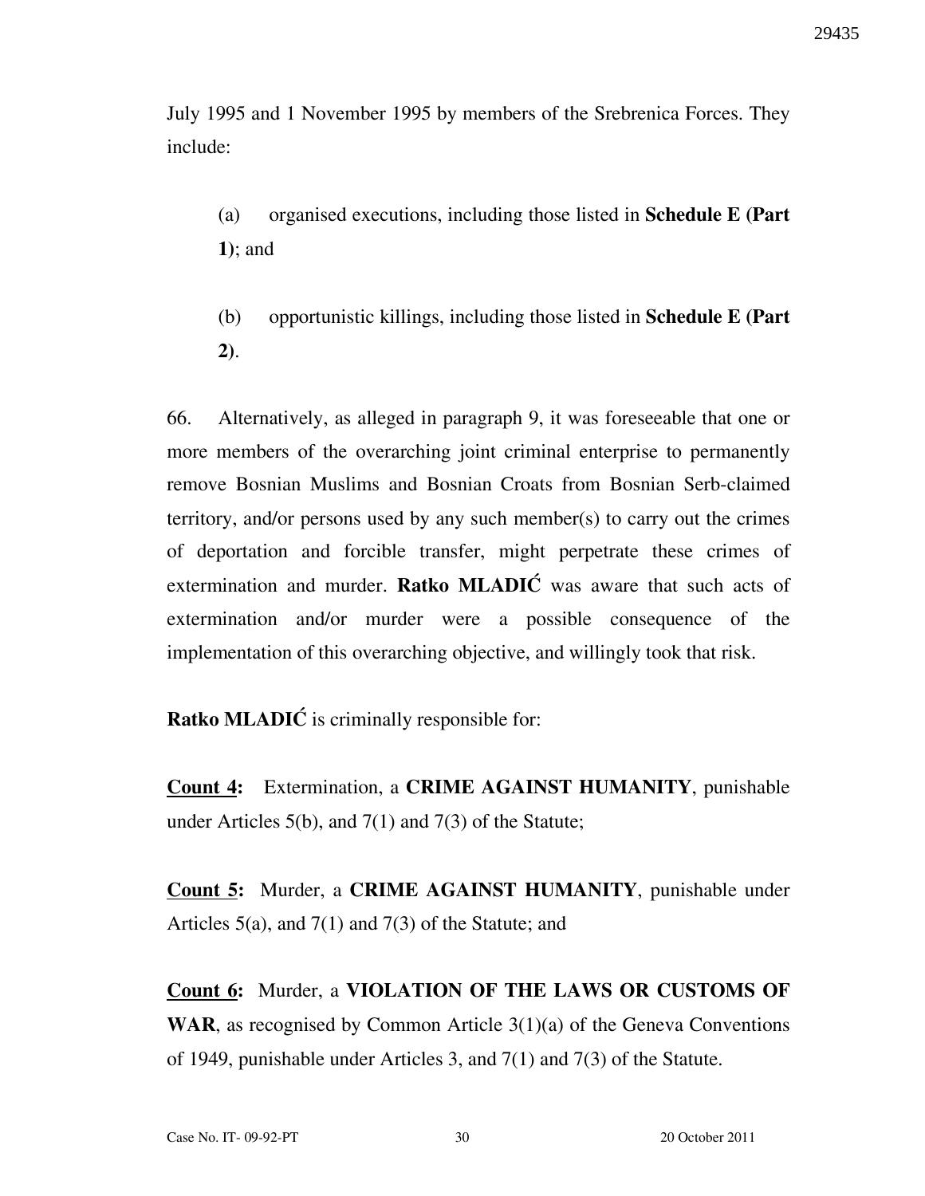July 1995 and 1 November 1995 by members of the Srebrenica Forces. They include:

(a) organised executions, including those listed in **Schedule E (Part 1)**; and

(b) opportunistic killings, including those listed in **Schedule E (Part 2)**.

66. Alternatively, as alleged in paragraph 9, it was foreseeable that one or more members of the overarching joint criminal enterprise to permanently remove Bosnian Muslims and Bosnian Croats from Bosnian Serb-claimed territory, and/or persons used by any such member(s) to carry out the crimes of deportation and forcible transfer, might perpetrate these crimes of extermination and murder. **Ratko MLADIĆ** was aware that such acts of extermination and/or murder were a possible consequence of the implementation of this overarching objective, and willingly took that risk.

**Ratko MLADIĆ** is criminally responsible for:

**Count 4:** Extermination, a **CRIME AGAINST HUMANITY**, punishable under Articles 5(b), and 7(1) and 7(3) of the Statute;

**Count 5:** Murder, a **CRIME AGAINST HUMANITY**, punishable under Articles 5(a), and 7(1) and 7(3) of the Statute; and

**Count 6:** Murder, a **VIOLATION OF THE LAWS OR CUSTOMS OF WAR**, as recognised by Common Article 3(1)(a) of the Geneva Conventions of 1949, punishable under Articles 3, and 7(1) and 7(3) of the Statute.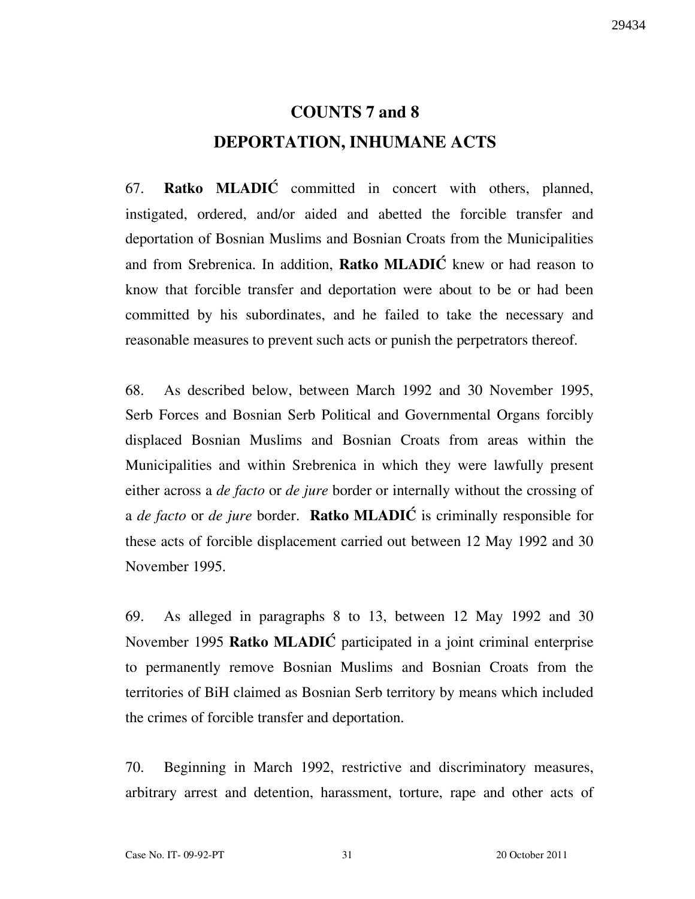## COUNTS 7 and 8
## DEPORTATION, INHUMANE ACTS

67. **Ratko MLADIĆ** committed in concert with others, planned, instigated, ordered, and/or aided and abetted the forcible transfer and deportation of Bosnian Muslims and Bosnian Croats from the Municipalities and from Srebrenica. In addition, **Ratko MLADIĆ** knew or had reason to know that forcible transfer and deportation were about to be or had been committed by his subordinates, and he failed to take the necessary and reasonable measures to prevent such acts or punish the perpetrators thereof.

68. As described below, between March 1992 and 30 November 1995, Serb Forces and Bosnian Serb Political and Governmental Organs forcibly displaced Bosnian Muslims and Bosnian Croats from areas within the Municipalities and within Srebrenica in which they were lawfully present either across a *de facto* or *de jure* border or internally without the crossing of a *de facto* or *de jure* border. **Ratko MLADIĆ** is criminally responsible for these acts of forcible displacement carried out between 12 May 1992 and 30 November 1995.

69. As alleged in paragraphs 8 to 13, between 12 May 1992 and 30 November 1995 **Ratko MLADIĆ** participated in a joint criminal enterprise to permanently remove Bosnian Muslims and Bosnian Croats from the territories of BiH claimed as Bosnian Serb territory by means which included the crimes of forcible transfer and deportation.

70. Beginning in March 1992, restrictive and discriminatory measures, arbitrary arrest and detention, harassment, torture, rape and other acts of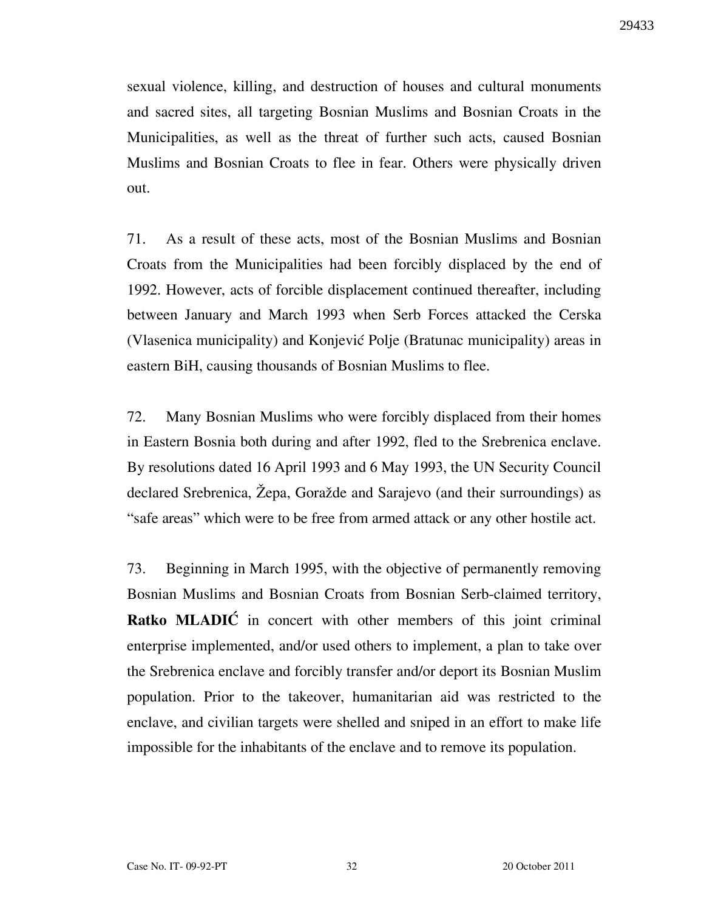sexual violence, killing, and destruction of houses and cultural monuments and sacred sites, all targeting Bosnian Muslims and Bosnian Croats in the Municipalities, as well as the threat of further such acts, caused Bosnian Muslims and Bosnian Croats to flee in fear. Others were physically driven out.

71. As a result of these acts, most of the Bosnian Muslims and Bosnian Croats from the Municipalities had been forcibly displaced by the end of 1992. However, acts of forcible displacement continued thereafter, including between January and March 1993 when Serb Forces attacked the Cerska (Vlasenica municipality) and Konjević Polje (Bratunac municipality) areas in eastern BiH, causing thousands of Bosnian Muslims to flee.

72. Many Bosnian Muslims who were forcibly displaced from their homes in Eastern Bosnia both during and after 1992, fled to the Srebrenica enclave. By resolutions dated 16 April 1993 and 6 May 1993, the UN Security Council declared Srebrenica, Žepa, Goražde and Sarajevo (and their surroundings) as "safe areas" which were to be free from armed attack or any other hostile act.

73. Beginning in March 1995, with the objective of permanently removing Bosnian Muslims and Bosnian Croats from Bosnian Serb-claimed territory, **Ratko MLADIĆ** in concert with other members of this joint criminal enterprise implemented, and/or used others to implement, a plan to take over the Srebrenica enclave and forcibly transfer and/or deport its Bosnian Muslim population. Prior to the takeover, humanitarian aid was restricted to the enclave, and civilian targets were shelled and sniped in an effort to make life impossible for the inhabitants of the enclave and to remove its population.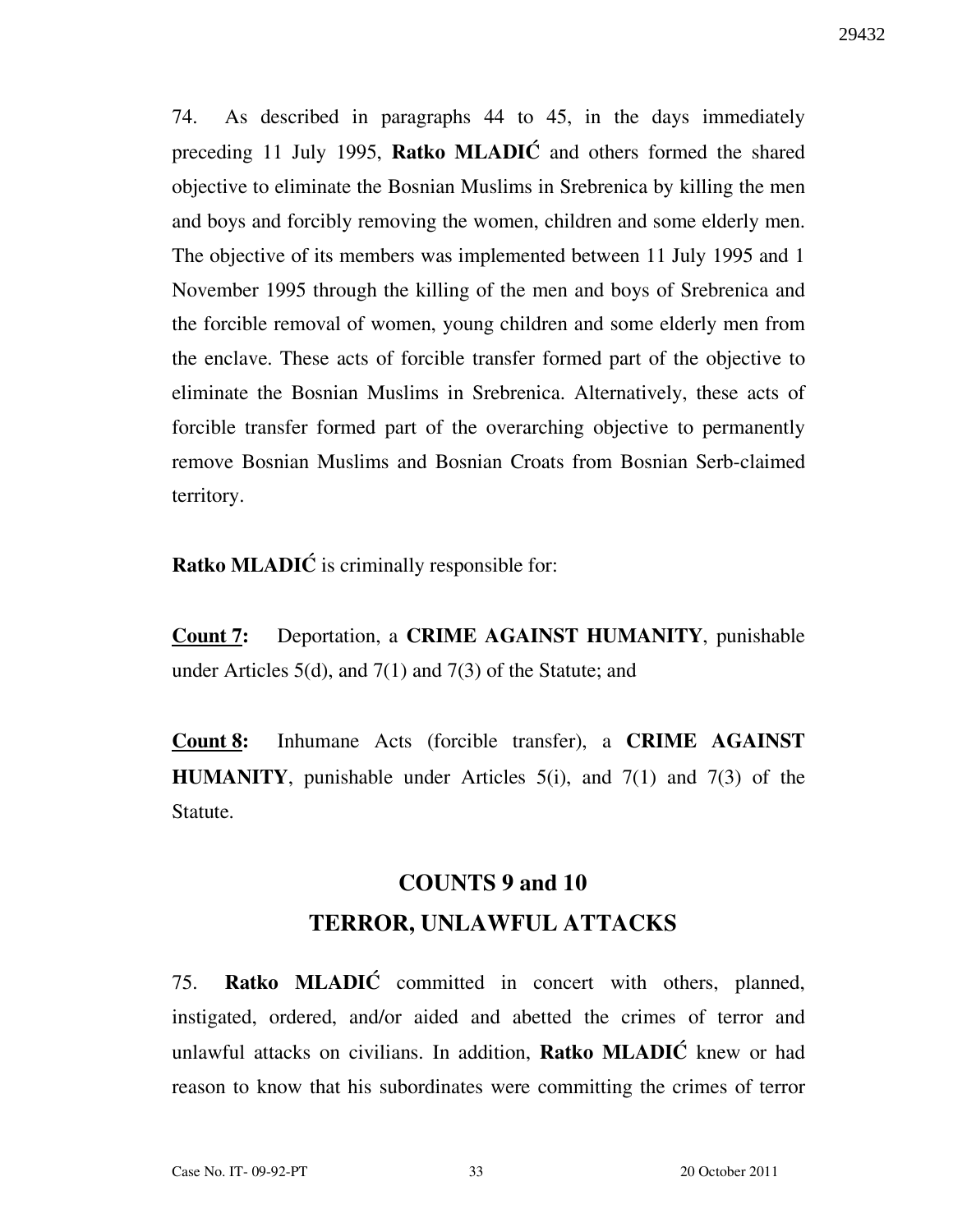74. As described in paragraphs 44 to 45, in the days immediately preceding 11 July 1995, **Ratko MLADIĆ** and others formed the shared objective to eliminate the Bosnian Muslims in Srebrenica by killing the men and boys and forcibly removing the women, children and some elderly men. The objective of its members was implemented between 11 July 1995 and 1 November 1995 through the killing of the men and boys of Srebrenica and the forcible removal of women, young children and some elderly men from the enclave. These acts of forcible transfer formed part of the objective to eliminate the Bosnian Muslims in Srebrenica. Alternatively, these acts of forcible transfer formed part of the overarching objective to permanently remove Bosnian Muslims and Bosnian Croats from Bosnian Serb-claimed territory.

**Ratko MLADIĆ** is criminally responsible for:

**<u>Count 7:</u>** Deportation, a **CRIME AGAINST HUMANITY**, punishable under Articles 5(d), and 7(1) and 7(3) of the Statute; and

**<u>Count 8:</u>** Inhumane Acts (forcible transfer), a **CRIME AGAINST HUMANITY**, punishable under Articles 5(i), and 7(1) and 7(3) of the Statute.

## COUNTS 9 and 10
## TERROR, UNLAWFUL ATTACKS

75. **Ratko MLADIĆ** committed in concert with others, planned, instigated, ordered, and/or aided and abetted the crimes of terror and unlawful attacks on civilians. In addition, **Ratko MLADIĆ** knew or had reason to know that his subordinates were committing the crimes of terror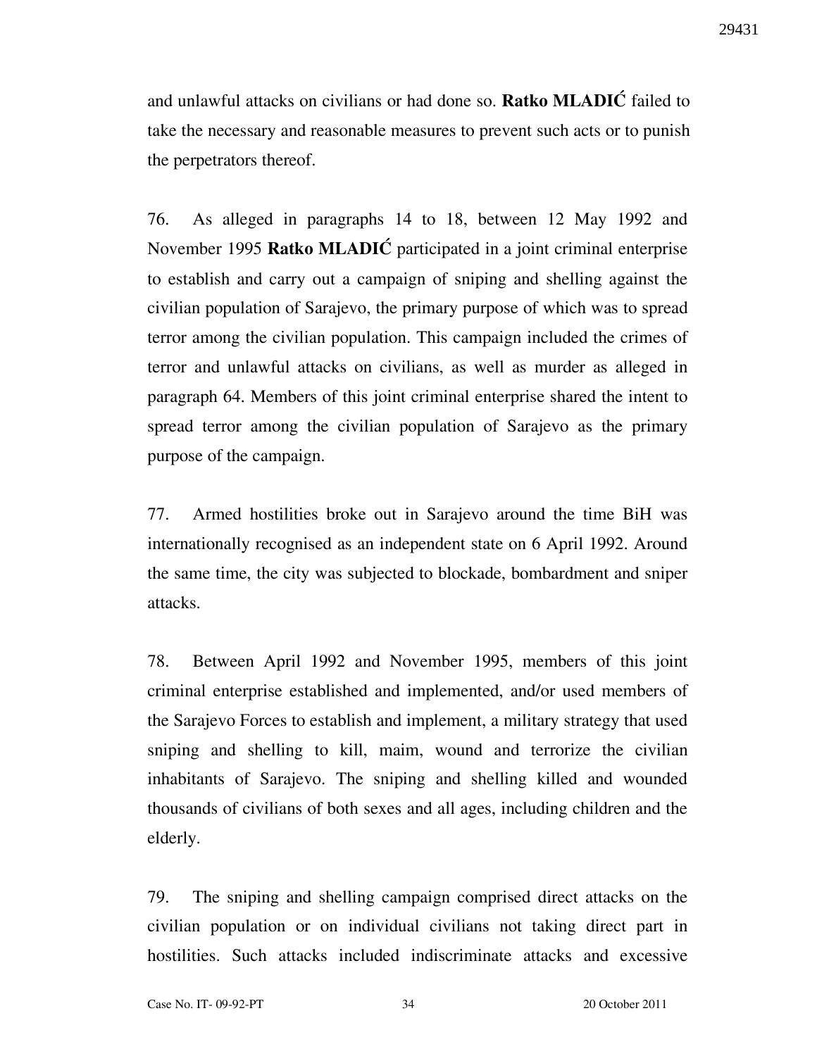and unlawful attacks on civilians or had done so. **Ratko MLADIĆ** failed to take the necessary and reasonable measures to prevent such acts or to punish the perpetrators thereof.

76. As alleged in paragraphs 14 to 18, between 12 May 1992 and November 1995 **Ratko MLADIĆ** participated in a joint criminal enterprise to establish and carry out a campaign of sniping and shelling against the civilian population of Sarajevo, the primary purpose of which was to spread terror among the civilian population. This campaign included the crimes of terror and unlawful attacks on civilians, as well as murder as alleged in paragraph 64. Members of this joint criminal enterprise shared the intent to spread terror among the civilian population of Sarajevo as the primary purpose of the campaign.

77. Armed hostilities broke out in Sarajevo around the time BiH was internationally recognised as an independent state on 6 April 1992. Around the same time, the city was subjected to blockade, bombardment and sniper attacks.

78. Between April 1992 and November 1995, members of this joint criminal enterprise established and implemented, and/or used members of the Sarajevo Forces to establish and implement, a military strategy that used sniping and shelling to kill, maim, wound and terrorize the civilian inhabitants of Sarajevo. The sniping and shelling killed and wounded thousands of civilians of both sexes and all ages, including children and the elderly.

79. The sniping and shelling campaign comprised direct attacks on the civilian population or on individual civilians not taking direct part in hostilities. Such attacks included indiscriminate attacks and excessive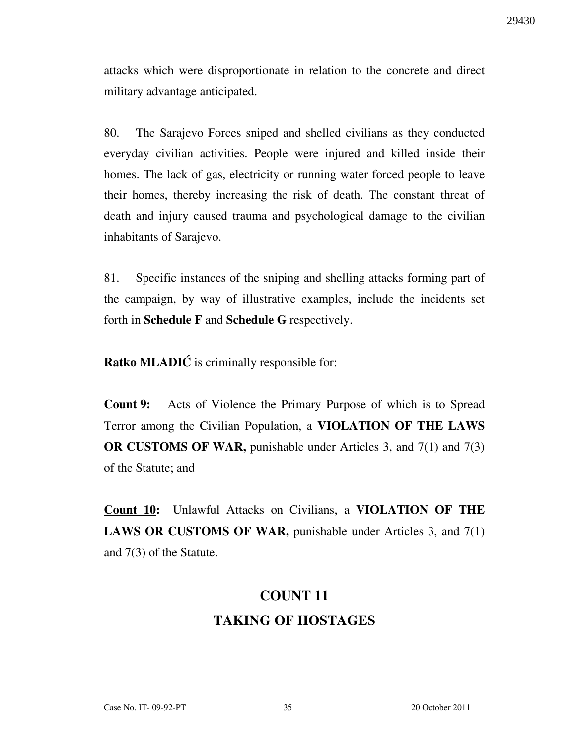attacks which were disproportionate in relation to the concrete and direct military advantage anticipated.

80. The Sarajevo Forces sniped and shelled civilians as they conducted everyday civilian activities. People were injured and killed inside their homes. The lack of gas, electricity or running water forced people to leave their homes, thereby increasing the risk of death. The constant threat of death and injury caused trauma and psychological damage to the civilian inhabitants of Sarajevo.

81. Specific instances of the sniping and shelling attacks forming part of the campaign, by way of illustrative examples, include the incidents set forth in **Schedule F** and **Schedule G** respectively.

**Ratko MLADIĆ** is criminally responsible for:

**Count 9:** Acts of Violence the Primary Purpose of which is to Spread Terror among the Civilian Population, a **VIOLATION OF THE LAWS OR CUSTOMS OF WAR,** punishable under Articles 3, and 7(1) and 7(3) of the Statute; and

**Count 10:** Unlawful Attacks on Civilians, a **VIOLATION OF THE LAWS OR CUSTOMS OF WAR,** punishable under Articles 3, and 7(1) and 7(3) of the Statute.

## COUNT 11
## TAKING OF HOSTAGES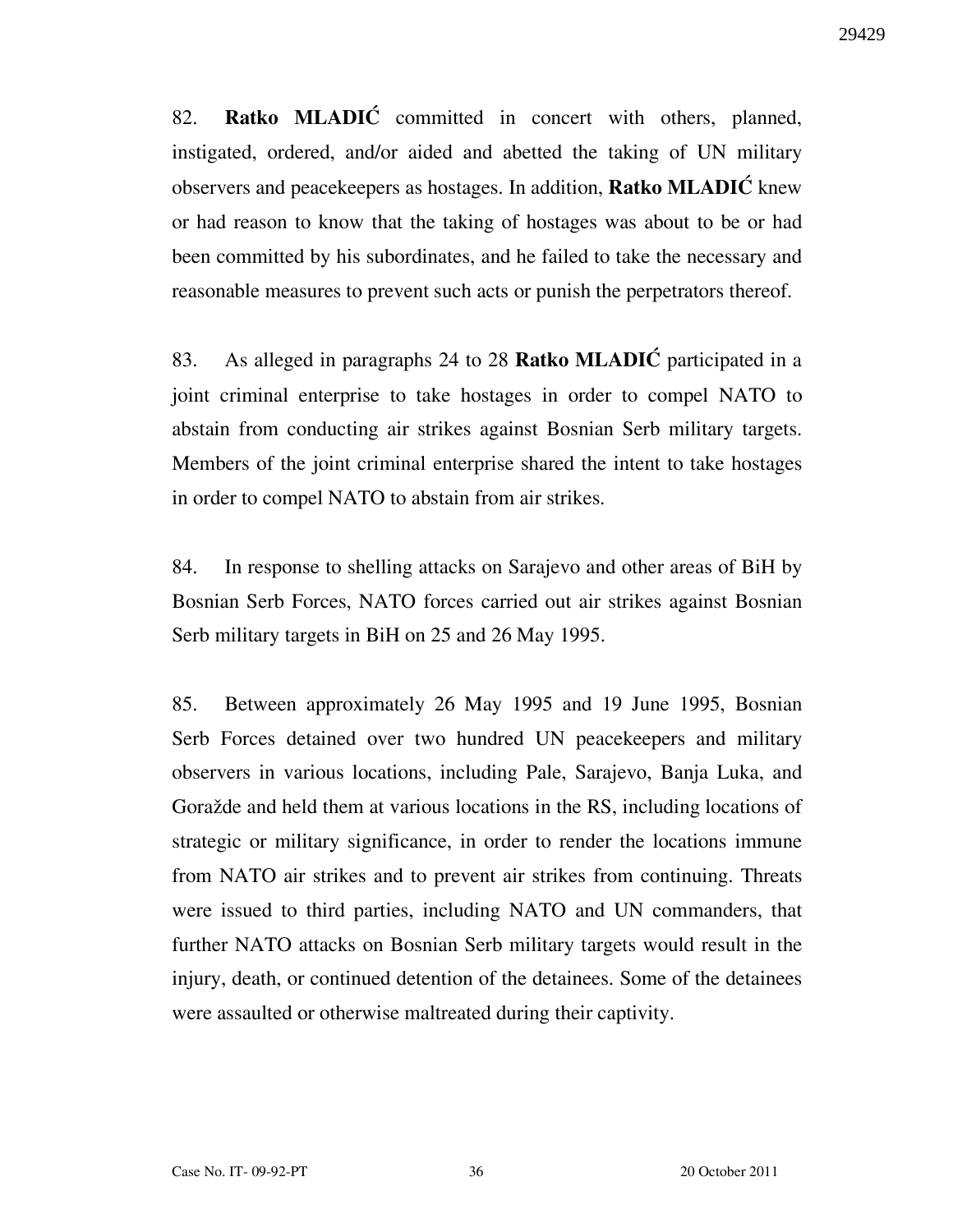82. **Ratko MLADIĆ** committed in concert with others, planned, instigated, ordered, and/or aided and abetted the taking of UN military observers and peacekeepers as hostages. In addition, **Ratko MLADIĆ** knew or had reason to know that the taking of hostages was about to be or had been committed by his subordinates, and he failed to take the necessary and reasonable measures to prevent such acts or punish the perpetrators thereof.

83. As alleged in paragraphs 24 to 28 **Ratko MLADIĆ** participated in a joint criminal enterprise to take hostages in order to compel NATO to abstain from conducting air strikes against Bosnian Serb military targets. Members of the joint criminal enterprise shared the intent to take hostages in order to compel NATO to abstain from air strikes.

84. In response to shelling attacks on Sarajevo and other areas of BiH by Bosnian Serb Forces, NATO forces carried out air strikes against Bosnian Serb military targets in BiH on 25 and 26 May 1995.

85. Between approximately 26 May 1995 and 19 June 1995, Bosnian Serb Forces detained over two hundred UN peacekeepers and military observers in various locations, including Pale, Sarajevo, Banja Luka, and Goražde and held them at various locations in the RS, including locations of strategic or military significance, in order to render the locations immune from NATO air strikes and to prevent air strikes from continuing. Threats were issued to third parties, including NATO and UN commanders, that further NATO attacks on Bosnian Serb military targets would result in the injury, death, or continued detention of the detainees. Some of the detainees were assaulted or otherwise maltreated during their captivity.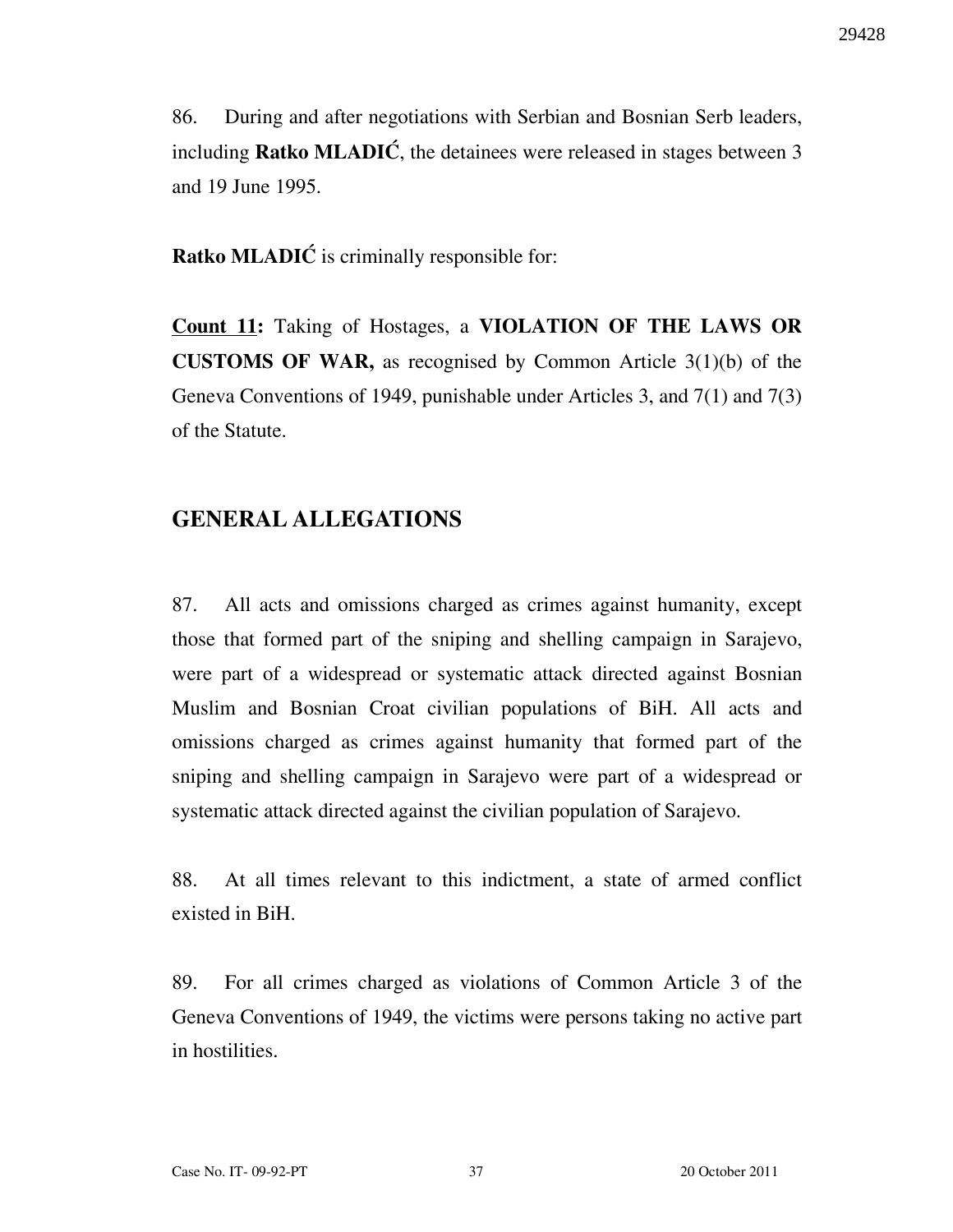86. During and after negotiations with Serbian and Bosnian Serb leaders, including **Ratko MLADIĆ**, the detainees were released in stages between 3 and 19 June 1995.

**Ratko MLADIĆ** is criminally responsible for:

**Count 11:** Taking of Hostages, a **VIOLATION OF THE LAWS OR CUSTOMS OF WAR,** as recognised by Common Article 3(1)(b) of the Geneva Conventions of 1949, punishable under Articles 3, and 7(1) and 7(3) of the Statute.

## GENERAL ALLEGATIONS

87. All acts and omissions charged as crimes against humanity, except those that formed part of the sniping and shelling campaign in Sarajevo, were part of a widespread or systematic attack directed against Bosnian Muslim and Bosnian Croat civilian populations of BiH. All acts and omissions charged as crimes against humanity that formed part of the sniping and shelling campaign in Sarajevo were part of a widespread or systematic attack directed against the civilian population of Sarajevo.

88. At all times relevant to this indictment, a state of armed conflict existed in BiH.

89. For all crimes charged as violations of Common Article 3 of the Geneva Conventions of 1949, the victims were persons taking no active part in hostilities.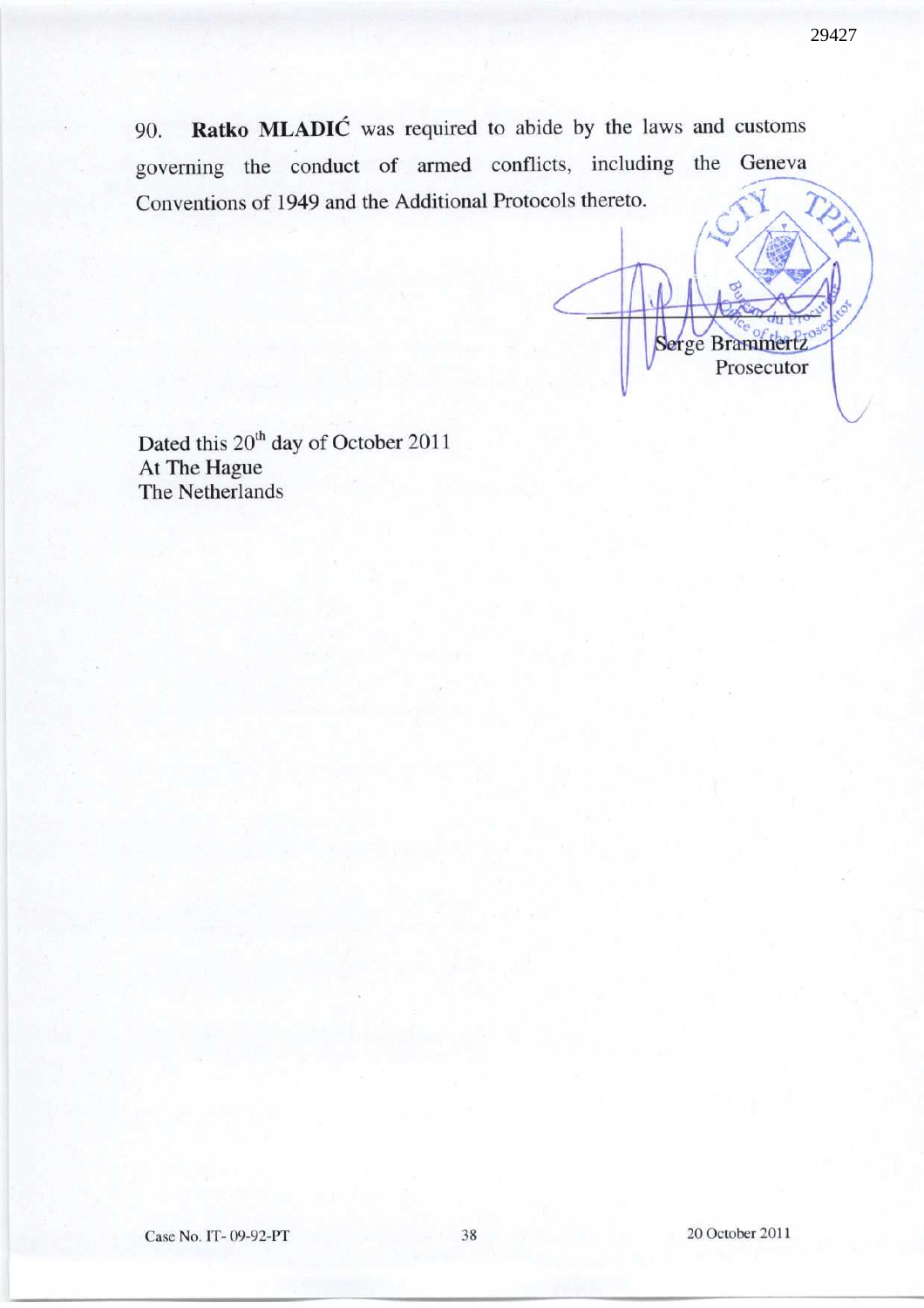90. **Ratko MLADIĆ** was required to abide by the laws and customs governing the conduct of armed conflicts, including the Geneva Conventions of 1949 and the Additional Protocols thereto.

Serge Brammertz
Prosecutor

Dated this 20th day of October 2011
At The Hague
The Netherlands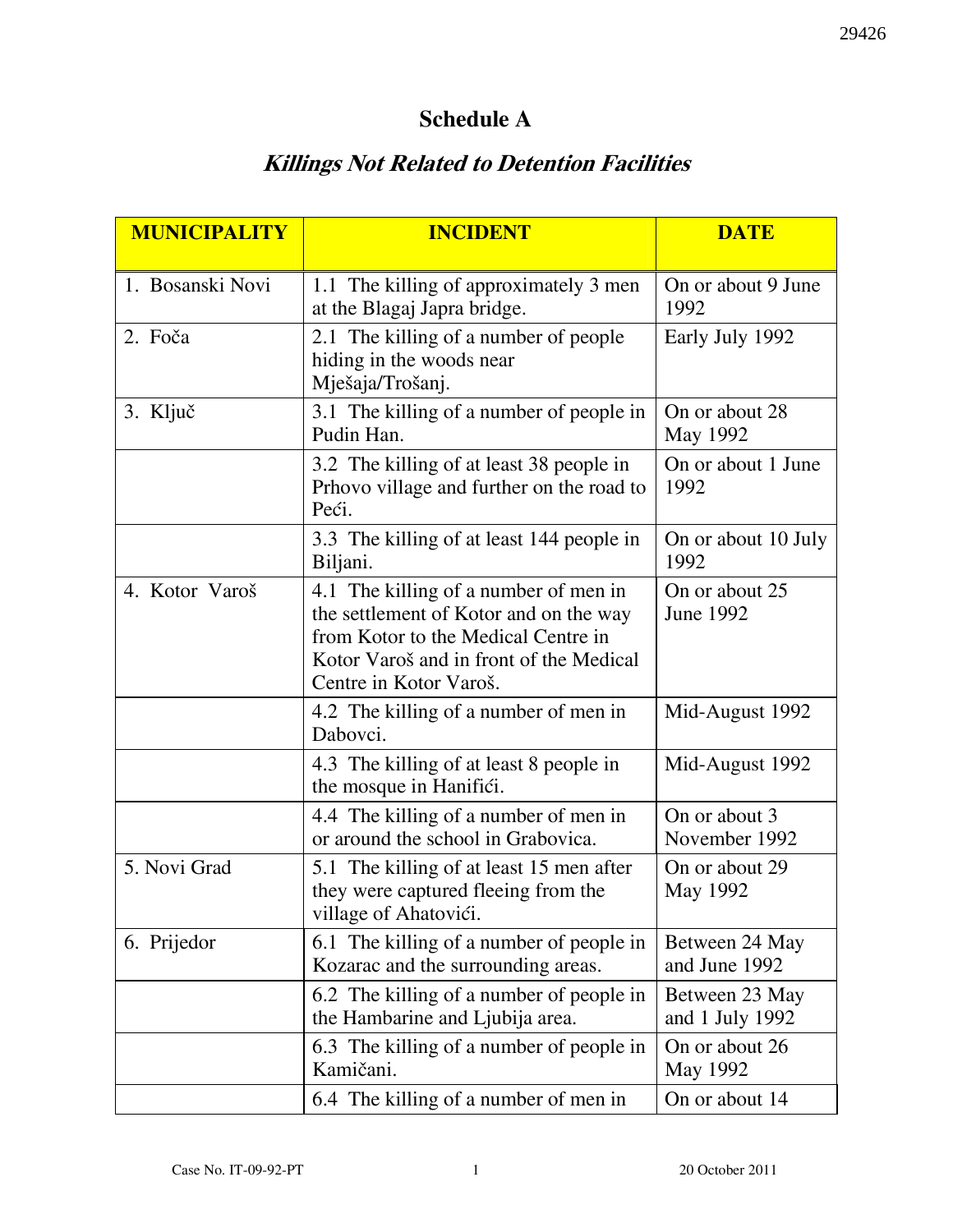# Schedule A

## *Killings Not Related to Detention Facilities*

| MUNICIPALITY | INCIDENT | DATE |
|---|---|---|
| 1. Bosanski Novi | 1.1 The killing of approximately 3 men at the Blagaj Japra bridge. | On or about 9 June 1992 |
| 2. Foča | 2.1 The killing of a number of people hiding in the woods near Mješaja/Trošanj. | Early July 1992 |
| 3. Ključ | 3.1 The killing of a number of people in Pudin Han. | On or about 28 May 1992 |
| | 3.2 The killing of at least 38 people in Prhovo village and further on the road to Peći. | On or about 1 June 1992 |
| | 3.3 The killing of at least 144 people in Biljani. | On or about 10 July 1992 |
| 4. Kotor Varoš | 4.1 The killing of a number of men in the settlement of Kotor and on the way from Kotor to the Medical Centre in Kotor Varoš and in front of the Medical Centre in Kotor Varoš. | On or about 25 June 1992 |
| | 4.2 The killing of a number of men in Dabovci. | Mid-August 1992 |
| | 4.3 The killing of at least 8 people in the mosque in Hanifići. | Mid-August 1992 |
| | 4.4 The killing of a number of men in or around the school in Grabovica. | On or about 3 November 1992 |
| 5. Novi Grad | 5.1 The killing of at least 15 men after they were captured fleeing from the village of Ahatovići. | On or about 29 May 1992 |
| 6. Prijedor | 6.1 The killing of a number of people in Kozarac and the surrounding areas. | Between 24 May and June 1992 |
| | 6.2 The killing of a number of people in the Hambarine and Ljubija area. | Between 23 May and 1 July 1992 |
| | 6.3 The killing of a number of people in Kamičani. | On or about 26 May 1992 |
| | 6.4 The killing of a number of men in | On or about 14 |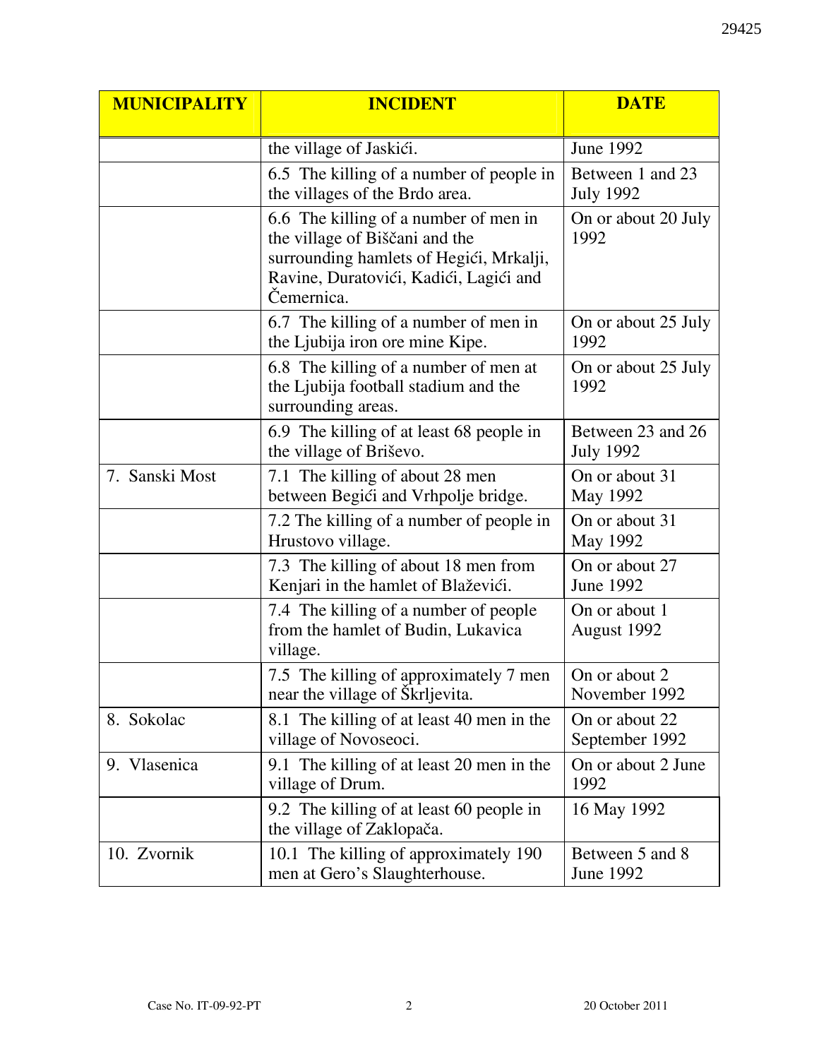| MUNICIPALITY | INCIDENT | DATE |
|---|---|---|
| | the village of Jaskići. | June 1992 |
| | 6.5 The killing of a number of people in the villages of the Brdo area. | Between 1 and 23 July 1992 |
| | 6.6 The killing of a number of men in the village of Biščani and the surrounding hamlets of Hegići, Mrkalji, Ravine, Duratovići, Kadići, Lagići and Čemernica. | On or about 20 July 1992 |
| | 6.7 The killing of a number of men in the Ljubija iron ore mine Kipe. | On or about 25 July 1992 |
| | 6.8 The killing of a number of men at the Ljubija football stadium and the surrounding areas. | On or about 25 July 1992 |
| | 6.9 The killing of at least 68 people in the village of Briševo. | Between 23 and 26 July 1992 |
| 7. Sanski Most | 7.1 The killing of about 28 men between Begići and Vrhpolje bridge. | On or about 31 May 1992 |
| | 7.2 The killing of a number of people in Hrustovo village. | On or about 31 May 1992 |
| | 7.3 The killing of about 18 men from Kenjari in the hamlet of Blaževići. | On or about 27 June 1992 |
| | 7.4 The killing of a number of people from the hamlet of Budin, Lukavica village. | On or about 1 August 1992 |
| | 7.5 The killing of approximately 7 men near the village of Škrljevita. | On or about 2 November 1992 |
| 8. Sokolac | 8.1 The killing of at least 40 men in the village of Novoseoci. | On or about 22 September 1992 |
| 9. Vlasenica | 9.1 The killing of at least 20 men in the village of Drum. | On or about 2 June 1992 |
| | 9.2 The killing of at least 60 people in the village of Zaklopača. | 16 May 1992 |
| 10. Zvornik | 10.1 The killing of approximately 190 men at Gero's Slaughterhouse. | Between 5 and 8 June 1992 |

Case No. IT-09-92-PT                    20 October 2011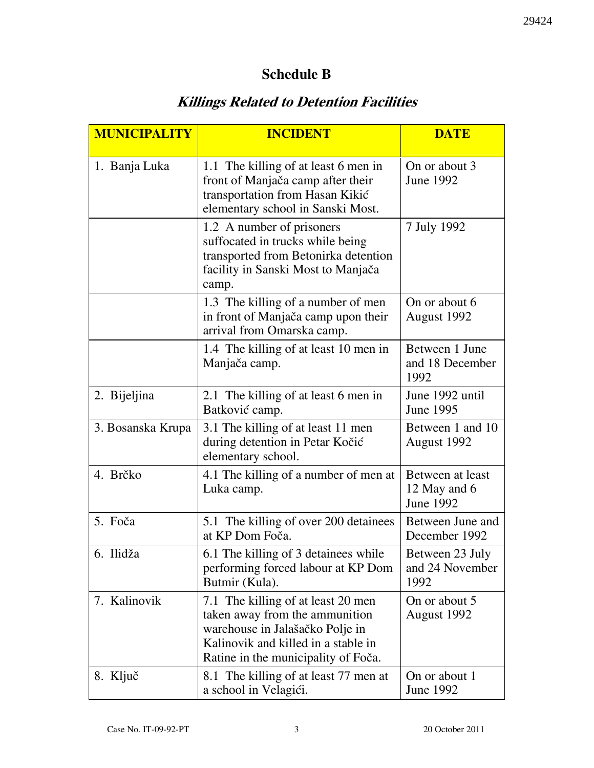## Schedule B

### *Killings Related to Detention Facilities*

| MUNICIPALITY | INCIDENT | DATE |
|---|---|---|
| 1. Banja Luka | 1.1 The killing of at least 6 men in front of Manjača camp after their transportation from Hasan Kikić elementary school in Sanski Most. | On or about 3 June 1992 |
| | 1.2 A number of prisoners suffocated in trucks while being transported from Betonirka detention facility in Sanski Most to Manjača camp. | 7 July 1992 |
| | 1.3 The killing of a number of men in front of Manjača camp upon their arrival from Omarska camp. | On or about 6 August 1992 |
| | 1.4 The killing of at least 10 men in Manjača camp. | Between 1 June and 18 December 1992 |
| 2. Bijeljina | 2.1 The killing of at least 6 men in Batković camp. | June 1992 until June 1995 |
| 3. Bosanska Krupa | 3.1 The killing of at least 11 men during detention in Petar Kočić elementary school. | Between 1 and 10 August 1992 |
| 4. Brčko | 4.1 The killing of a number of men at Luka camp. | Between at least 12 May and 6 June 1992 |
| 5. Foča | 5.1 The killing of over 200 detainees at KP Dom Foča. | Between June and December 1992 |
| 6. Ilidža | 6.1 The killing of 3 detainees while performing forced labour at KP Dom Butmir (Kula). | Between 23 July and 24 November 1992 |
| 7. Kalinovik | 7.1 The killing of at least 20 men taken away from the ammunition warehouse in Jalašačko Polje in Kalinovik and killed in a stable in Ratine in the municipality of Foča. | On or about 5 August 1992 |
| 8. Ključ | 8.1 The killing of at least 77 men at a school in Velagići. | On or about 1 June 1992 |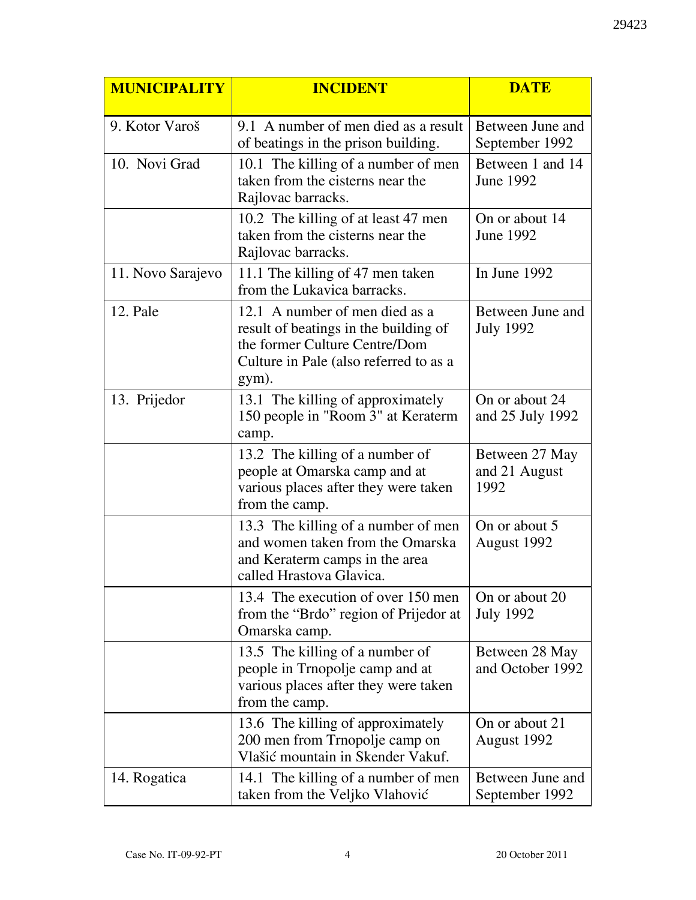| MUNICIPALITY | INCIDENT | DATE |
|---|---|---|
| 9. Kotor Varoš | 9.1 A number of men died as a result of beatings in the prison building. | Between June and September 1992 |
| 10. Novi Grad | 10.1 The killing of a number of men taken from the cisterns near the Rajlovac barracks. | Between 1 and 14 June 1992 |
| | 10.2 The killing of at least 47 men taken from the cisterns near the Rajlovac barracks. | On or about 14 June 1992 |
| 11. Novo Sarajevo | 11.1 The killing of 47 men taken from the Lukavica barracks. | In June 1992 |
| 12. Pale | 12.1 A number of men died as a result of beatings in the building of the former Culture Centre/Dom Culture in Pale (also referred to as a gym). | Between June and July 1992 |
| 13. Prijedor | 13.1 The killing of approximately 150 people in "Room 3" at Keraterm camp. | On or about 24 and 25 July 1992 |
| | 13.2 The killing of a number of people at Omarska camp and at various places after they were taken from the camp. | Between 27 May and 21 August 1992 |
| | 13.3 The killing of a number of men and women taken from the Omarska and Keraterm camps in the area called Hrastova Glavica. | On or about 5 August 1992 |
| | 13.4 The execution of over 150 men from the "Brdo" region of Prijedor at Omarska camp. | On or about 20 July 1992 |
| | 13.5 The killing of a number of people in Trnopolje camp and at various places after they were taken from the camp. | Between 28 May and October 1992 |
| | 13.6 The killing of approximately 200 men from Trnopolje camp on Vlašić mountain in Skender Vakuf. | On or about 21 August 1992 |
| 14. Rogatica | 14.1 The killing of a number of men taken from the Veljko Vlahović | Between June and September 1992 |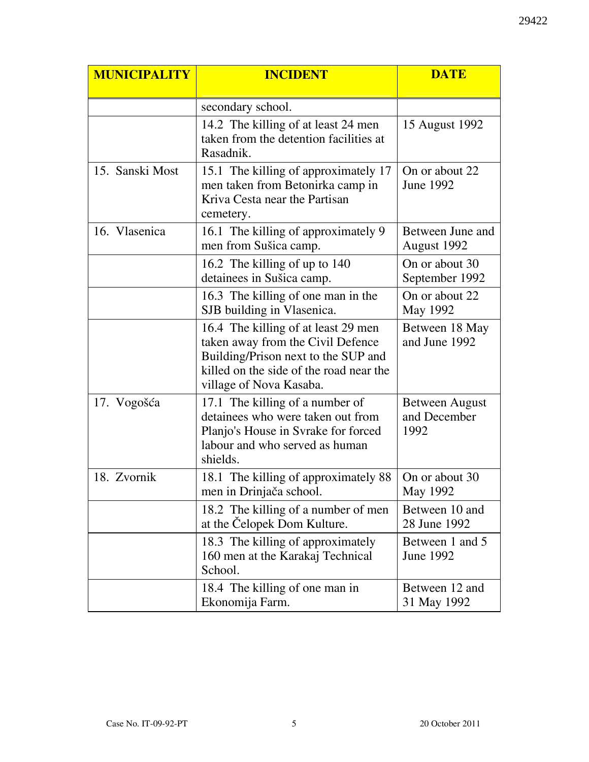| MUNICIPALITY | INCIDENT | DATE |
|---|---|---|
| | secondary school. | |
| | 14.2 The killing of at least 24 men taken from the detention facilities at Rasadnik. | 15 August 1992 |
| 15. Sanski Most | 15.1 The killing of approximately 17 men taken from Betonirka camp in Kriva Cesta near the Partisan cemetery. | On or about 22 June 1992 |
| 16. Vlasenica | 16.1 The killing of approximately 9 men from Sušica camp. | Between June and August 1992 |
| | 16.2 The killing of up to 140 detainees in Sušica camp. | On or about 30 September 1992 |
| | 16.3 The killing of one man in the SJB building in Vlasenica. | On or about 22 May 1992 |
| | 16.4 The killing of at least 29 men taken away from the Civil Defence Building/Prison next to the SUP and killed on the side of the road near the village of Nova Kasaba. | Between 18 May and June 1992 |
| 17. Vogošća | 17.1 The killing of a number of detainees who were taken out from Planjo's House in Svrake for forced labour and who served as human shields. | Between August and December 1992 |
| 18. Zvornik | 18.1 The killing of approximately 88 men in Drinjača school. | On or about 30 May 1992 |
| | 18.2 The killing of a number of men at the Čelopek Dom Kulture. | Between 10 and 28 June 1992 |
| | 18.3 The killing of approximately 160 men at the Karakaj Technical School. | Between 1 and 5 June 1992 |
| | 18.4 The killing of one man in Ekonomija Farm. | Between 12 and 31 May 1992 |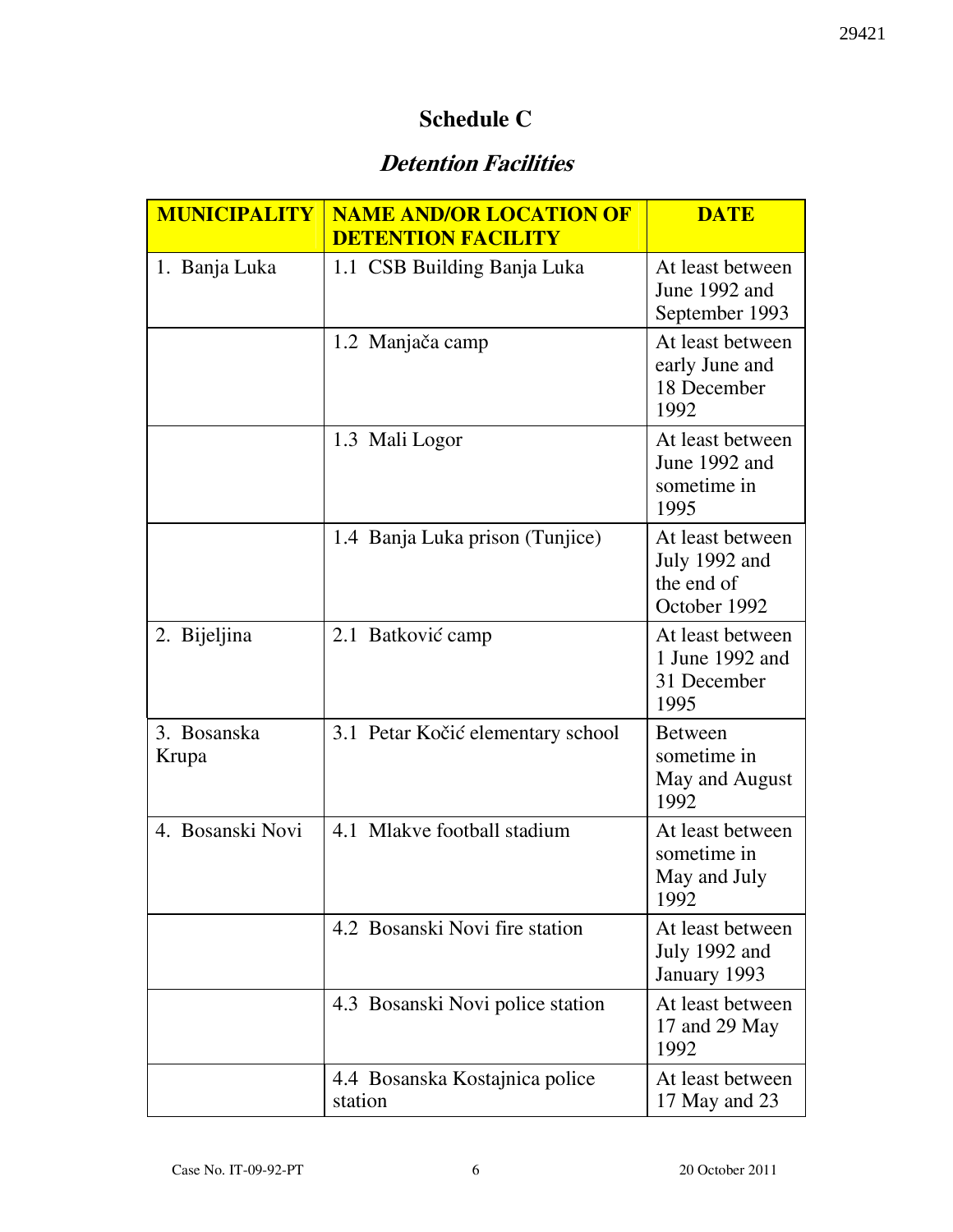# Schedule C

## *Detention Facilities*

| MUNICIPALITY | NAME AND/OR LOCATION OF DETENTION FACILITY | DATE |
|---|---|---|
| 1. Banja Luka | 1.1 CSB Building Banja Luka | At least between June 1992 and September 1993 |
| | 1.2 Manjača camp | At least between early June and 18 December 1992 |
| | 1.3 Mali Logor | At least between June 1992 and sometime in 1995 |
| | 1.4 Banja Luka prison (Tunjice) | At least between July 1992 and the end of October 1992 |
| 2. Bijeljina | 2.1 Batković camp | At least between 1 June 1992 and 31 December 1995 |
| 3. Bosanska Krupa | 3.1 Petar Kočić elementary school | Between sometime in May and August 1992 |
| 4. Bosanski Novi | 4.1 Mlakve football stadium | At least between sometime in May and July 1992 |
| | 4.2 Bosanski Novi fire station | At least between July 1992 and January 1993 |
| | 4.3 Bosanski Novi police station | At least between 17 and 29 May 1992 |
| | 4.4 Bosanska Kostajnica police station | At least between 17 May and 23 |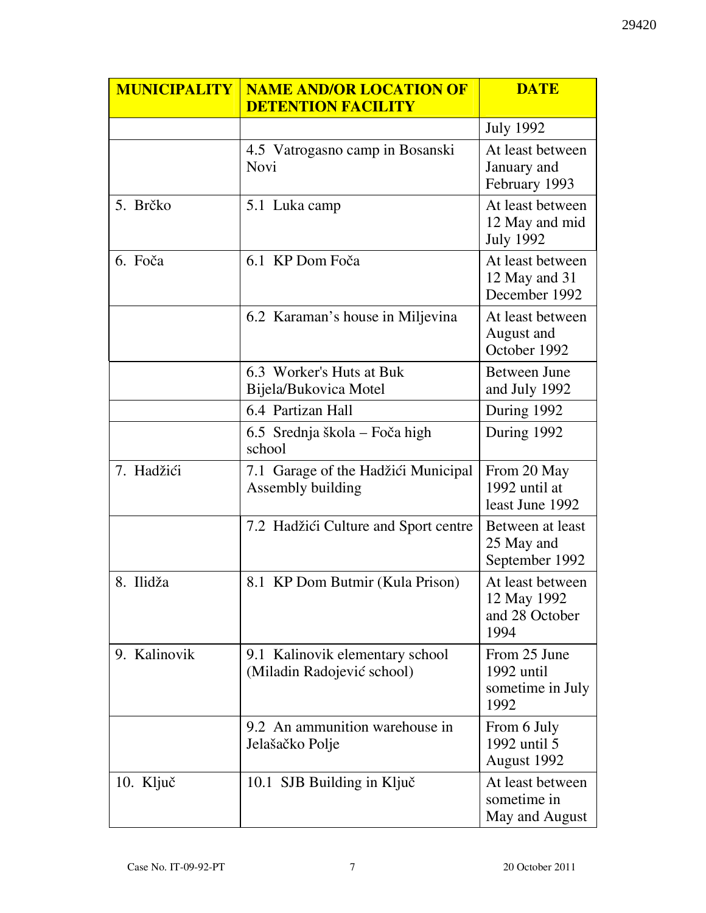| MUNICIPALITY | NAME AND/OR LOCATION OF DETENTION FACILITY | DATE |
|---|---|---|
| | | July 1992 |
| | 4.5 Vatrogasno camp in Bosanski Novi | At least between January and February 1993 |
| 5. Brčko | 5.1 Luka camp | At least between 12 May and mid July 1992 |
| 6. Foča | 6.1 KP Dom Foča | At least between 12 May and 31 December 1992 |
| | 6.2 Karaman's house in Miljevina | At least between August and October 1992 |
| | 6.3 Worker's Huts at Buk Bijela/Bukovica Motel | Between June and July 1992 |
| | 6.4 Partizan Hall | During 1992 |
| | 6.5 Srednja škola – Foča high school | During 1992 |
| 7. Hadžići | 7.1 Garage of the Hadžići Municipal Assembly building | From 20 May 1992 until at least June 1992 |
| | 7.2 Hadžići Culture and Sport centre | Between at least 25 May and September 1992 |
| 8. Ilidža | 8.1 KP Dom Butmir (Kula Prison) | At least between 12 May 1992 and 28 October 1994 |
| 9. Kalinovik | 9.1 Kalinovik elementary school (Miladin Radojević school) | From 25 June 1992 until sometime in July 1992 |
| | 9.2 An ammunition warehouse in Jelašačko Polje | From 6 July 1992 until 5 August 1992 |
| 10. Ključ | 10.1 SJB Building in Ključ | At least between sometime in May and August |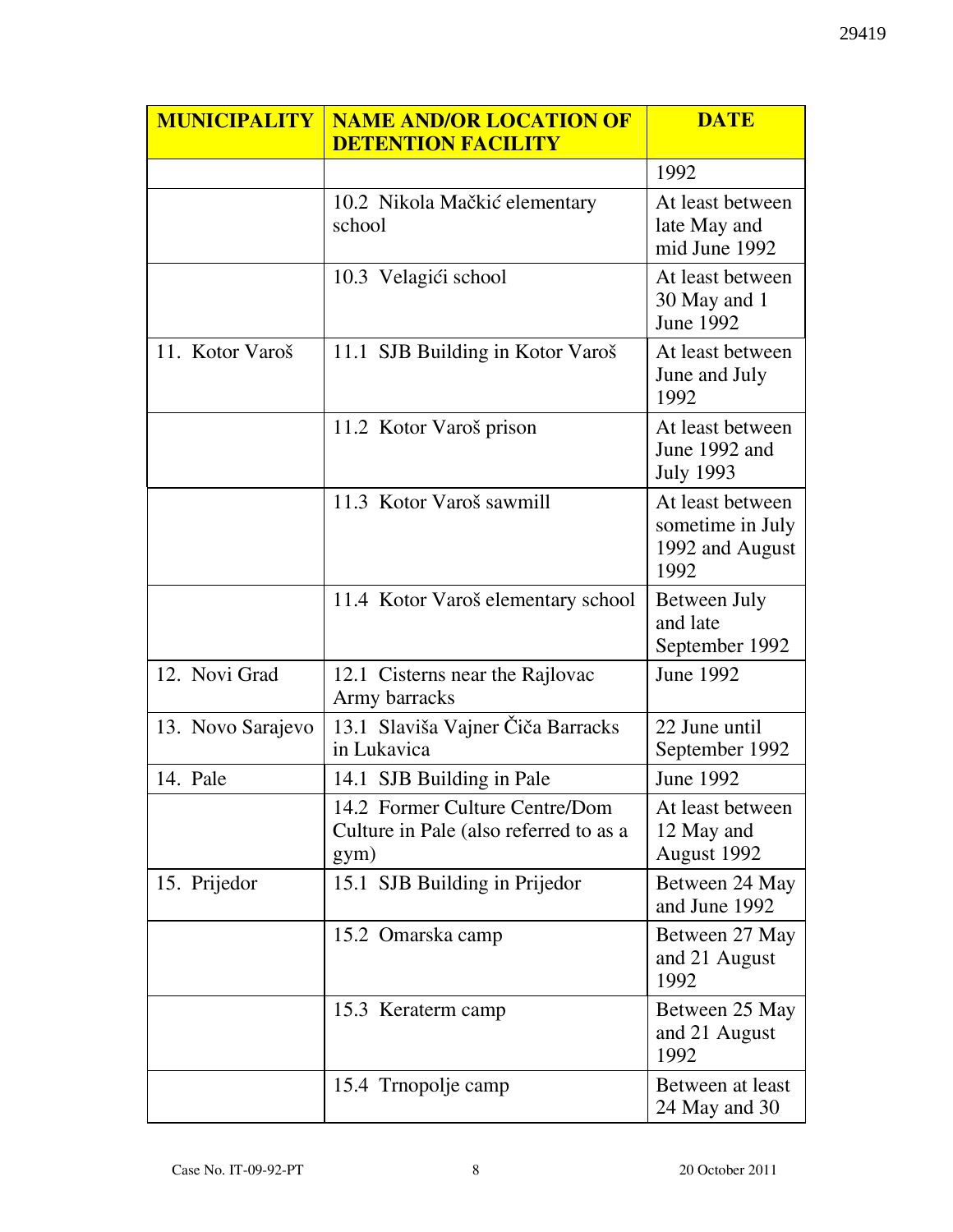| MUNICIPALITY | NAME AND/OR LOCATION OF DETENTION FACILITY | DATE |
|---|---|---|
| | | 1992 |
| | 10.2 Nikola Mačkić elementary school | At least between late May and mid June 1992 |
| | 10.3 Velagići school | At least between 30 May and 1 June 1992 |
| 11. Kotor Varoš | 11.1 SJB Building in Kotor Varoš | At least between June and July 1992 |
| | 11.2 Kotor Varoš prison | At least between June 1992 and July 1993 |
| | 11.3 Kotor Varoš sawmill | At least between sometime in July 1992 and August 1992 |
| | 11.4 Kotor Varoš elementary school | Between July and late September 1992 |
| 12. Novi Grad | 12.1 Cisterns near the Rajlovac Army barracks | June 1992 |
| 13. Novo Sarajevo | 13.1 Slaviša Vajner Čiča Barracks in Lukavica | 22 June until September 1992 |
| 14. Pale | 14.1 SJB Building in Pale | June 1992 |
| | 14.2 Former Culture Centre/Dom Culture in Pale (also referred to as a gym) | At least between 12 May and August 1992 |
| 15. Prijedor | 15.1 SJB Building in Prijedor | Between 24 May and June 1992 |
| | 15.2 Omarska camp | Between 27 May and 21 August 1992 |
| | 15.3 Keraterm camp | Between 25 May and 21 August 1992 |
| | 15.4 Trnopolje camp | Between at least 24 May and 30 |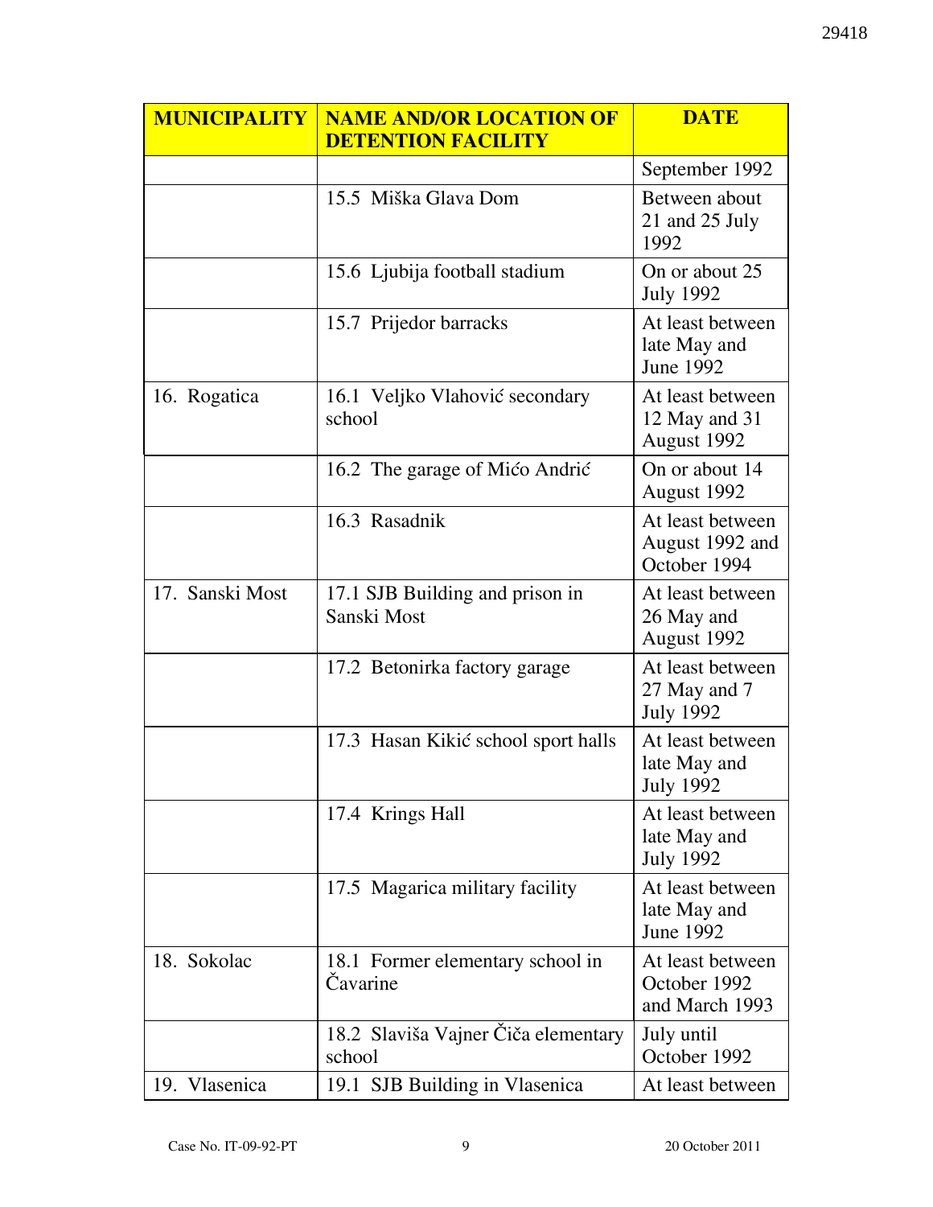| MUNICIPALITY | NAME AND/OR LOCATION OF DETENTION FACILITY | DATE |
|---|---|---|
| | | September 1992 |
| | 15.5 Miška Glava Dom | Between about 21 and 25 July 1992 |
| | 15.6 Ljubija football stadium | On or about 25 July 1992 |
| | 15.7 Prijedor barracks | At least between late May and June 1992 |
| 16. Rogatica | 16.1 Veljko Vlahović secondary school | At least between 12 May and 31 August 1992 |
| | 16.2 The garage of Mićo Andrić | On or about 14 August 1992 |
| | 16.3 Rasadnik | At least between August 1992 and October 1994 |
| 17. Sanski Most | 17.1 SJB Building and prison in Sanski Most | At least between 26 May and August 1992 |
| | 17.2 Betonirka factory garage | At least between 27 May and 7 July 1992 |
| | 17.3 Hasan Kikić school sport halls | At least between late May and July 1992 |
| | 17.4 Krings Hall | At least between late May and July 1992 |
| | 17.5 Magarica military facility | At least between late May and June 1992 |
| 18. Sokolac | 18.1 Former elementary school in Čavarine | At least between October 1992 and March 1993 |
| | 18.2 Slaviša Vajner Čiča elementary school | July until October 1992 |
| 19. Vlasenica | 19.1 SJB Building in Vlasenica | At least between |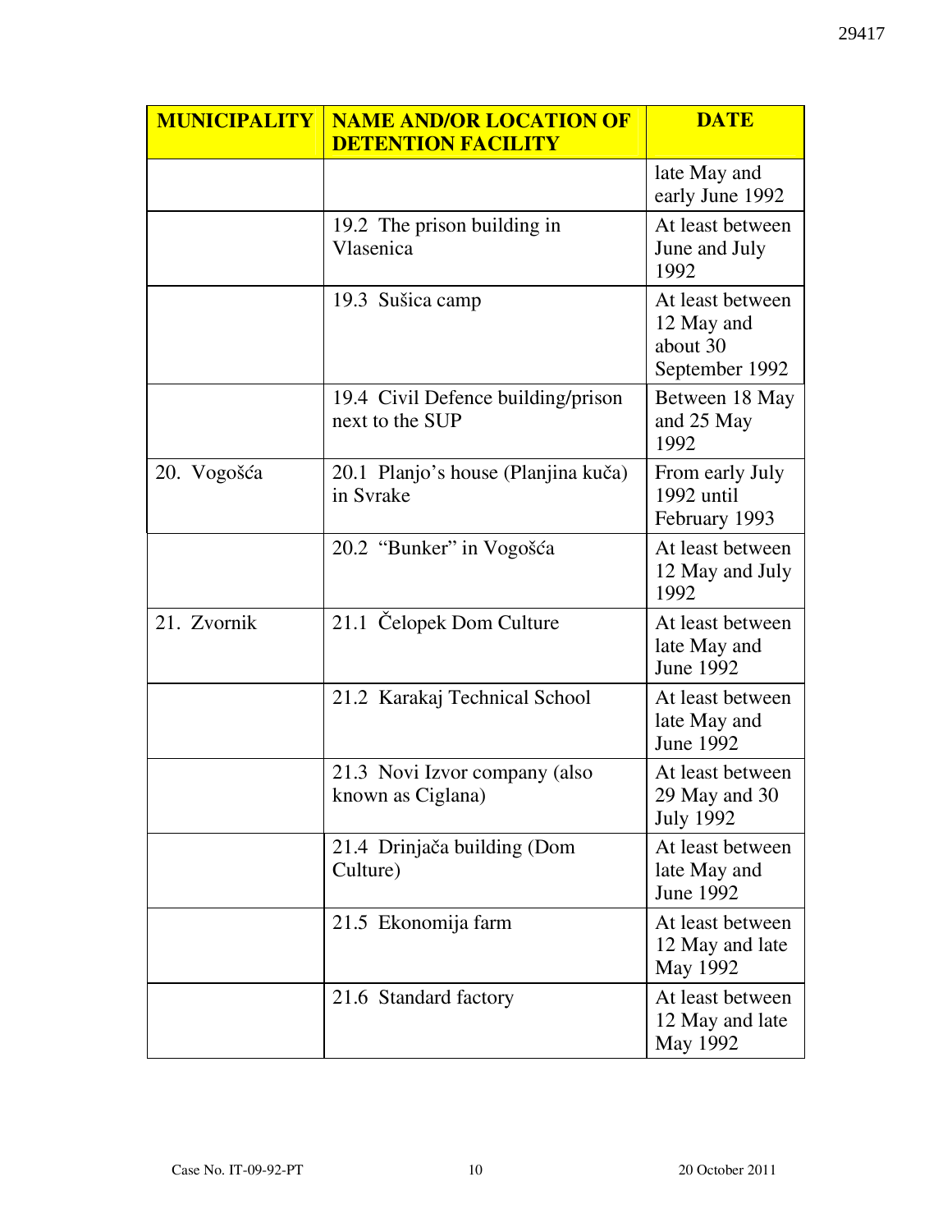| MUNICIPALITY | NAME AND/OR LOCATION OF DETENTION FACILITY | DATE |
|---|---|---|
| | | late May and early June 1992 |
| | 19.2 The prison building in Vlasenica | At least between June and July 1992 |
| | 19.3 Sušica camp | At least between 12 May and about 30 September 1992 |
| | 19.4 Civil Defence building/prison next to the SUP | Between 18 May and 25 May 1992 |
| 20. Vogošća | 20.1 Planjo's house (Planjina kuča) in Svrake | From early July 1992 until February 1993 |
| | 20.2 "Bunker" in Vogošća | At least between 12 May and July 1992 |
| 21. Zvornik | 21.1 Čelopek Dom Culture | At least between late May and June 1992 |
| | 21.2 Karakaj Technical School | At least between late May and June 1992 |
| | 21.3 Novi Izvor company (also known as Ciglana) | At least between 29 May and 30 July 1992 |
| | 21.4 Drinjača building (Dom Culture) | At least between late May and June 1992 |
| | 21.5 Ekonomija farm | At least between 12 May and late May 1992 |
| | 21.6 Standard factory | At least between 12 May and late May 1992 |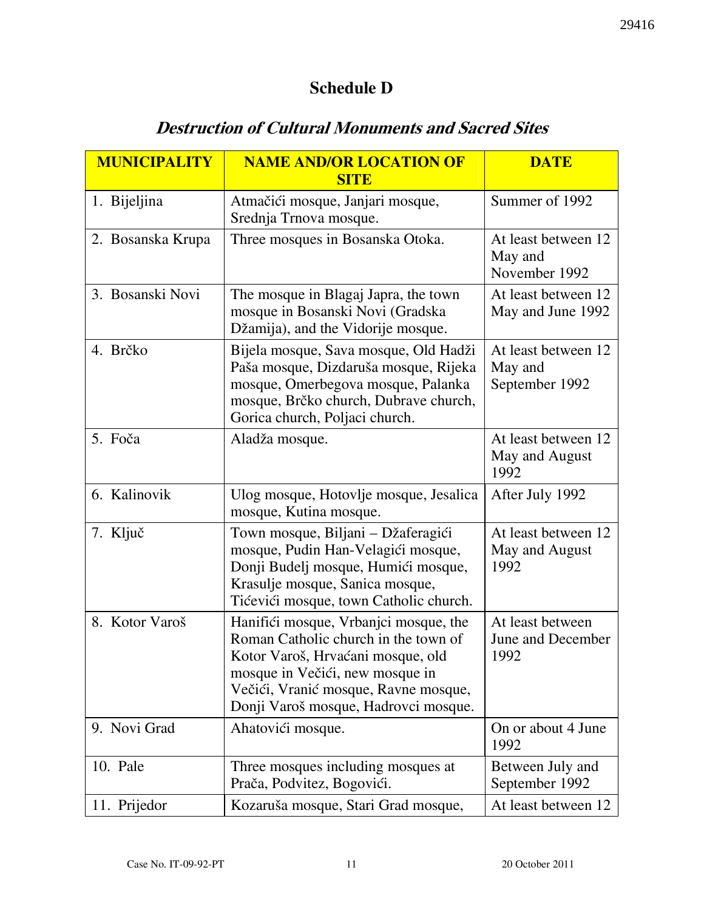# Schedule D

## *Destruction of Cultural Monuments and Sacred Sites*

| MUNICIPALITY | NAME AND/OR LOCATION OF SITE | DATE |
|---|---|---|
| 1. Bijeljina | Atmačići mosque, Janjari mosque, Srednja Trnova mosque. | Summer of 1992 |
| 2. Bosanska Krupa | Three mosques in Bosanska Otoka. | At least between 12 May and November 1992 |
| 3. Bosanski Novi | The mosque in Blagaj Japra, the town mosque in Bosanski Novi (Gradska Džamija), and the Vidorije mosque. | At least between 12 May and June 1992 |
| 4. Brčko | Bijela mosque, Sava mosque, Old Hadži Paša mosque, Dizdaruša mosque, Rijeka mosque, Omerbegova mosque, Palanka mosque, Brčko church, Dubrave church, Gorica church, Poljaci church. | At least between 12 May and September 1992 |
| 5. Foča | Aladža mosque. | At least between 12 May and August 1992 |
| 6. Kalinovik | Ulog mosque, Hotovlje mosque, Jesalica mosque, Kutina mosque. | After July 1992 |
| 7. Ključ | Town mosque, Biljani – Džaferagići mosque, Pudin Han-Velagići mosque, Donji Budelj mosque, Humići mosque, Krasulje mosque, Sanica mosque, Tićevići mosque, town Catholic church. | At least between 12 May and August 1992 |
| 8. Kotor Varoš | Hanifići mosque, Vrbanjci mosque, the Roman Catholic church in the town of Kotor Varoš, Hrvaćani mosque, old mosque in Večići, new mosque in Večići, Vranić mosque, Ravne mosque, Donji Varoš mosque, Hadrovci mosque. | At least between June and December 1992 |
| 9. Novi Grad | Ahatovići mosque. | On or about 4 June 1992 |
| 10. Pale | Three mosques including mosques at Prača, Podvitez, Bogovići. | Between July and September 1992 |
| 11. Prijedor | Kozaruša mosque, Stari Grad mosque, | At least between 12 |

Case No. IT-09-92-PT 20 October 2011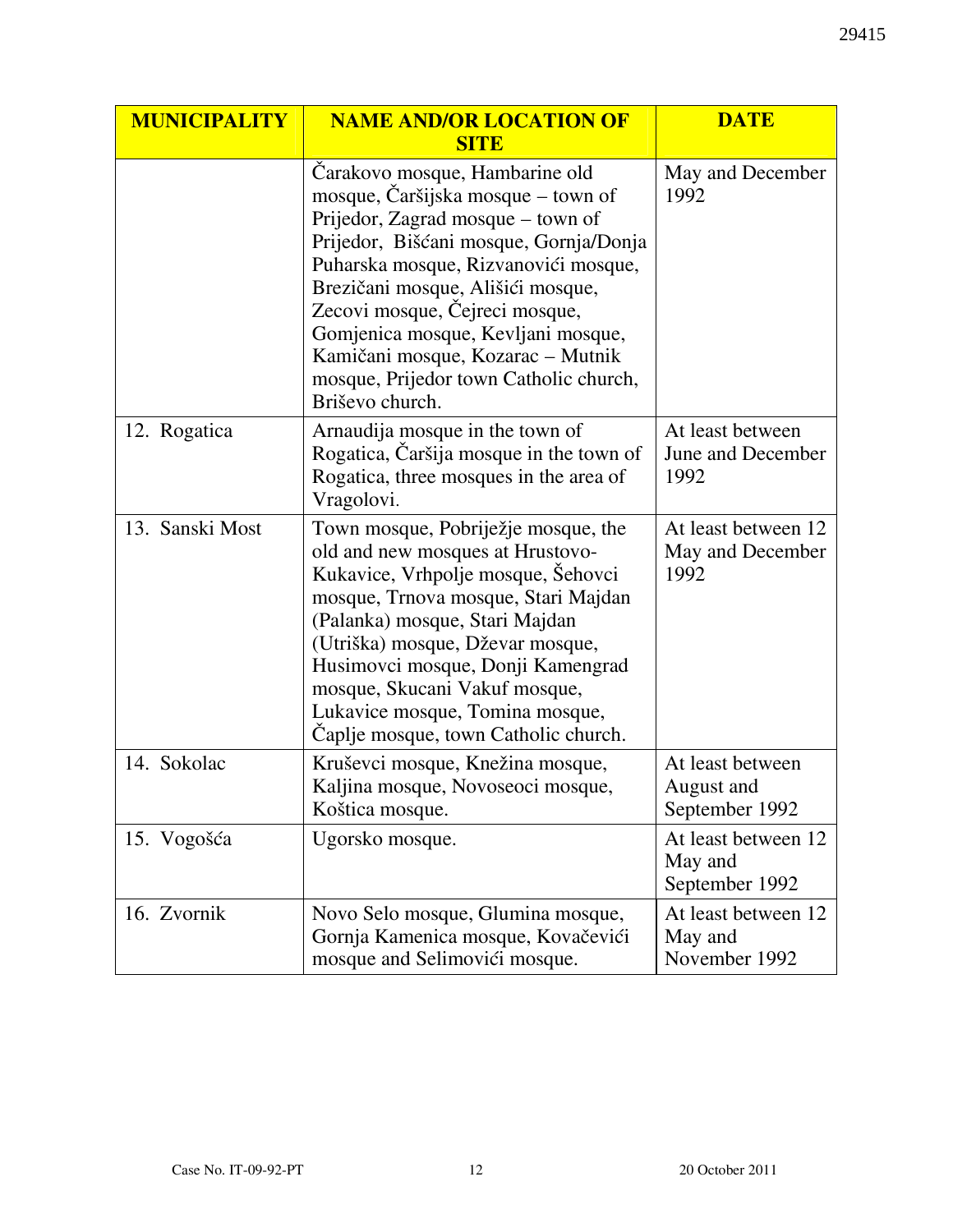| MUNICIPALITY | NAME AND/OR LOCATION OF SITE | DATE |
|---|---|---|
| | Čarakovo mosque, Hambarine old mosque, Čaršijska mosque – town of Prijedor, Zagrad mosque – town of Prijedor, Bišćani mosque, Gornja/Donja Puharska mosque, Rizvanovići mosque, Brezičani mosque,Ališići mosque, Zecovi mosque, Čejreci mosque, Gomjenica mosque, Kevljani mosque, Kamičani mosque, Kozarac – Mutnik mosque, Prijedor town Catholic church, Briševo church. | May and December 1992 |
| 12. Rogatica | Arnaudija mosque in the town of Rogatica, Čaršija mosque in the town of Rogatica, three mosques in the area of Vragolovi. | At least between June and December 1992 |
| 13. Sanski Most | Town mosque, Pobriježje mosque, the old and new mosques at Hrustovo-Kukavice, Vrhpolje mosque, Šehovci mosque, Trnova mosque, Stari Majdan (Palanka) mosque, Stari Majdan (Utriška) mosque, Dževar mosque, Husimovci mosque, Donji Kamengrad mosque, Skucani Vakuf mosque, Lukavice mosque, Tomina mosque, Čaplje mosque, town Catholic church. | At least between 12 May and December 1992 |
| 14. Sokolac | Kruševci mosque, Knežina mosque, Kaljina mosque, Novoseoci mosque, Koštica mosque. | At least between August and September 1992 |
| 15. Vogošća | Ugorsko mosque. | At least between 12 May and September 1992 |
| 16. Zvornik | Novo Selo mosque, Glumina mosque, Gornja Kamenica mosque, Kovačevići mosque and Selimovići mosque. | At least between 12 May and November 1992 |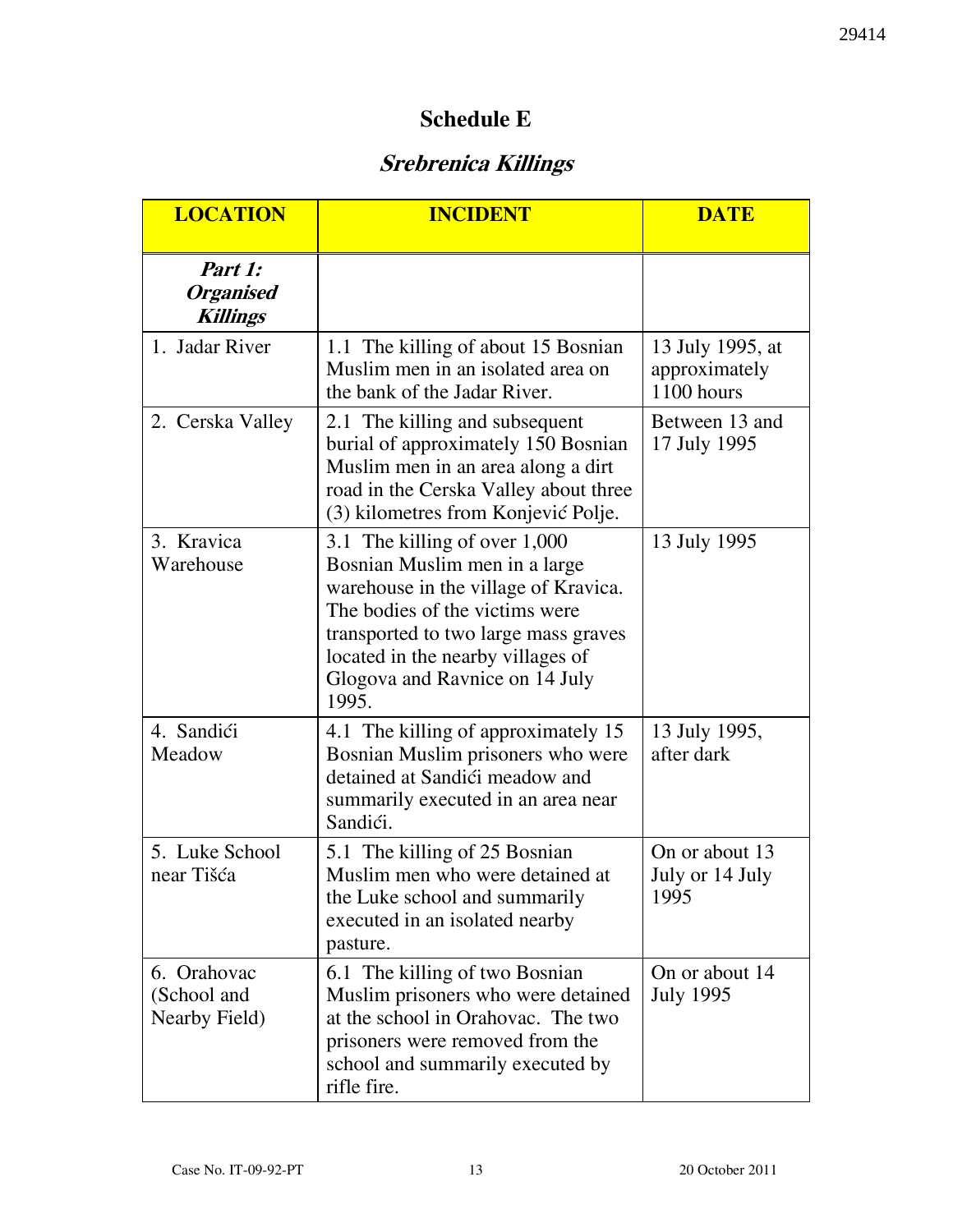# Schedule E

## *Srebrenica Killings*

| LOCATION | INCIDENT | DATE |
| --- | --- | --- |
| ***Part 1: Organised Killings*** | | |
| 1. Jadar River | 1.1 The killing of about 15 Bosnian Muslim men in an isolated area on the bank of the Jadar River. | 13 July 1995, at approximately 1100 hours |
| 2. Cerska Valley | 2.1 The killing and subsequent burial of approximately 150 Bosnian Muslim men in an area along a dirt road in the Cerska Valley about three (3) kilometres from Konjević Polje. | Between 13 and 17 July 1995 |
| 3. Kravica Warehouse | 3.1 The killing of over 1,000 Bosnian Muslim men in a large warehouse in the village of Kravica. The bodies of the victims were transported to two large mass graves located in the nearby villages of Glogova and Ravnice on 14 July 1995. | 13 July 1995 |
| 4. Sandići Meadow | 4.1 The killing of approximately 15 Bosnian Muslim prisoners who were detained at Sandići meadow and summarily executed in an area near Sandići. | 13 July 1995, after dark |
| 5. Luke School near Tišća | 5.1 The killing of 25 Bosnian Muslim men who were detained at the Luke school and summarily executed in an isolated nearby pasture. | On or about 13 July or 14 July 1995 |
| 6. Orahovac (School and Nearby Field) | 6.1 The killing of two Bosnian Muslim prisoners who were detained at the school in Orahovac. The two prisoners were removed from the school and summarily executed by rifle fire. | On or about 14 July 1995 |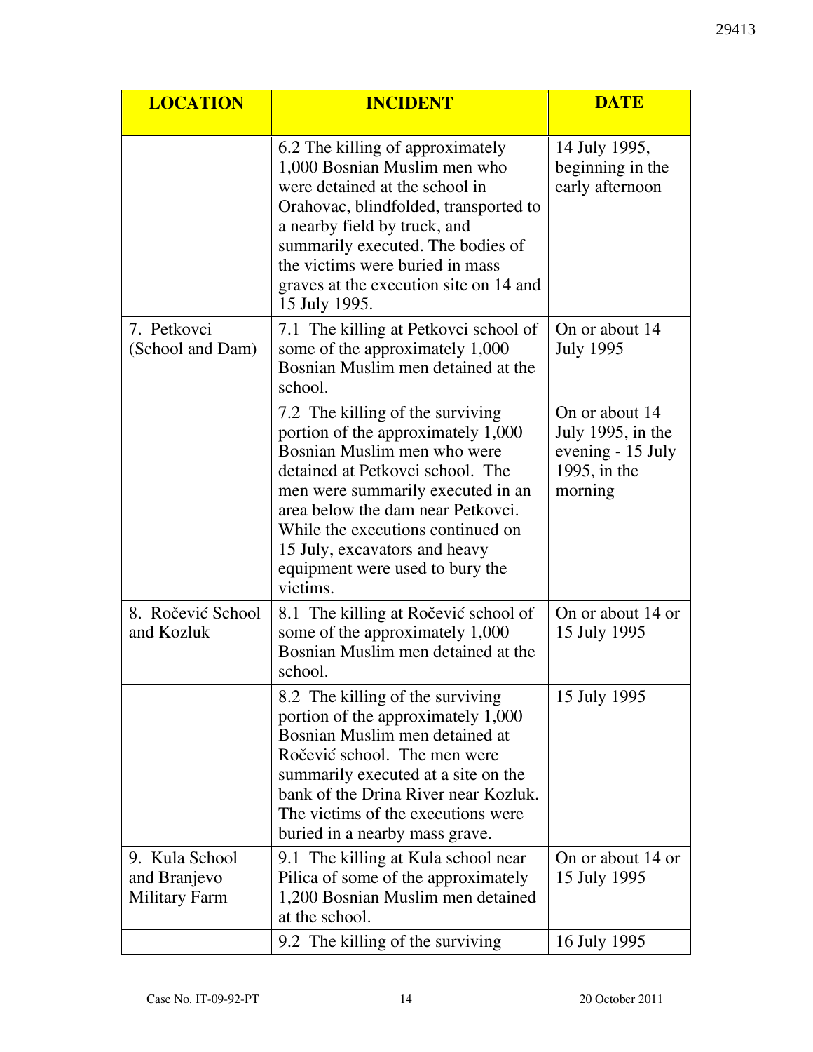| LOCATION | INCIDENT | DATE |
|---|---|---|
| | 6.2 The killing of approximately 1,000 Bosnian Muslim men who were detained at the school in Orahovac, blindfolded, transported to a nearby field by truck, and summarily executed. The bodies of the victims were buried in mass graves at the execution site on 14 and 15 July 1995. | 14 July 1995, beginning in the early afternoon |
| 7. Petkovci (School and Dam) | 7.1 The killing at Petkovci school of some of the approximately 1,000 Bosnian Muslim men detained at the school. | On or about 14 July 1995 |
| | 7.2 The killing of the surviving portion of the approximately 1,000 Bosnian Muslim men who were detained at Petkovci school. The men were summarily executed in an area below the dam near Petkovci. While the executions continued on 15 July, excavators and heavy equipment were used to bury the victims. | On or about 14 July 1995, in the evening - 15 July 1995, in the morning |
| 8. Ročević School and Kozluk | 8.1 The killing at Ročević school of some of the approximately 1,000 Bosnian Muslim men detained at the school. | On or about 14 or 15 July 1995 |
| | 8.2 The killing of the surviving portion of the approximately 1,000 Bosnian Muslim men detained at Ročević school. The men were summarily executed at a site on the bank of the Drina River near Kozluk. The victims of the executions were buried in a nearby mass grave. | 15 July 1995 |
| 9. Kula School and Branjevo Military Farm | 9.1 The killing at Kula school near Pilica of some of the approximately 1,200 Bosnian Muslim men detained at the school. | On or about 14 or 15 July 1995 |
| | 9.2 The killing of the surviving | 16 July 1995 |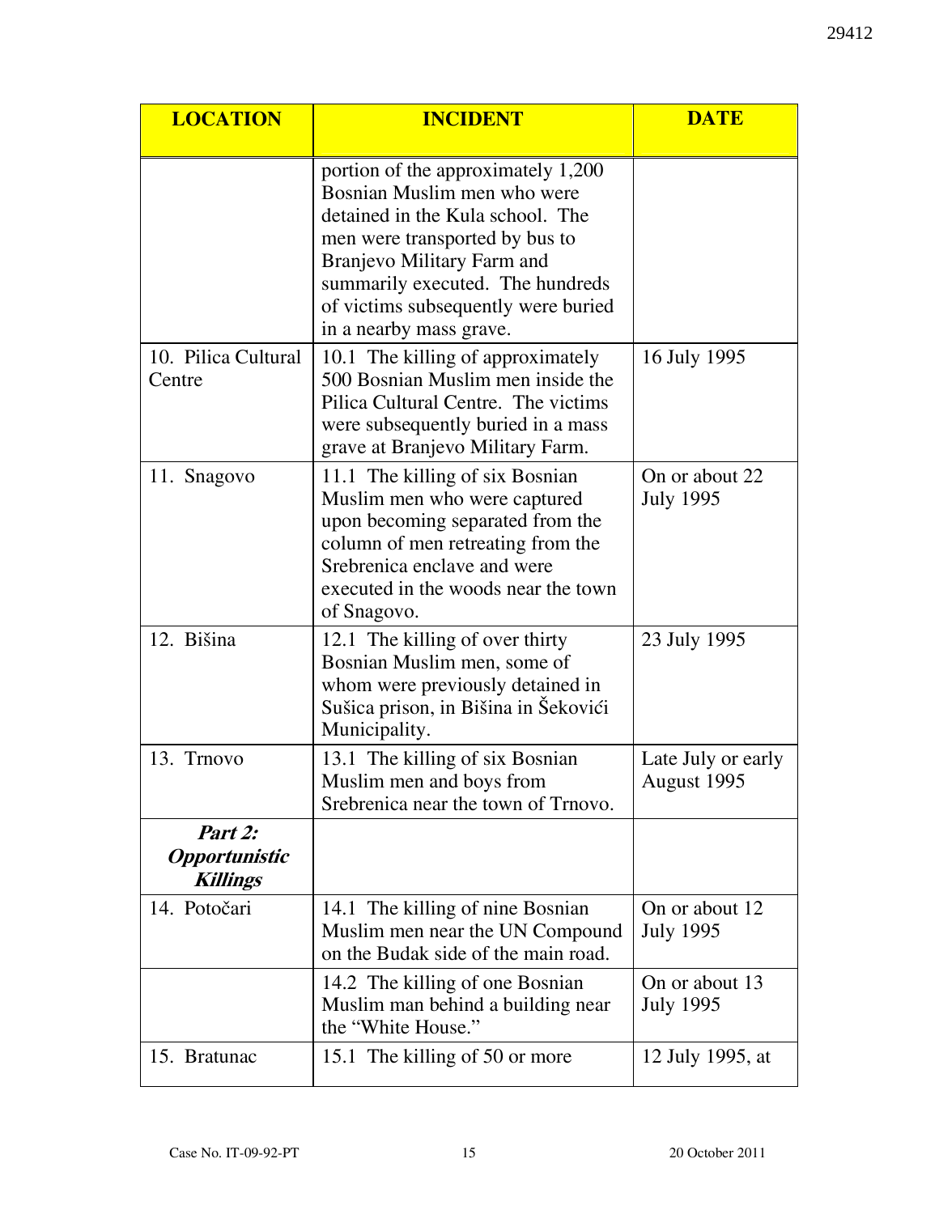| LOCATION | INCIDENT | DATE |
|---|---|---|
| | portion of the approximately 1,200 Bosnian Muslim men who were detained in the Kula school. The men were transported by bus to Branjevo Military Farm and summarily executed. The hundreds of victims subsequently were buried in a nearby mass grave. | |
| 10. Pilica Cultural Centre | 10.1 The killing of approximately 500 Bosnian Muslim men inside the Pilica Cultural Centre. The victims were subsequently buried in a mass grave at Branjevo Military Farm. | 16 July 1995 |
| 11. Snagovo | 11.1 The killing of six Bosnian Muslim men who were captured upon becoming separated from the column of men retreating from the Srebrenica enclave and were executed in the woods near the town of Snagovo. | On or about 22 July 1995 |
| 12. Bišina | 12.1 The killing of over thirty Bosnian Muslim men, some of whom were previously detained in Sušica prison, in Bišina in Šekovići Municipality. | 23 July 1995 |
| 13. Trnovo | 13.1 The killing of six Bosnian Muslim men and boys from Srebrenica near the town of Trnovo. | Late July or early August 1995 |
| ***Part 2: Opportunistic Killings*** | | |
| 14. Potočari | 14.1 The killing of nine Bosnian Muslim men near the UN Compound on the Budak side of the main road. | On or about 12 July 1995 |
| | 14.2 The killing of one Bosnian Muslim man behind a building near the "White House." | On or about 13 July 1995 |
| 15. Bratunac | 15.1 The killing of 50 or more | 12 July 1995, at |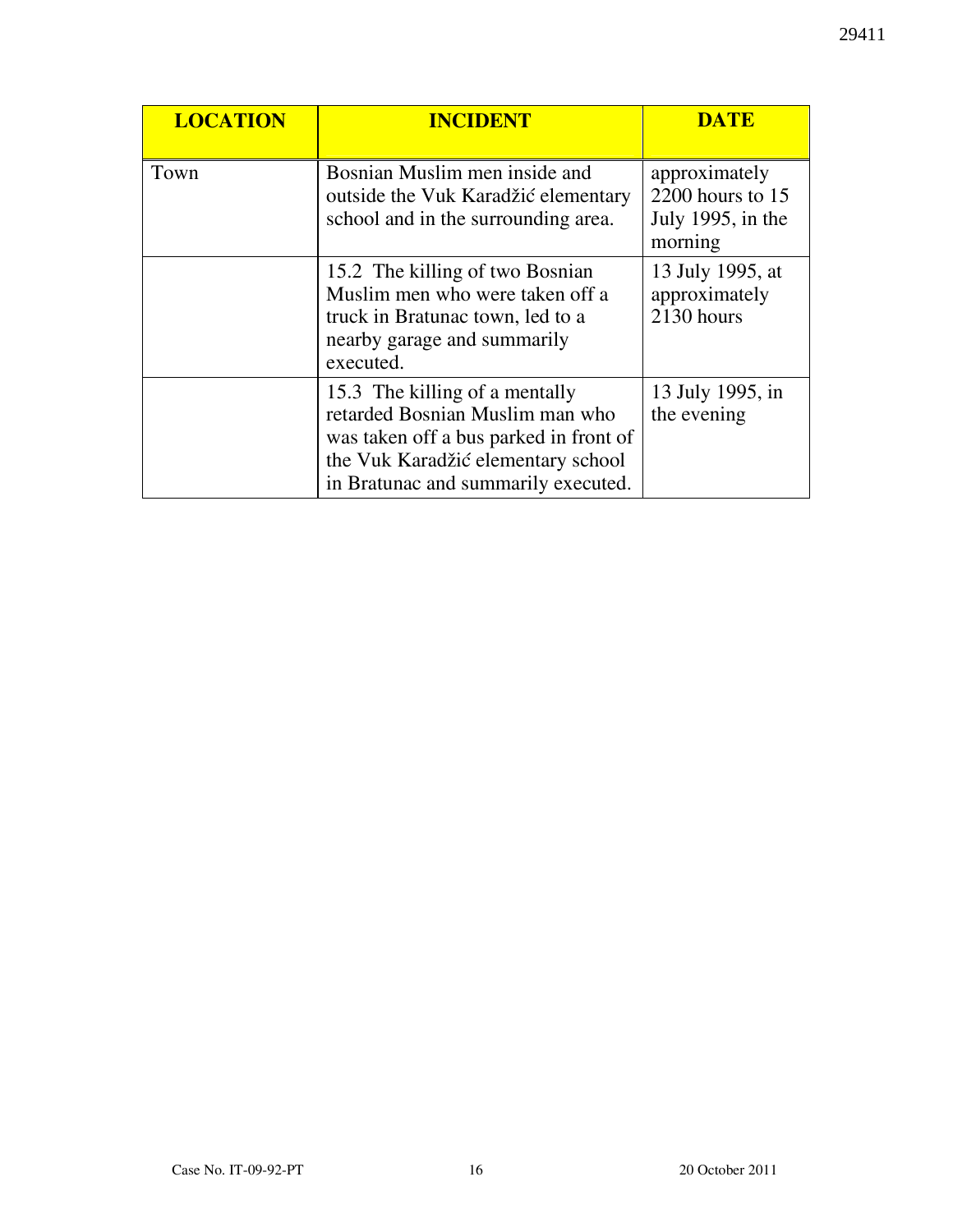| LOCATION | INCIDENT | DATE |
| --- | --- | --- |
| Town | Bosnian Muslim men inside and outside the Vuk Karadžić elementary school and in the surrounding area. | approximately 2200 hours to 15 July 1995, in the morning |
| | 15.2 The killing of two Bosnian Muslim men who were taken off a truck in Bratunac town, led to a nearby garage and summarily executed. | 13 July 1995, at approximately 2130 hours |
| | 15.3 The killing of a mentally retarded Bosnian Muslim man who was taken off a bus parked in front of the Vuk Karadžić elementary school in Bratunac and summarily executed. | 13 July 1995, in the evening |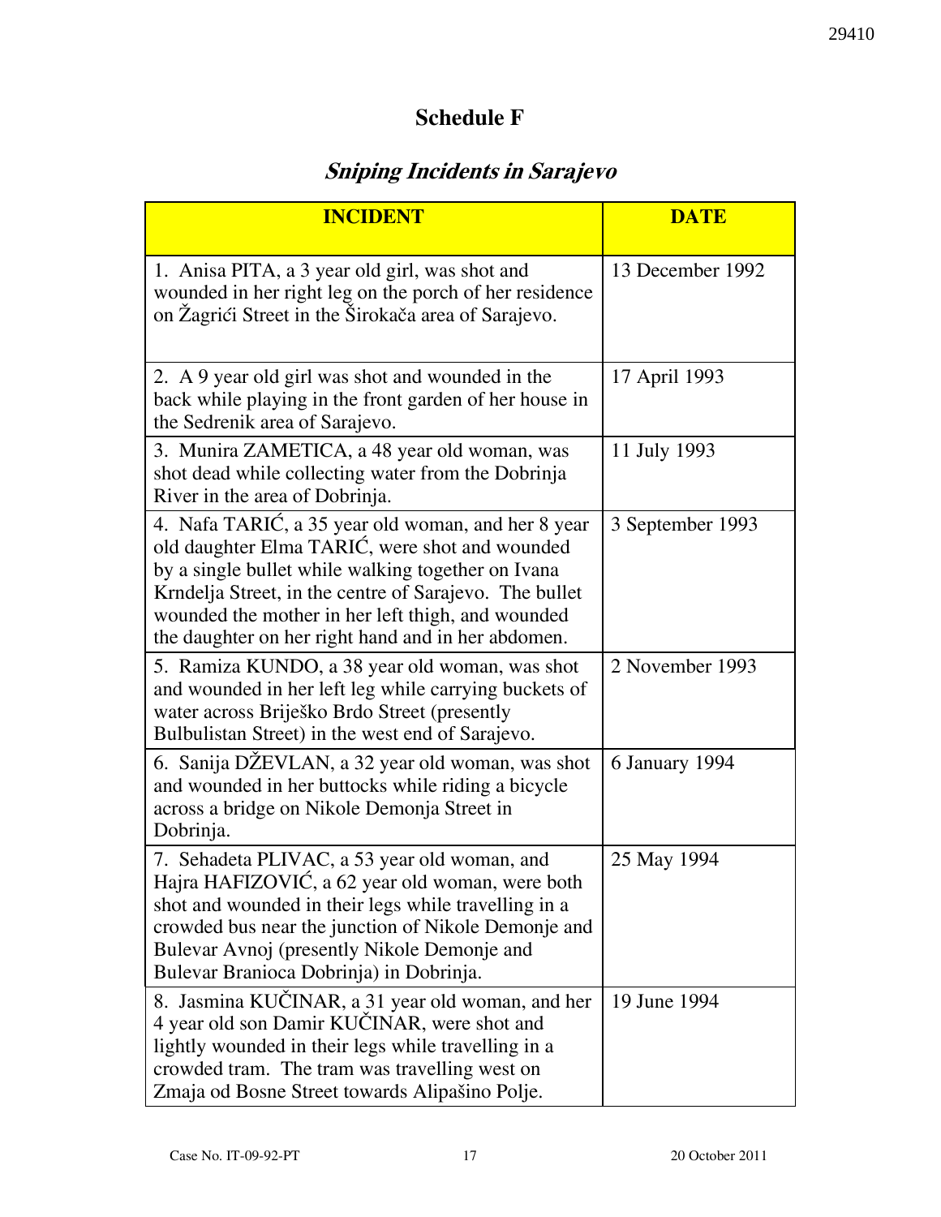## Schedule F

### *Sniping Incidents in Sarajevo*

| INCIDENT | DATE |
|---|---|
| 1. Anisa PITA, a 3 year old girl, was shot and wounded in her right leg on the porch of her residence on Žagrići Street in the Širokača area of Sarajevo. | 13 December 1992 |
| 2. A 9 year old girl was shot and wounded in the back while playing in the front garden of her house in the Sedrenik area of Sarajevo. | 17 April 1993 |
| 3. Munira ZAMETICA, a 48 year old woman, was shot dead while collecting water from the Dobrinja River in the area of Dobrinja. | 11 July 1993 |
| 4. Nafa TARIĆ, a 35 year old woman, and her 8 year old daughter Elma TARIĆ, were shot and wounded by a single bullet while walking together on Ivana Krndelja Street, in the centre of Sarajevo. The bullet wounded the mother in her left thigh, and wounded the daughter on her right hand and in her abdomen. | 3 September 1993 |
| 5. Ramiza KUNDO, a 38 year old woman, was shot and wounded in her left leg while carrying buckets of water across Briješko Brdo Street (presently Bulbulistan Street) in the west end of Sarajevo. | 2 November 1993 |
| 6. Sanija DŽEVLAN, a 32 year old woman, was shot and wounded in her buttocks while riding a bicycle across a bridge on Nikole Demonja Street in Dobrinja. | 6 January 1994 |
| 7. Sehadeta PLIVAC, a 53 year old woman, and Hajra HAFIZOVIĆ, a 62 year old woman, were both shot and wounded in their legs while travelling in a crowded bus near the junction of Nikole Demonje and Bulevar Avnoj (presently Nikole Demonje and Bulevar Branioca Dobrinja) in Dobrinja. | 25 May 1994 |
| 8. Jasmina KUČINAR, a 31 year old woman, and her 4 year old son Damir KUČINAR, were shot and lightly wounded in their legs while travelling in a crowded tram. The tram was travelling west on Zmaja od Bosne Street towards Alipašino Polje. | 19 June 1994 |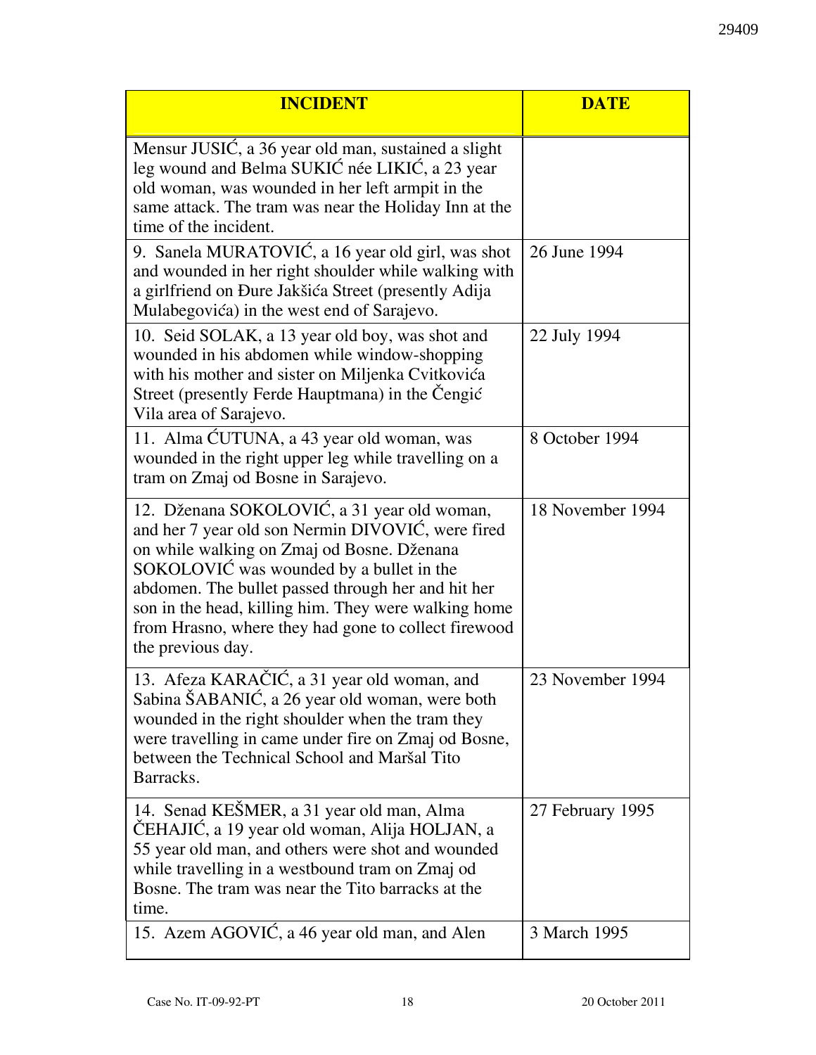| INCIDENT | DATE |
|---|---|
| Mensur JUSIĆ, a 36 year old man, sustained a slight leg wound and Belma SUKIĆ née LIKIĆ, a 23 year old woman, was wounded in her left armpit in the same attack. The tram was near the Holiday Inn at the time of the incident. | |
| 9. Sanela MURATOVIĆ, a 16 year old girl, was shot and wounded in her right shoulder while walking with a girlfriend on Đure Jakšića Street (presently Adija Mulabegovića) in the west end of Sarajevo. | 26 June 1994 |
| 10. Seid SOLAK, a 13 year old boy, was shot and wounded in his abdomen while window-shopping with his mother and sister on Miljenka Cvitkovića Street (presently Ferde Hauptmana) in the Čengić Vila area of Sarajevo. | 22 July 1994 |
| 11. Alma ĆUTUNA, a 43 year old woman, was wounded in the right upper leg while travelling on a tram on Zmaj od Bosne in Sarajevo. | 8 October 1994 |
| 12. Dženana SOKOLOVIĆ, a 31 year old woman, and her 7 year old son Nermin DIVOVIĆ, were fired on while walking on Zmaj od Bosne. Dženana SOKOLOVIĆ was wounded by a bullet in the abdomen. The bullet passed through her and hit her son in the head, killing him. They were walking home from Hrasno, where they had gone to collect firewood the previous day. | 18 November 1994 |
| 13. Afeza KARAČIĆ, a 31 year old woman, and Sabina ŠABANIĆ, a 26 year old woman, were both wounded in the right shoulder when the tram they were travelling in came under fire on Zmaj od Bosne, between the Technical School and Maršal Tito Barracks. | 23 November 1994 |
| 14. Senad KEŠMER, a 31 year old man, Alma ČEHAJIĆ, a 19 year old woman, Alija HOLJAN, a 55 year old man, and others were shot and wounded while travelling in a westbound tram on Zmaj od Bosne. The tram was near the Tito barracks at the time. | 27 February 1995 |
| 15. Azem AGOVIĆ, a 46 year old man, and Alen | 3 March 1995 |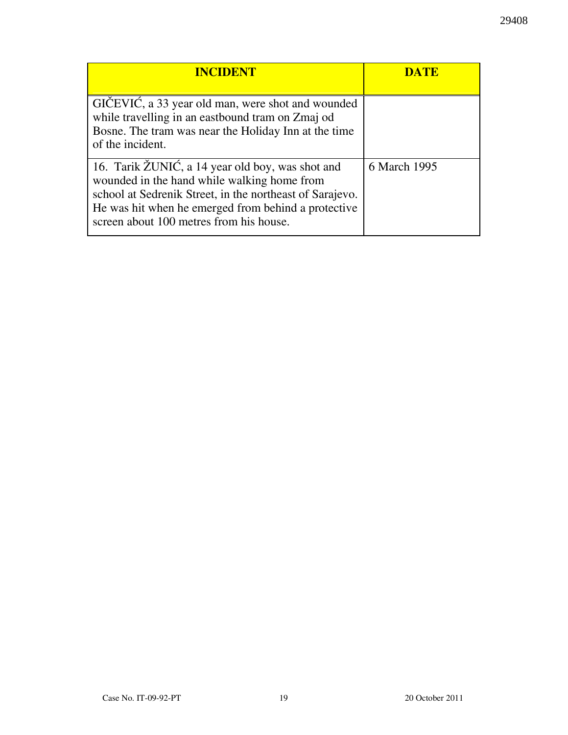| INCIDENT | DATE |
|---|---|
| GIČEVIĆ, a 33 year old man, were shot and wounded while travelling in an eastbound tram on Zmaj od Bosne. The tram was near the Holiday Inn at the time of the incident. | |
| 16. Tarik ŽUNIĆ, a 14 year old boy, was shot and wounded in the hand while walking home from school at Sedrenik Street, in the northeast of Sarajevo. He was hit when he emerged from behind a protective screen about 100 metres from his house. | 6 March 1995 |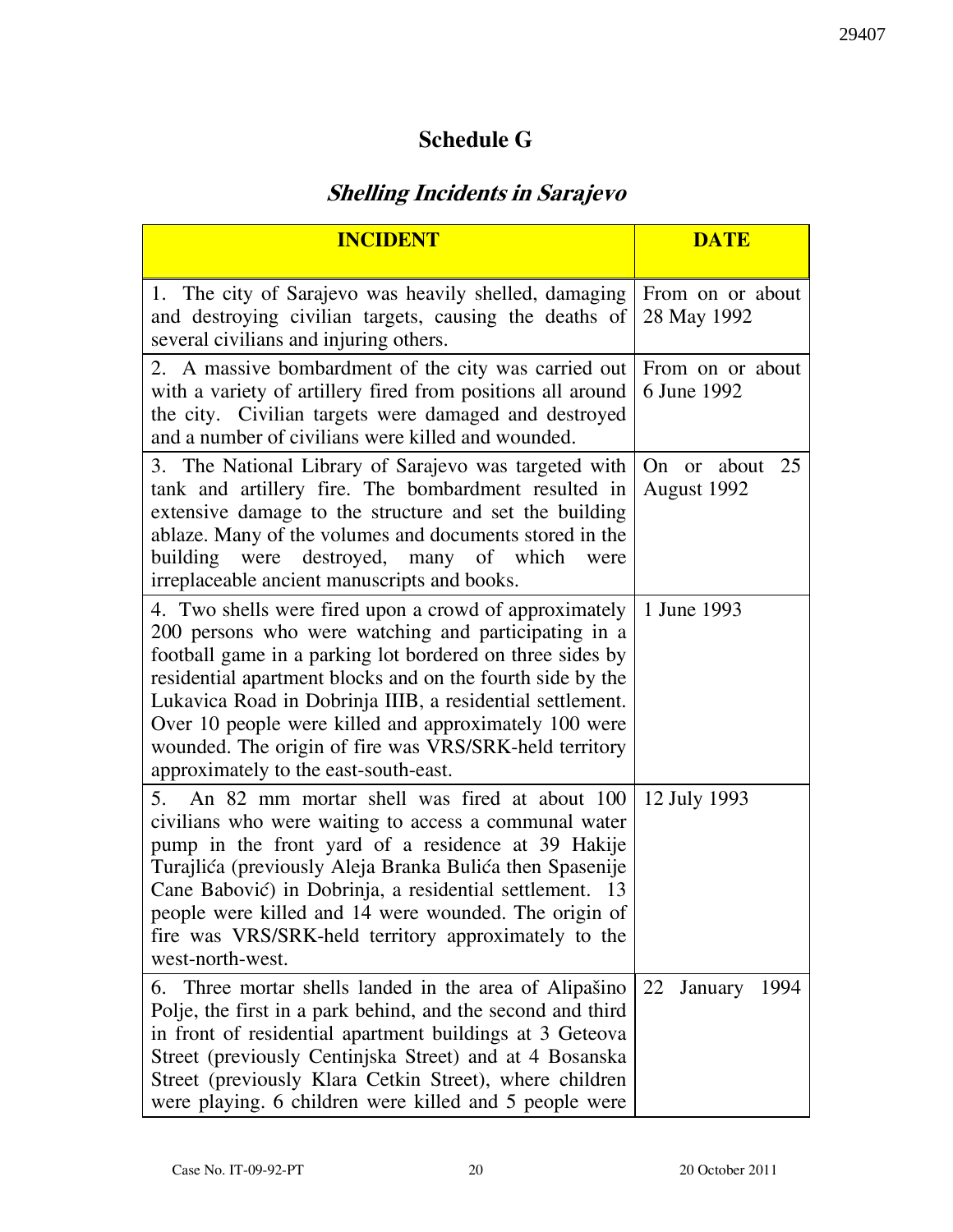## Schedule G

### *Shelling Incidents in Sarajevo*

| INCIDENT | DATE |
|---|---|
| 1. The city of Sarajevo was heavily shelled, damaging and destroying civilian targets, causing the deaths of several civilians and injuring others. | From on or about 28 May 1992 |
| 2. A massive bombardment of the city was carried out with a variety of artillery fired from positions all around the city. Civilian targets were damaged and destroyed and a number of civilians were killed and wounded. | From on or about 6 June 1992 |
| 3. The National Library of Sarajevo was targeted with tank and artillery fire. The bombardment resulted in extensive damage to the structure and set the building ablaze. Many of the volumes and documents stored in the building were destroyed, many of which were irreplaceable ancient manuscripts and books. | On or about 25 August 1992 |
| 4. Two shells were fired upon a crowd of approximately 200 persons who were watching and participating in a football game in a parking lot bordered on three sides by residential apartment blocks and on the fourth side by the Lukavica Road in Dobrinja IIIB, a residential settlement. Over 10 people were killed and approximately 100 were wounded. The origin of fire was VRS/SRK-held territory approximately to the east-south-east. | 1 June 1993 |
| 5. An 82 mm mortar shell was fired at about 100 civilians who were waiting to access a communal water pump in the front yard of a residence at 39 Hakije Turajlića (previously Aleja Branka Bulića then Spasenije Cane Babović) in Dobrinja, a residential settlement. 13 people were killed and 14 were wounded. The origin of fire was VRS/SRK-held territory approximately to the west-north-west. | 12 July 1993 |
| 6. Three mortar shells landed in the area of Alipašino Polje, the first in a park behind, and the second and third in front of residential apartment buildings at 3 Geteova Street (previously Centinjska Street) and at 4 Bosanska Street (previously Klara Cetkin Street), where children were playing. 6 children were killed and 5 people were | 22 January 1994 |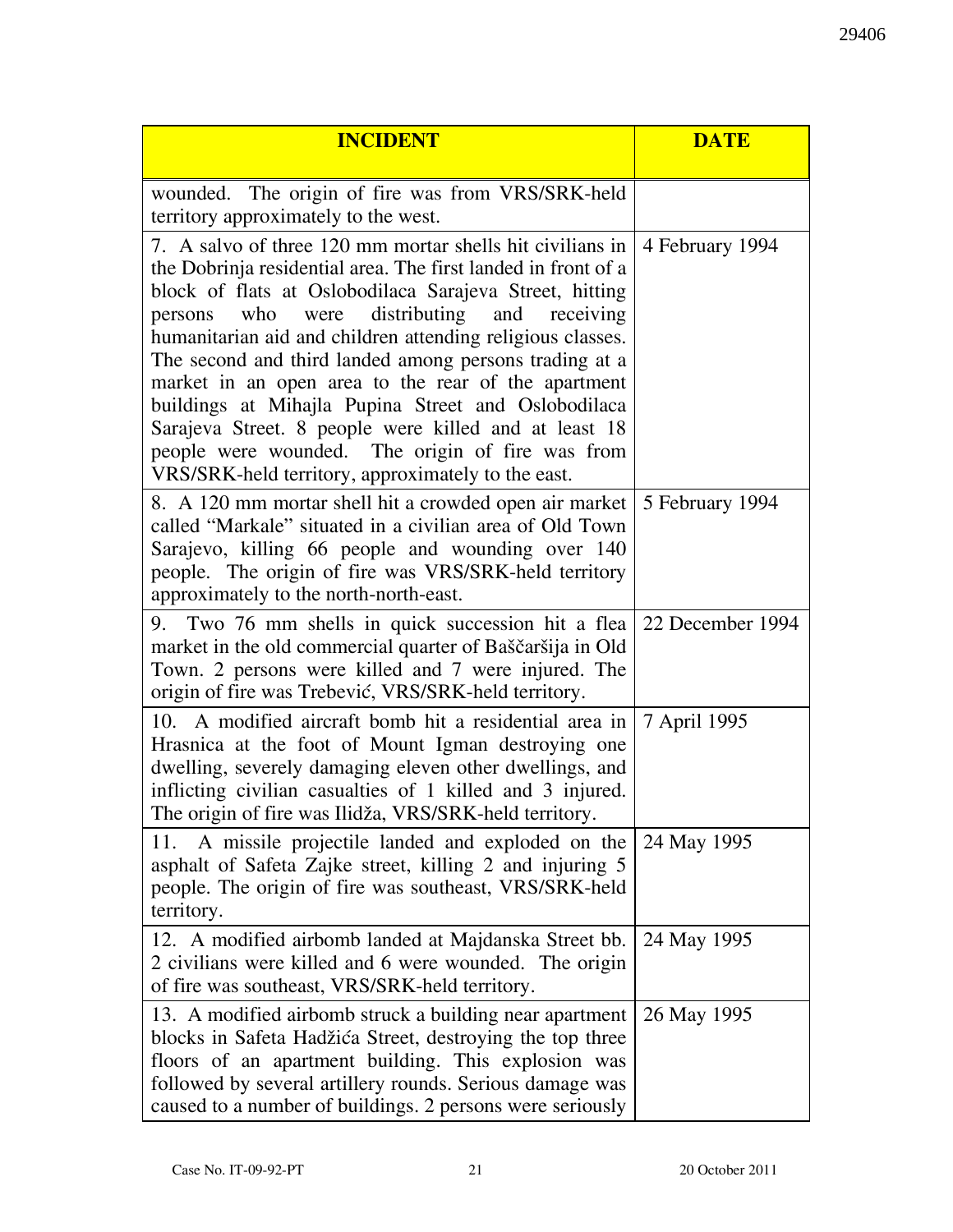| INCIDENT | DATE |
|---|---|
| wounded. The origin of fire was from VRS/SRK-held territory approximately to the west. | |
| 7. A salvo of three 120 mm mortar shells hit civilians in the Dobrinja residential area. The first landed in front of a block of flats at Oslobodilaca Sarajeva Street, hitting persons who were distributing and receiving humanitarian aid and children attending religious classes. The second and third landed among persons trading at a market in an open area to the rear of the apartment buildings at Mihajla Pupina Street and Oslobodilaca Sarajeva Street. 8 people were killed and at least 18 people were wounded. The origin of fire was from VRS/SRK-held territory, approximately to the east. | 4 February 1994 |
| 8. A 120 mm mortar shell hit a crowded open air market called "Markale" situated in a civilian area of Old Town Sarajevo, killing 66 people and wounding over 140 people. The origin of fire was VRS/SRK-held territory approximately to the north-north-east. | 5 February 1994 |
| 9. Two 76 mm shells in quick succession hit a flea market in the old commercial quarter of Baščaršija in Old Town. 2 persons were killed and 7 were injured. The origin of fire was Trebević, VRS/SRK-held territory. | 22 December 1994 |
| 10. A modified aircraft bomb hit a residential area in Hrasnica at the foot of Mount Igman destroying one dwelling, severely damaging eleven other dwellings, and inflicting civilian casualties of 1 killed and 3 injured. The origin of fire was Ilidža, VRS/SRK-held territory. | 7 April 1995 |
| 11. A missile projectile landed and exploded on the asphalt of Safeta Zajke street, killing 2 and injuring 5 people. The origin of fire was southeast, VRS/SRK-held territory. | 24 May 1995 |
| 12. A modified airbomb landed at Majdanska Street bb. 2 civilians were killed and 6 were wounded. The origin of fire was southeast, VRS/SRK-held territory. | 24 May 1995 |
| 13. A modified airbomb struck a building near apartment blocks in Safeta Hadžića Street, destroying the top three floors of an apartment building. This explosion was followed by several artillery rounds. Serious damage was caused to a number of buildings. 2 persons were seriously | 26 May 1995 |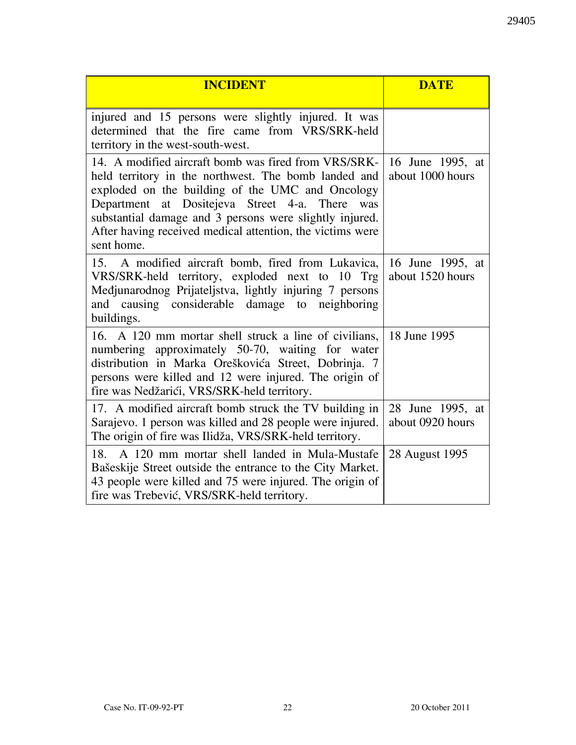| INCIDENT | DATE |
|---|---|
| injured and 15 persons were slightly injured. It was determined that the fire came from VRS/SRK-held territory in the west-south-west. | |
| 14. A modified aircraft bomb was fired from VRS/SRK-held territory in the northwest. The bomb landed and exploded on the building of the UMC and Oncology Department at Dositejeva Street 4-a. There was substantial damage and 3 persons were slightly injured. After having received medical attention, the victims were sent home. | 16 June 1995, at about 1000 hours |
| 15. A modified aircraft bomb, fired from Lukavica, VRS/SRK-held territory, exploded next to 10 Trg Međjunarodnog Prijateljstva, lightly injuring 7 persons and causing considerable damage to neighboring buildings. | 16 June 1995, at about 1520 hours |
| 16. A 120 mm mortar shell struck a line of civilians, numbering approximately 50-70, waiting for water distribution in Marka Oreškovića Street, Dobrinja. 7 persons were killed and 12 were injured. The origin of fire was Nedžarići, VRS/SRK-held territory. | 18 June 1995 |
| 17. A modified aircraft bomb struck the TV building in Sarajevo. 1 person was killed and 28 people were injured. The origin of fire was Ilidža, VRS/SRK-held territory. | 28 June 1995, at about 0920 hours |
| 18. A 120 mm mortar shell landed in Mula-Mustafe Bašeskije Street outside the entrance to the City Market. 43 people were killed and 75 were injured. The origin of fire was Trebević, VRS/SRK-held territory. | 28 August 1995 |

Case No. IT-09-92-PT 22 20 October 2011